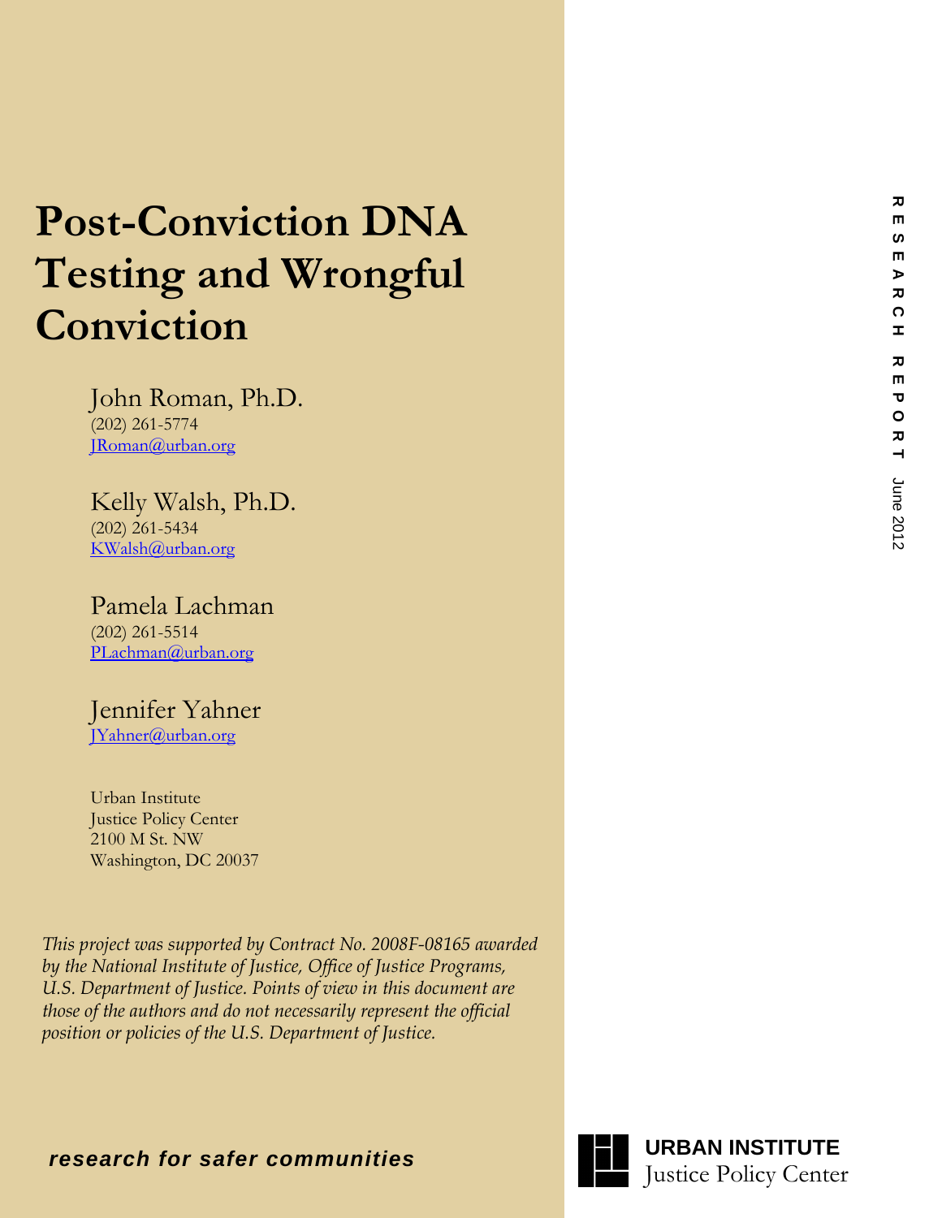# Post-Conviction DNA Testing and Wrongful Conviction

John Roman, Ph.D.
(202) 261-5774
JRoman@urban.org

Kelly Walsh, Ph.D.
(202) 261-5434
KWalsh@urban.org

Pamela Lachman
(202) 261-5514
PLachman@urban.org

Jennifer Yahner
JYahner@urban.org

Urban Institute
Justice Policy Center
2100 M St. NW
Washington, DC 20037

*This project was supported by Contract No. 2008F-08165 awarded by the National Institute of Justice, Office of Justice Programs, U.S. Department of Justice. Points of view in this document are those of the authors and do not necessarily represent the official position or policies of the U.S. Department of Justice.*

RESEARCH REPORT June 2012

***research for safer communities***

**URBAN INSTITUTE**
Justice Policy Center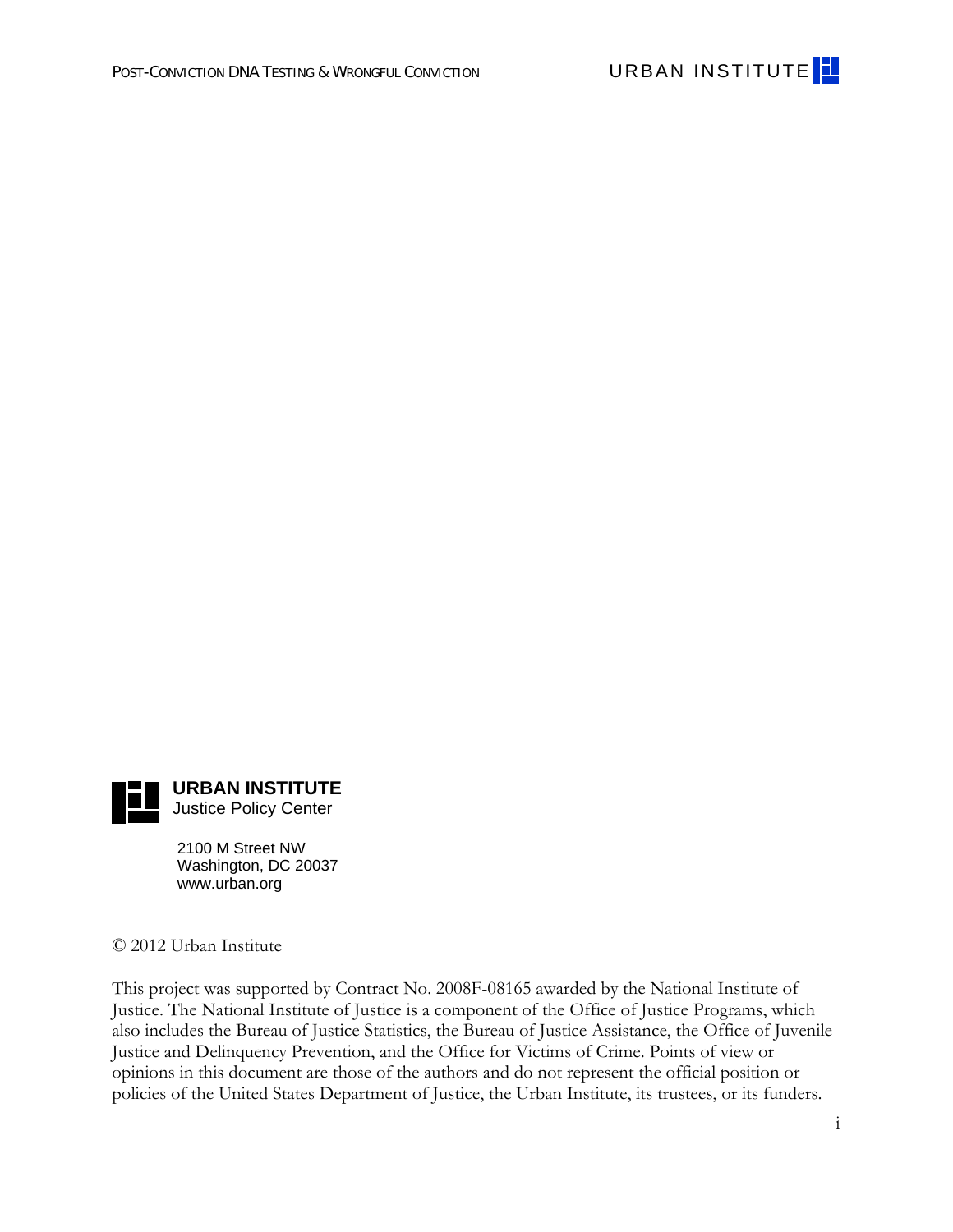**URBAN INSTITUTE**
Justice Policy Center

2100 M Street NW
Washington, DC 20037
www.urban.org

© 2012 Urban Institute

This project was supported by Contract No. 2008F-08165 awarded by the National Institute of Justice. The National Institute of Justice is a component of the Office of Justice Programs, which also includes the Bureau of Justice Statistics, the Bureau of Justice Assistance, the Office of Juvenile Justice and Delinquency Prevention, and the Office for Victims of Crime. Points of view or opinions in this document are those of the authors and do not represent the official position or policies of the United States Department of Justice, the Urban Institute, its trustees, or its funders.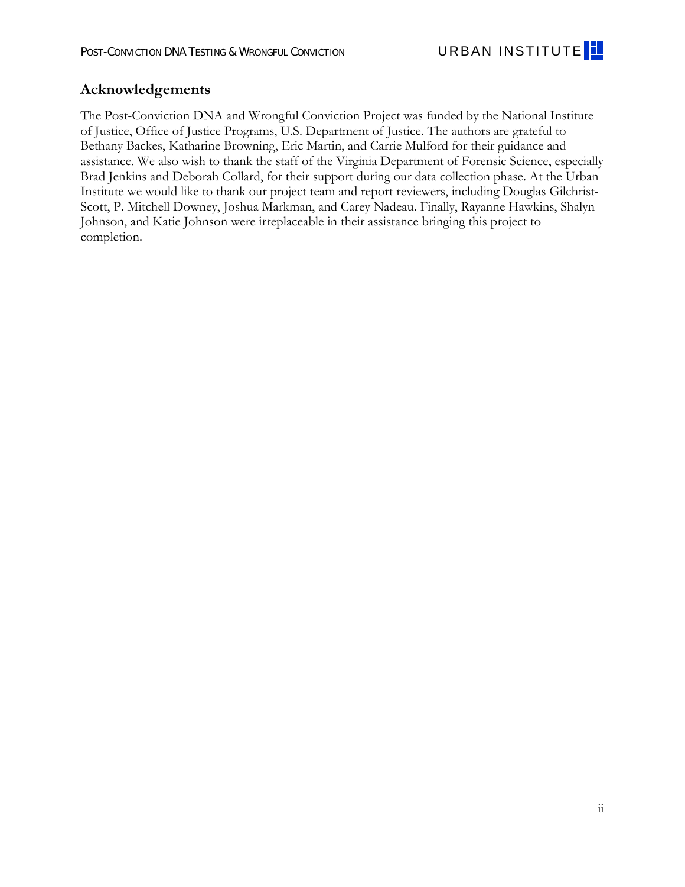## Acknowledgements

The Post-Conviction DNA and Wrongful Conviction Project was funded by the National Institute of Justice, Office of Justice Programs, U.S. Department of Justice. The authors are grateful to Bethany Backes, Katharine Browning, Eric Martin, and Carrie Mulford for their guidance and assistance. We also wish to thank the staff of the Virginia Department of Forensic Science, especially Brad Jenkins and Deborah Collard, for their support during our data collection phase. At the Urban Institute we would like to thank our project team and report reviewers, including Douglas Gilchrist-Scott, P. Mitchell Downey, Joshua Markman, and Carey Nadeau. Finally, Rayanne Hawkins, Shalyn Johnson, and Katie Johnson were irreplaceable in their assistance bringing this project to completion.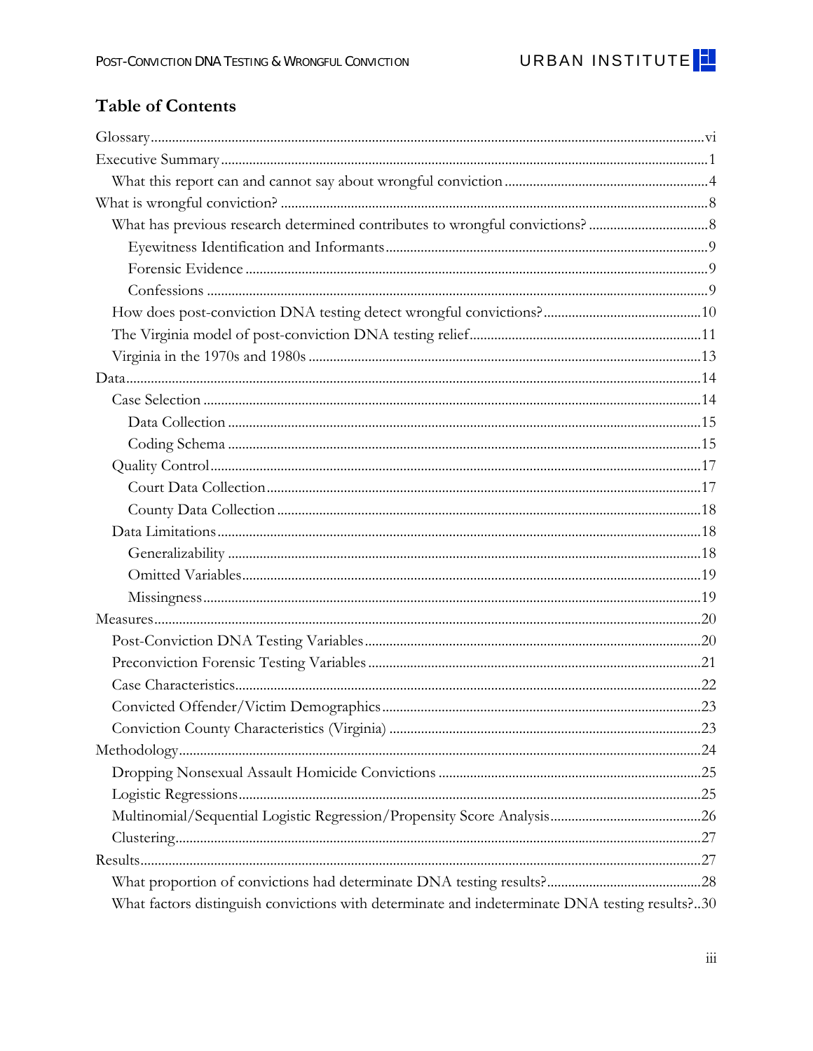## Table of Contents

Glossary ........ vi

Executive Summary ........ 1

- What this report can and cannot say about wrongful conviction ........ 4

What is wrongful conviction? ........ 8

- What has previous research determined contributes to wrongful convictions? ........ 8
  - Eyewitness Identification and Informants ........ 9
  - Forensic Evidence ........ 9
  - Confessions ........ 9
- How does post-conviction DNA testing detect wrongful convictions? ........ 10
- The Virginia model of post-conviction DNA testing relief ........ 11
- Virginia in the 1970s and 1980s ........ 13

Data ........ 14

- Case Selection ........ 14
  - Data Collection ........ 15
  - Coding Schema ........ 15
- Quality Control ........ 17
  - Court Data Collection ........ 17
  - County Data Collection ........ 18
- Data Limitations ........ 18
  - Generalizability ........ 18
  - Omitted Variables ........ 19
  - Missingness ........ 19

Measures ........ 20

- Post-Conviction DNA Testing Variables ........ 20
- Preconviction Forensic Testing Variables ........ 21
- Case Characteristics ........ 22
- Convicted Offender/Victim Demographics ........ 23
- Conviction County Characteristics (Virginia) ........ 23

Methodology ........ 24

- Dropping Nonsexual Assault Homicide Convictions ........ 25
- Logistic Regressions ........ 25
- Multinomial/Sequential Logistic Regression/Propensity Score Analysis ........ 26
- Clustering ........ 27

Results ........ 27

- What proportion of convictions had determinate DNA testing results? ........ 28
- What factors distinguish convictions with determinate and indeterminate DNA testing results? .. 30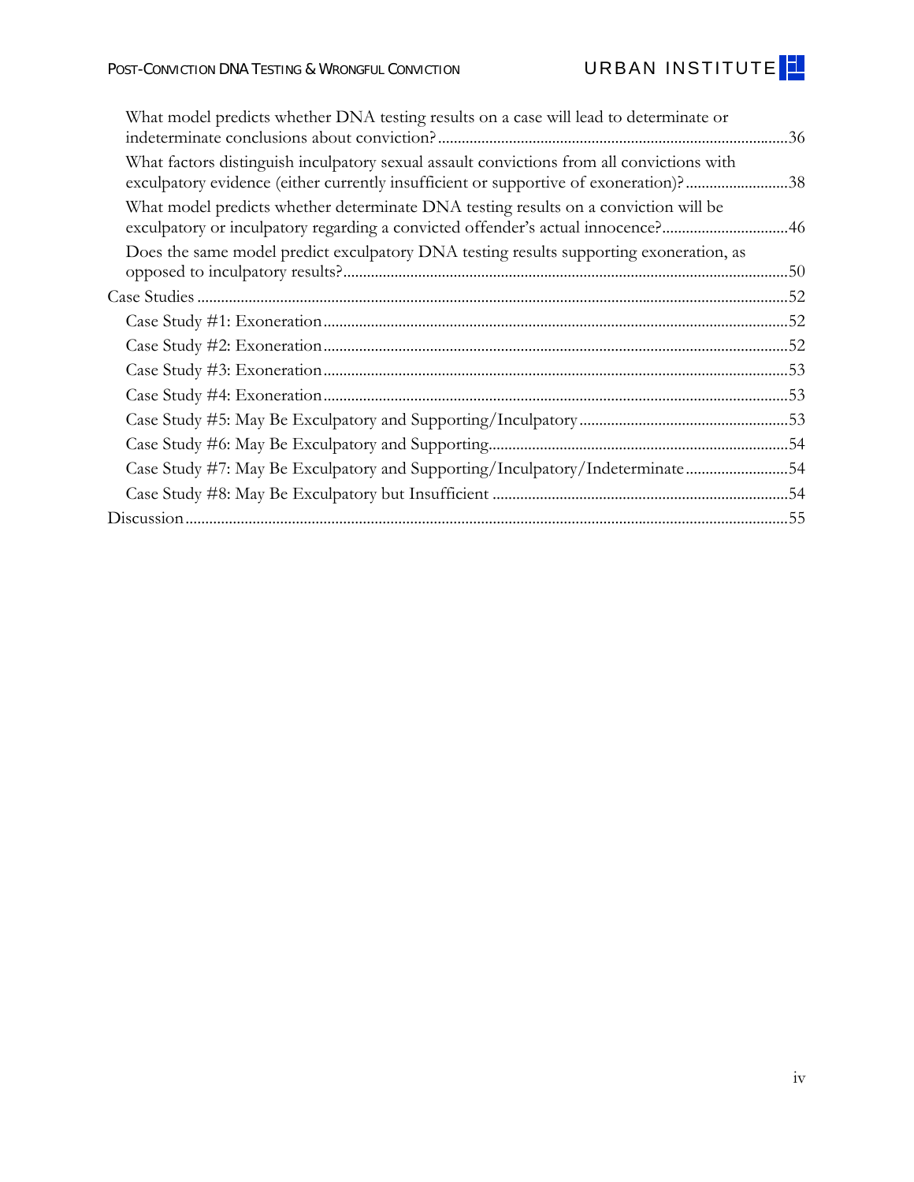What model predicts whether DNA testing results on a case will lead to determinate or indeterminate conclusions about conviction? ........................................................ 36

What factors distinguish inculpatory sexual assault convictions from all convictions with exculpatory evidence (either currently insufficient or supportive of exoneration)? ........................ 38

What model predicts whether determinate DNA testing results on a conviction will be exculpatory or inculpatory regarding a convicted offender's actual innocence? ................................ 46

Does the same model predict exculpatory DNA testing results supporting exoneration, as opposed to inculpatory results? ................................................................................................ 50

Case Studies ........................................................................................................................................ 52

Case Study #1: Exoneration ......................................................................................................... 52

Case Study #2: Exoneration ......................................................................................................... 52

Case Study #3: Exoneration ......................................................................................................... 53

Case Study #4: Exoneration ......................................................................................................... 53

Case Study #5: May Be Exculpatory and Supporting/Inculpatory ........................................... 53

Case Study #6: May Be Exculpatory and Supporting ................................................................ 54

Case Study #7: May Be Exculpatory and Supporting/Inculpatory/Indeterminate .................. 54

Case Study #8: May Be Exculpatory but Insufficient ................................................................ 54

Discussion ........................................................................................................................................... 55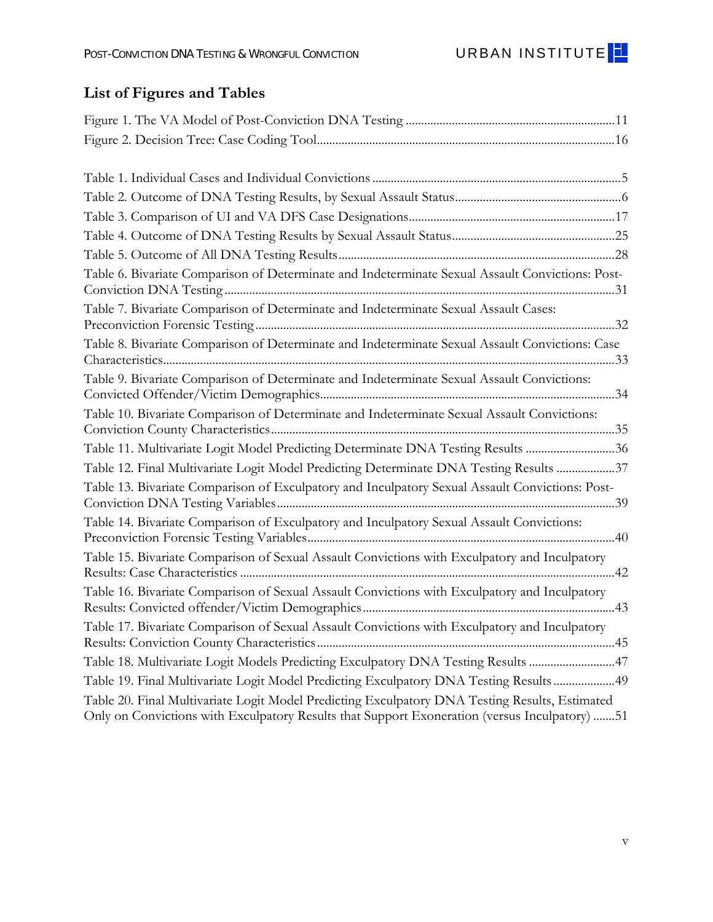## List of Figures and Tables

Figure 1. The VA Model of Post-Conviction DNA Testing ....................................................................11
Figure 2. Decision Tree: Case Coding Tool....................................................................................16

Table 1. Individual Cases and Individual Convictions ....................................................................5
Table 2. Outcome of DNA Testing Results, by Sexual Assault Status..............................................6
Table 3. Comparison of UI and VA DFS Case Designations..........................................................17
Table 4. Outcome of DNA Testing Results by Sexual Assault Status...............................................25
Table 5. Outcome of All DNA Testing Results................................................................................28
Table 6. Bivariate Comparison of Determinate and Indeterminate Sexual Assault Convictions: Post-Conviction DNA Testing ..............................................................................................................31
Table 7. Bivariate Comparison of Determinate and Indeterminate Sexual Assault Cases: Preconviction Forensic Testing .......................................................................................................32
Table 8. Bivariate Comparison of Determinate and Indeterminate Sexual Assault Convictions: Case Characteristics..................................................................................................................................33
Table 9. Bivariate Comparison of Determinate and Indeterminate Sexual Assault Convictions: Convicted Offender/Victim Demographics...................................................................................34
Table 10. Bivariate Comparison of Determinate and Indeterminate Sexual Assault Convictions: Conviction County Characteristics...................................................................................................35
Table 11. Multivariate Logit Model Predicting Determinate DNA Testing Results ...........................36
Table 12. Final Multivariate Logit Model Predicting Determinate DNA Testing Results ...................37
Table 13. Bivariate Comparison of Exculpatory and Inculpatory Sexual Assault Convictions: Post-Conviction DNA Testing Variables...................................................................................................39
Table 14. Bivariate Comparison of Exculpatory and Inculpatory Sexual Assault Convictions: Preconviction Forensic Testing Variables..........................................................................................40
Table 15. Bivariate Comparison of Sexual Assault Convictions with Exculpatory and Inculpatory Results: Case Characteristics ..........................................................................................................42
Table 16. Bivariate Comparison of Sexual Assault Convictions with Exculpatory and Inculpatory Results: Convicted offender/Victim Demographics..........................................................................43
Table 17. Bivariate Comparison of Sexual Assault Convictions with Exculpatory and Inculpatory Results: Conviction County Characteristics.......................................................................................45
Table 18. Multivariate Logit Models Predicting Exculpatory DNA Testing Results ............................47
Table 19. Final Multivariate Logit Model Predicting Exculpatory DNA Testing Results.......................49
Table 20. Final Multivariate Logit Model Predicting Exculpatory DNA Testing Results, Estimated Only on Convictions with Exculpatory Results that Support Exoneration (versus Inculpatory) .......51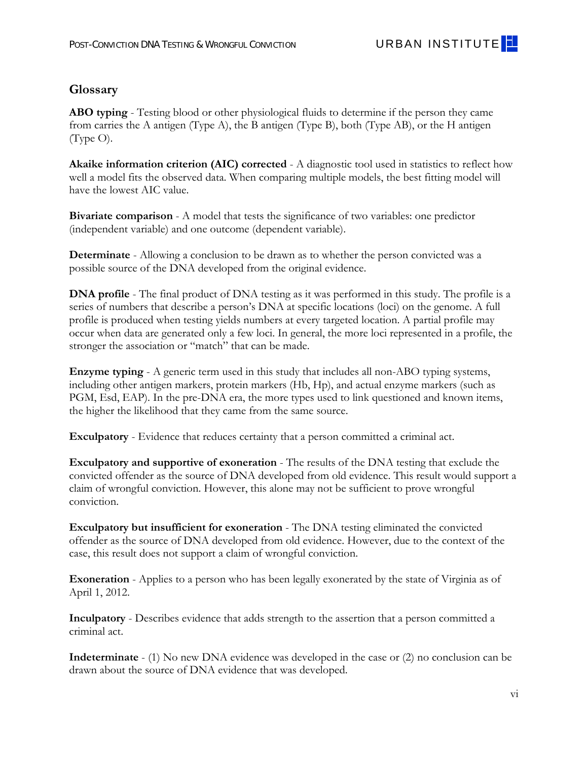## Glossary

**ABO typing** - Testing blood or other physiological fluids to determine if the person they came from carries the A antigen (Type A), the B antigen (Type B), both (Type AB), or the H antigen (Type O).

**Akaike information criterion (AIC) corrected** - A diagnostic tool used in statistics to reflect how well a model fits the observed data. When comparing multiple models, the best fitting model will have the lowest AIC value.

**Bivariate comparison** - A model that tests the significance of two variables: one predictor (independent variable) and one outcome (dependent variable).

**Determinate** - Allowing a conclusion to be drawn as to whether the person convicted was a possible source of the DNA developed from the original evidence.

**DNA profile** - The final product of DNA testing as it was performed in this study. The profile is a series of numbers that describe a person's DNA at specific locations (loci) on the genome. A full profile is produced when testing yields numbers at every targeted location. A partial profile may occur when data are generated only a few loci. In general, the more loci represented in a profile, the stronger the association or "match" that can be made.

**Enzyme typing** - A generic term used in this study that includes all non-ABO typing systems, including other antigen markers, protein markers (Hb, Hp), and actual enzyme markers (such as PGM, Esd, EAP). In the pre-DNA era, the more types used to link questioned and known items, the higher the likelihood that they came from the same source.

**Exculpatory** - Evidence that reduces certainty that a person committed a criminal act.

**Exculpatory and supportive of exoneration** - The results of the DNA testing that exclude the convicted offender as the source of DNA developed from old evidence. This result would support a claim of wrongful conviction. However, this alone may not be sufficient to prove wrongful conviction.

**Exculpatory but insufficient for exoneration** - The DNA testing eliminated the convicted offender as the source of DNA developed from old evidence. However, due to the context of the case, this result does not support a claim of wrongful conviction.

**Exoneration** - Applies to a person who has been legally exonerated by the state of Virginia as of April 1, 2012.

**Inculpatory** - Describes evidence that adds strength to the assertion that a person committed a criminal act.

**Indeterminate** - (1) No new DNA evidence was developed in the case or (2) no conclusion can be drawn about the source of DNA evidence that was developed.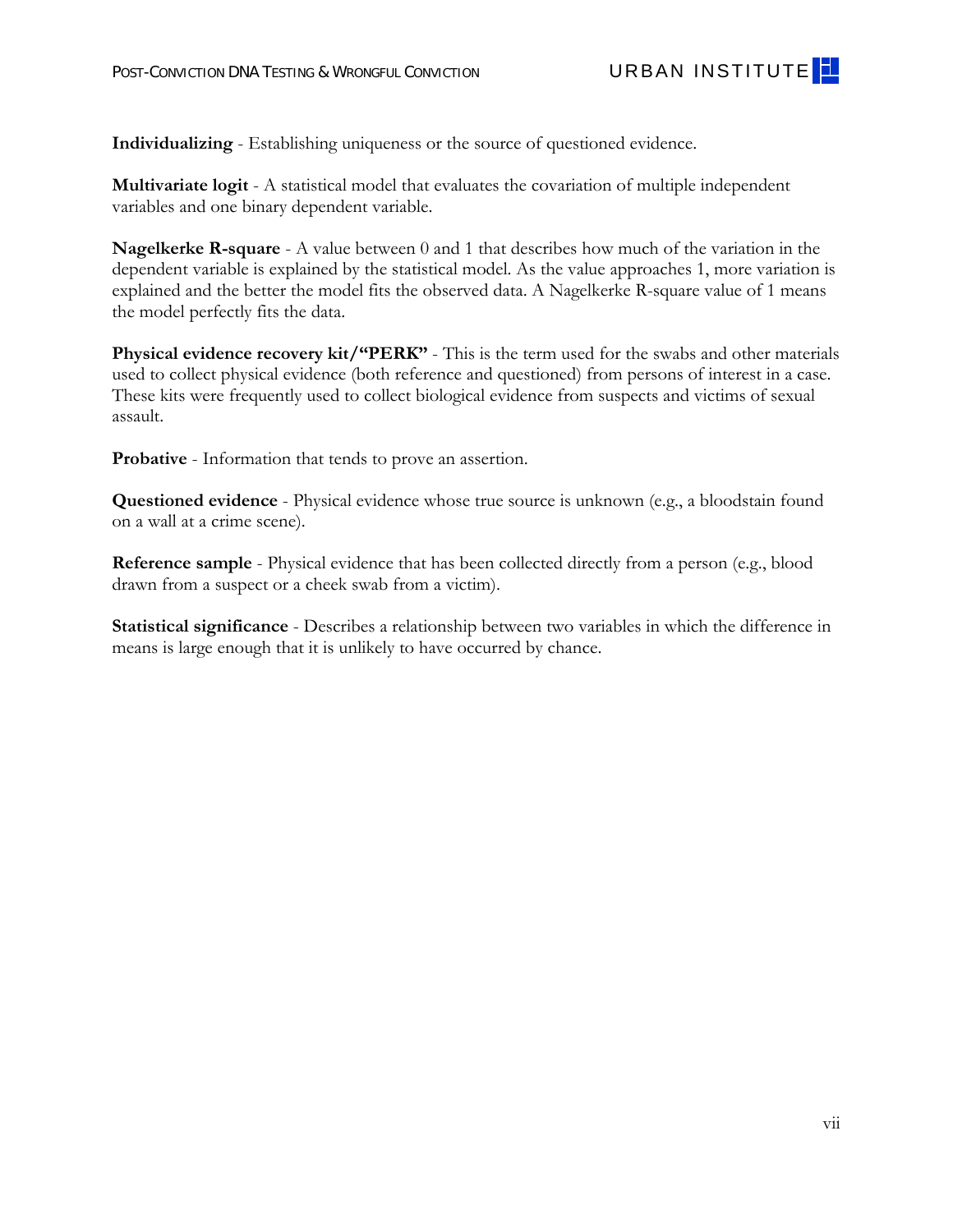**Individualizing** - Establishing uniqueness or the source of questioned evidence.

**Multivariate logit** - A statistical model that evaluates the covariation of multiple independent variables and one binary dependent variable.

**Nagelkerke R-square** - A value between 0 and 1 that describes how much of the variation in the dependent variable is explained by the statistical model. As the value approaches 1, more variation is explained and the better the model fits the observed data. A Nagelkerke R-square value of 1 means the model perfectly fits the data.

**Physical evidence recovery kit/"PERK"** - This is the term used for the swabs and other materials used to collect physical evidence (both reference and questioned) from persons of interest in a case. These kits were frequently used to collect biological evidence from suspects and victims of sexual assault.

**Probative** - Information that tends to prove an assertion.

**Questioned evidence** - Physical evidence whose true source is unknown (e.g., a bloodstain found on a wall at a crime scene).

**Reference sample** - Physical evidence that has been collected directly from a person (e.g., blood drawn from a suspect or a cheek swab from a victim).

**Statistical significance** - Describes a relationship between two variables in which the difference in means is large enough that it is unlikely to have occurred by chance.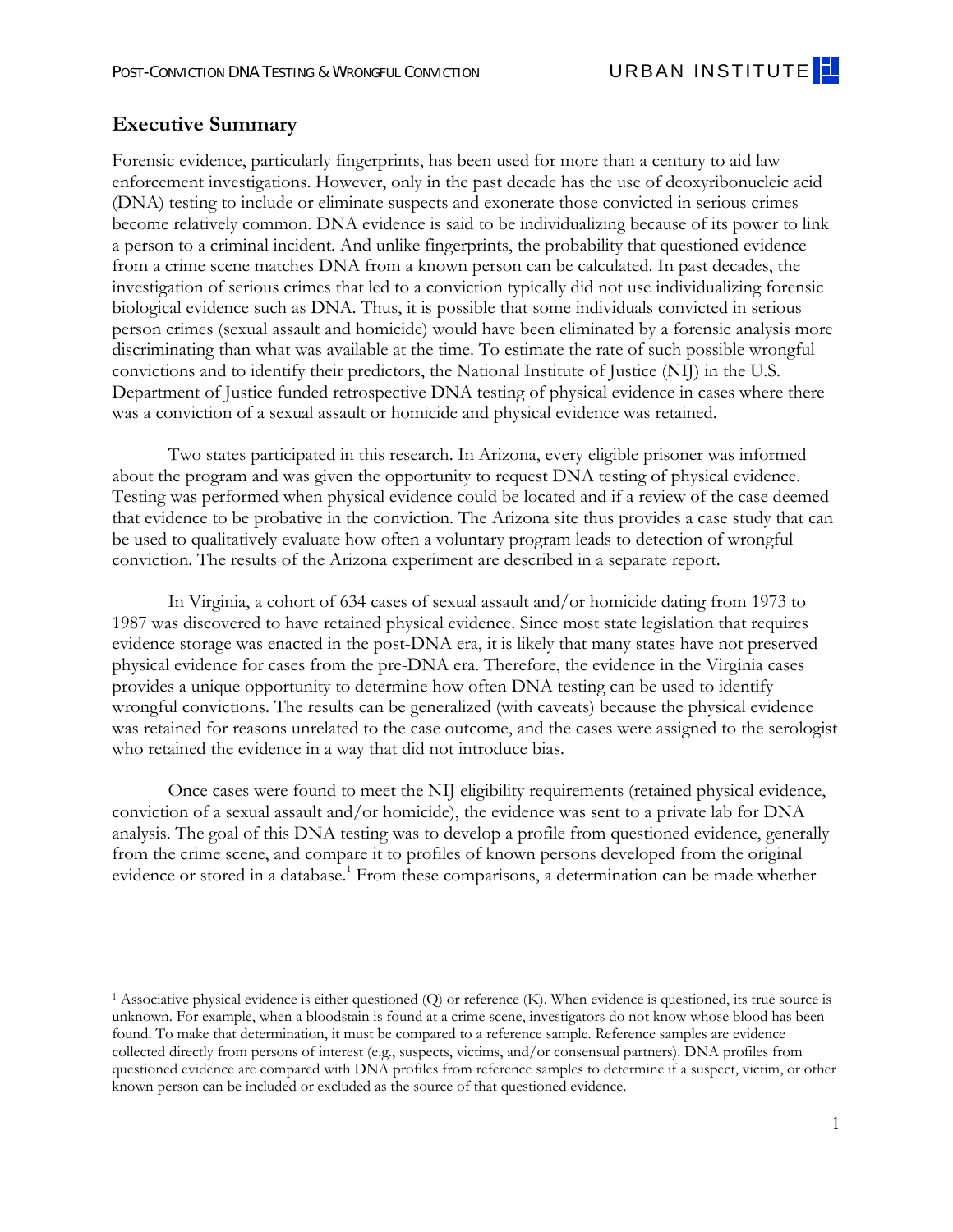## Executive Summary

Forensic evidence, particularly fingerprints, has been used for more than a century to aid law enforcement investigations. However, only in the past decade has the use of deoxyribonucleic acid (DNA) testing to include or eliminate suspects and exonerate those convicted in serious crimes become relatively common. DNA evidence is said to be individualizing because of its power to link a person to a criminal incident. And unlike fingerprints, the probability that questioned evidence from a crime scene matches DNA from a known person can be calculated. In past decades, the investigation of serious crimes that led to a conviction typically did not use individualizing forensic biological evidence such as DNA. Thus, it is possible that some individuals convicted in serious person crimes (sexual assault and homicide) would have been eliminated by a forensic analysis more discriminating than what was available at the time. To estimate the rate of such possible wrongful convictions and to identify their predictors, the National Institute of Justice (NIJ) in the U.S. Department of Justice funded retrospective DNA testing of physical evidence in cases where there was a conviction of a sexual assault or homicide and physical evidence was retained.

Two states participated in this research. In Arizona, every eligible prisoner was informed about the program and was given the opportunity to request DNA testing of physical evidence. Testing was performed when physical evidence could be located and if a review of the case deemed that evidence to be probative in the conviction. The Arizona site thus provides a case study that can be used to qualitatively evaluate how often a voluntary program leads to detection of wrongful conviction. The results of the Arizona experiment are described in a separate report.

In Virginia, a cohort of 634 cases of sexual assault and/or homicide dating from 1973 to 1987 was discovered to have retained physical evidence. Since most state legislation that requires evidence storage was enacted in the post-DNA era, it is likely that many states have not preserved physical evidence for cases from the pre-DNA era. Therefore, the evidence in the Virginia cases provides a unique opportunity to determine how often DNA testing can be used to identify wrongful convictions. The results can be generalized (with caveats) because the physical evidence was retained for reasons unrelated to the case outcome, and the cases were assigned to the serologist who retained the evidence in a way that did not introduce bias.

Once cases were found to meet the NIJ eligibility requirements (retained physical evidence, conviction of a sexual assault and/or homicide), the evidence was sent to a private lab for DNA analysis. The goal of this DNA testing was to develop a profile from questioned evidence, generally from the crime scene, and compare it to profiles of known persons developed from the original evidence or stored in a database.[1] From these comparisons, a determination can be made whether

[1] Associative physical evidence is either questioned (Q) or reference (K). When evidence is questioned, its true source is unknown. For example, when a bloodstain is found at a crime scene, investigators do not know whose blood has been found. To make that determination, it must be compared to a reference sample. Reference samples are evidence collected directly from persons of interest (e.g., suspects, victims, and/or consensual partners). DNA profiles from questioned evidence are compared with DNA profiles from reference samples to determine if a suspect, victim, or other known person can be included or excluded as the source of that questioned evidence.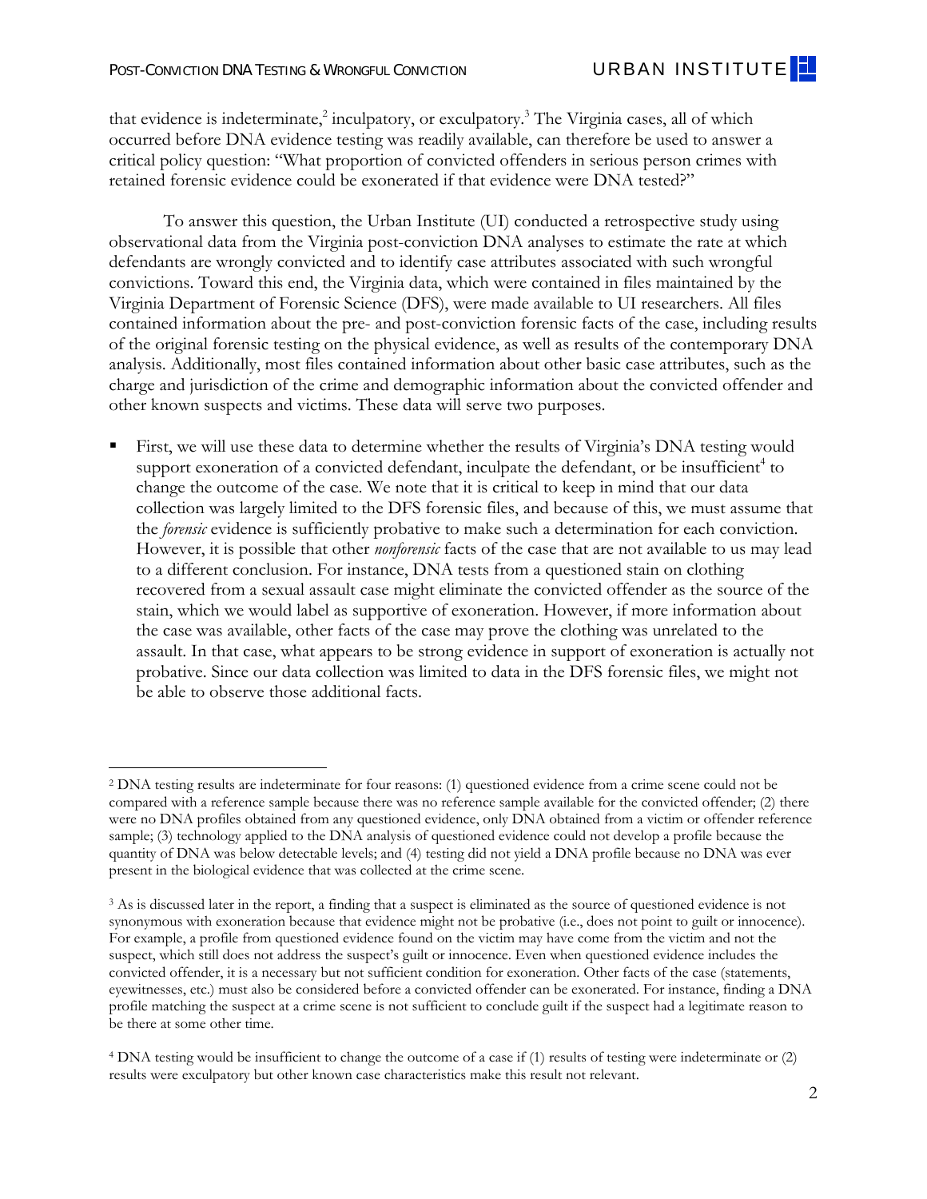that evidence is indeterminate,[2] inculpatory, or exculpatory.[3] The Virginia cases, all of which occurred before DNA evidence testing was readily available, can therefore be used to answer a critical policy question: "What proportion of convicted offenders in serious person crimes with retained forensic evidence could be exonerated if that evidence were DNA tested?"

To answer this question, the Urban Institute (UI) conducted a retrospective study using observational data from the Virginia post-conviction DNA analyses to estimate the rate at which defendants are wrongly convicted and to identify case attributes associated with such wrongful convictions. Toward this end, the Virginia data, which were contained in files maintained by the Virginia Department of Forensic Science (DFS), were made available to UI researchers. All files contained information about the pre- and post-conviction forensic facts of the case, including results of the original forensic testing on the physical evidence, as well as results of the contemporary DNA analysis. Additionally, most files contained information about other basic case attributes, such as the charge and jurisdiction of the crime and demographic information about the convicted offender and other known suspects and victims. These data will serve two purposes.

- First, we will use these data to determine whether the results of Virginia's DNA testing would support exoneration of a convicted defendant, inculpate the defendant, or be insufficient[4] to change the outcome of the case. We note that it is critical to keep in mind that our data collection was largely limited to the DFS forensic files, and because of this, we must assume that the *forensic* evidence is sufficiently probative to make such a determination for each conviction. However, it is possible that other *nonforensic* facts of the case that are not available to us may lead to a different conclusion. For instance, DNA tests from a questioned stain on clothing recovered from a sexual assault case might eliminate the convicted offender as the source of the stain, which we would label as supportive of exoneration. However, if more information about the case was available, other facts of the case may prove the clothing was unrelated to the assault. In that case, what appears to be strong evidence in support of exoneration is actually not probative. Since our data collection was limited to data in the DFS forensic files, we might not be able to observe those additional facts.

---

[2] DNA testing results are indeterminate for four reasons: (1) questioned evidence from a crime scene could not be compared with a reference sample because there was no reference sample available for the convicted offender; (2) there were no DNA profiles obtained from any questioned evidence, only DNA obtained from a victim or offender reference sample; (3) technology applied to the DNA analysis of questioned evidence could not develop a profile because the quantity of DNA was below detectable levels; and (4) testing did not yield a DNA profile because no DNA was ever present in the biological evidence that was collected at the crime scene.

[3] As is discussed later in the report, a finding that a suspect is eliminated as the source of questioned evidence is not synonymous with exoneration because that evidence might not be probative (i.e., does not point to guilt or innocence). For example, a profile from questioned evidence found on the victim may have come from the victim and not the suspect, which still does not address the suspect's guilt or innocence. Even when questioned evidence includes the convicted offender, it is a necessary but not sufficient condition for exoneration. Other facts of the case (statements, eyewitnesses, etc.) must also be considered before a convicted offender can be exonerated. For instance, finding a DNA profile matching the suspect at a crime scene is not sufficient to conclude guilt if the suspect had a legitimate reason to be there at some other time.

[4] DNA testing would be insufficient to change the outcome of a case if (1) results of testing were indeterminate or (2) results were exculpatory but other known case characteristics make this result not relevant.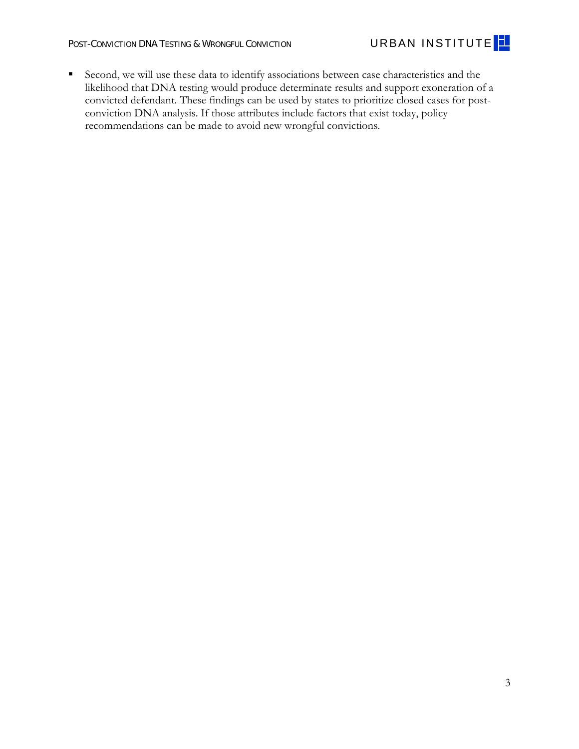- Second, we will use these data to identify associations between case characteristics and the likelihood that DNA testing would produce determinate results and support exoneration of a convicted defendant. These findings can be used by states to prioritize closed cases for post-conviction DNA analysis. If those attributes include factors that exist today, policy recommendations can be made to avoid new wrongful convictions.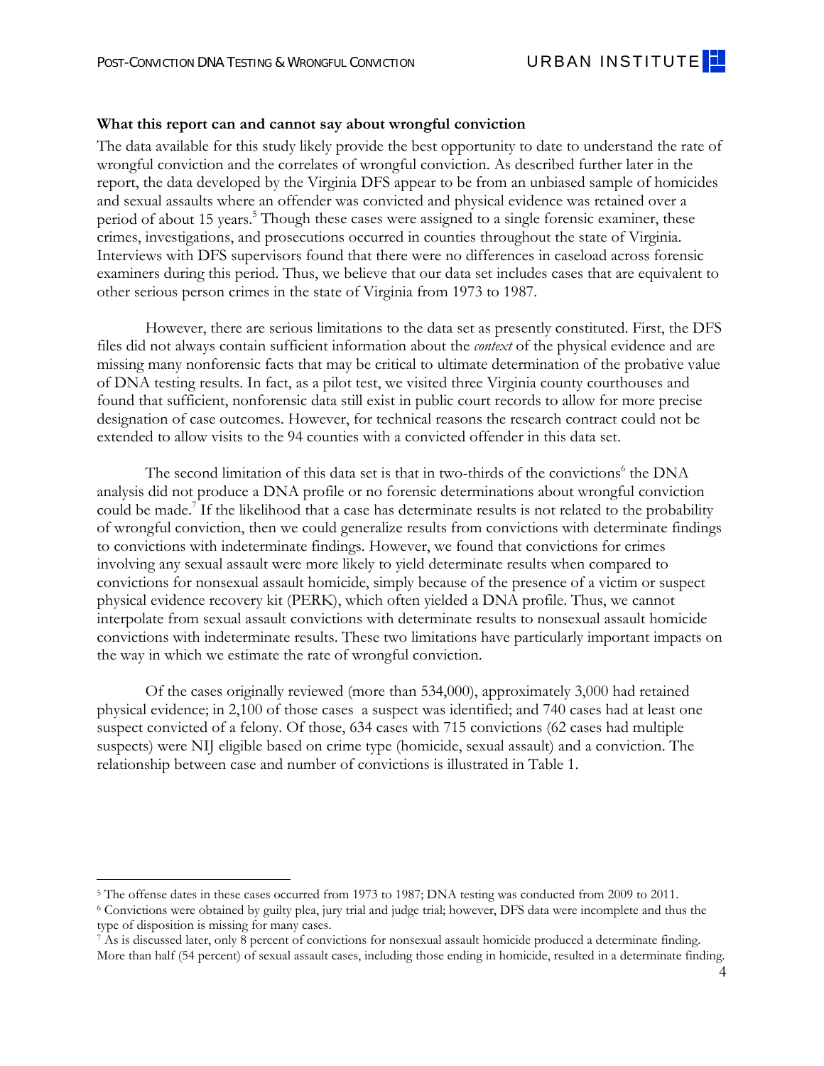**What this report can and cannot say about wrongful conviction**

The data available for this study likely provide the best opportunity to date to understand the rate of wrongful conviction and the correlates of wrongful conviction. As described further later in the report, the data developed by the Virginia DFS appear to be from an unbiased sample of homicides and sexual assaults where an offender was convicted and physical evidence was retained over a period of about 15 years.[5] Though these cases were assigned to a single forensic examiner, these crimes, investigations, and prosecutions occurred in counties throughout the state of Virginia. Interviews with DFS supervisors found that there were no differences in caseload across forensic examiners during this period. Thus, we believe that our data set includes cases that are equivalent to other serious person crimes in the state of Virginia from 1973 to 1987.

However, there are serious limitations to the data set as presently constituted. First, the DFS files did not always contain sufficient information about the *context* of the physical evidence and are missing many nonforensic facts that may be critical to ultimate determination of the probative value of DNA testing results. In fact, as a pilot test, we visited three Virginia county courthouses and found that sufficient, nonforensic data still exist in public court records to allow for more precise designation of case outcomes. However, for technical reasons the research contract could not be extended to allow visits to the 94 counties with a convicted offender in this data set.

The second limitation of this data set is that in two-thirds of the convictions[6] the DNA analysis did not produce a DNA profile or no forensic determinations about wrongful conviction could be made.[7] If the likelihood that a case has determinate results is not related to the probability of wrongful conviction, then we could generalize results from convictions with determinate findings to convictions with indeterminate findings. However, we found that convictions for crimes involving any sexual assault were more likely to yield determinate results when compared to convictions for nonsexual assault homicide, simply because of the presence of a victim or suspect physical evidence recovery kit (PERK), which often yielded a DNA profile. Thus, we cannot interpolate from sexual assault convictions with determinate results to nonsexual assault homicide convictions with indeterminate results. These two limitations have particularly important impacts on the way in which we estimate the rate of wrongful conviction.

Of the cases originally reviewed (more than 534,000), approximately 3,000 had retained physical evidence; in 2,100 of those cases a suspect was identified; and 740 cases had at least one suspect convicted of a felony. Of those, 634 cases with 715 convictions (62 cases had multiple suspects) were NIJ eligible based on crime type (homicide, sexual assault) and a conviction. The relationship between case and number of convictions is illustrated in Table 1.

---

[5] The offense dates in these cases occurred from 1973 to 1987; DNA testing was conducted from 2009 to 2011.

[6] Convictions were obtained by guilty plea, jury trial and judge trial; however, DFS data were incomplete and thus the type of disposition is missing for many cases.

[7] As is discussed later, only 8 percent of convictions for nonsexual assault homicide produced a determinate finding. More than half (54 percent) of sexual assault cases, including those ending in homicide, resulted in a determinate finding.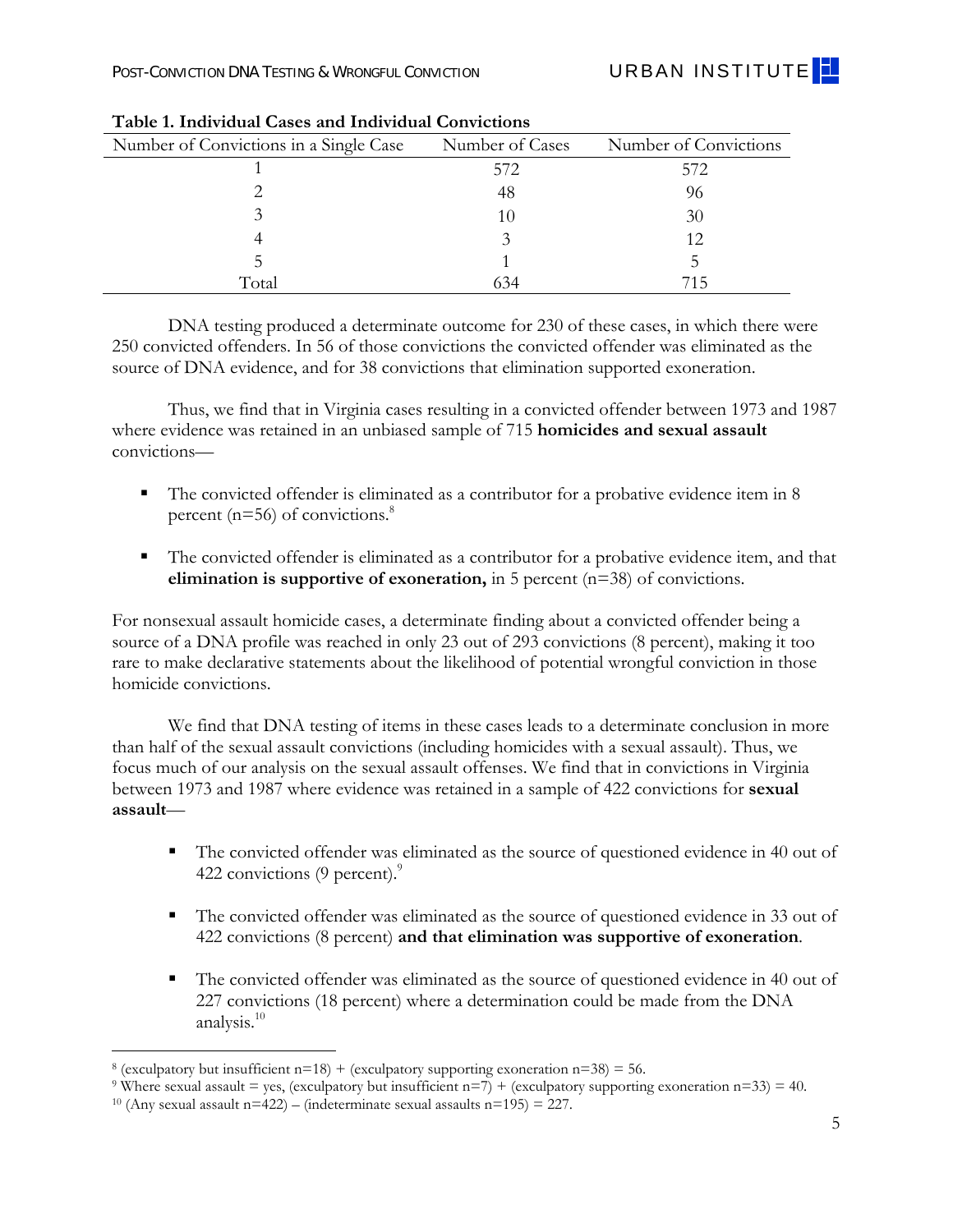**Table 1. Individual Cases and Individual Convictions**

| Number of Convictions in a Single Case | Number of Cases | Number of Convictions |
|---|---|---|
| 1 | 572 | 572 |
| 2 | 48 | 96 |
| 3 | 10 | 30 |
| 4 | 3 | 12 |
| 5 | 1 | 5 |
| Total | 634 | 715 |

DNA testing produced a determinate outcome for 230 of these cases, in which there were 250 convicted offenders. In 56 of those convictions the convicted offender was eliminated as the source of DNA evidence, and for 38 convictions that elimination supported exoneration.

Thus, we find that in Virginia cases resulting in a convicted offender between 1973 and 1987 where evidence was retained in an unbiased sample of 715 **homicides and sexual assault** convictions—

- The convicted offender is eliminated as a contributor for a probative evidence item in 8 percent (n=56) of convictions.[8]
- The convicted offender is eliminated as a contributor for a probative evidence item, and that **elimination is supportive of exoneration,** in 5 percent (n=38) of convictions.

For nonsexual assault homicide cases, a determinate finding about a convicted offender being a source of a DNA profile was reached in only 23 out of 293 convictions (8 percent), making it too rare to make declarative statements about the likelihood of potential wrongful conviction in those homicide convictions.

We find that DNA testing of items in these cases leads to a determinate conclusion in more than half of the sexual assault convictions (including homicides with a sexual assault). Thus, we focus much of our analysis on the sexual assault offenses. We find that in convictions in Virginia between 1973 and 1987 where evidence was retained in a sample of 422 convictions for **sexual assault**—

- The convicted offender was eliminated as the source of questioned evidence in 40 out of 422 convictions (9 percent).[9]
- The convicted offender was eliminated as the source of questioned evidence in 33 out of 422 convictions (8 percent) **and that elimination was supportive of exoneration**.
- The convicted offender was eliminated as the source of questioned evidence in 40 out of 227 convictions (18 percent) where a determination could be made from the DNA analysis.[10]

---

[8] (exculpatory but insufficient n=18) + (exculpatory supporting exoneration n=38) = 56.

[9] Where sexual assault = yes, (exculpatory but insufficient n=7) + (exculpatory supporting exoneration n=33) = 40.

[10] (Any sexual assault n=422) – (indeterminate sexual assaults n=195) = 227.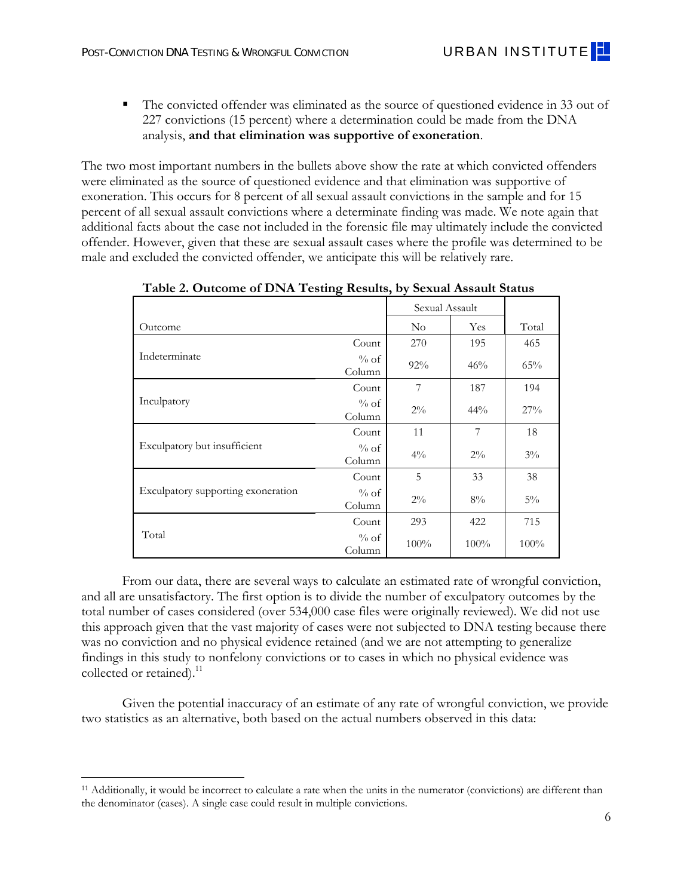- The convicted offender was eliminated as the source of questioned evidence in 33 out of 227 convictions (15 percent) where a determination could be made from the DNA analysis, **and that elimination was supportive of exoneration**.

The two most important numbers in the bullets above show the rate at which convicted offenders were eliminated as the source of questioned evidence and that elimination was supportive of exoneration. This occurs for 8 percent of all sexual assault convictions in the sample and for 15 percent of all sexual assault convictions where a determinate finding was made. We note again that additional facts about the case not included in the forensic file may ultimately include the convicted offender. However, given that these are sexual assault cases where the profile was determined to be male and excluded the convicted offender, we anticipate this will be relatively rare.

**Table 2. Outcome of DNA Testing Results, by Sexual Assault Status**

| | | Sexual Assault | | |
|---|---|---|---|---|
| Outcome | | No | Yes | Total |
| Indeterminate | Count | 270 | 195 | 465 |
| | % of Column | 92% | 46% | 65% |
| Inculpatory | Count | 7 | 187 | 194 |
| | % of Column | 2% | 44% | 27% |
| Exculpatory but insufficient | Count | 11 | 7 | 18 |
| | % of Column | 4% | 2% | 3% |
| Exculpatory supporting exoneration | Count | 5 | 33 | 38 |
| | % of Column | 2% | 8% | 5% |
| Total | Count | 293 | 422 | 715 |
| | % of Column | 100% | 100% | 100% |

From our data, there are several ways to calculate an estimated rate of wrongful conviction, and all are unsatisfactory. The first option is to divide the number of exculpatory outcomes by the total number of cases considered (over 534,000 case files were originally reviewed). We did not use this approach given that the vast majority of cases were not subjected to DNA testing because there was no conviction and no physical evidence retained (and we are not attempting to generalize findings in this study to nonfelony convictions or to cases in which no physical evidence was collected or retained).[11]

Given the potential inaccuracy of an estimate of any rate of wrongful conviction, we provide two statistics as an alternative, both based on the actual numbers observed in this data:

[11] Additionally, it would be incorrect to calculate a rate when the units in the numerator (convictions) are different than the denominator (cases). A single case could result in multiple convictions.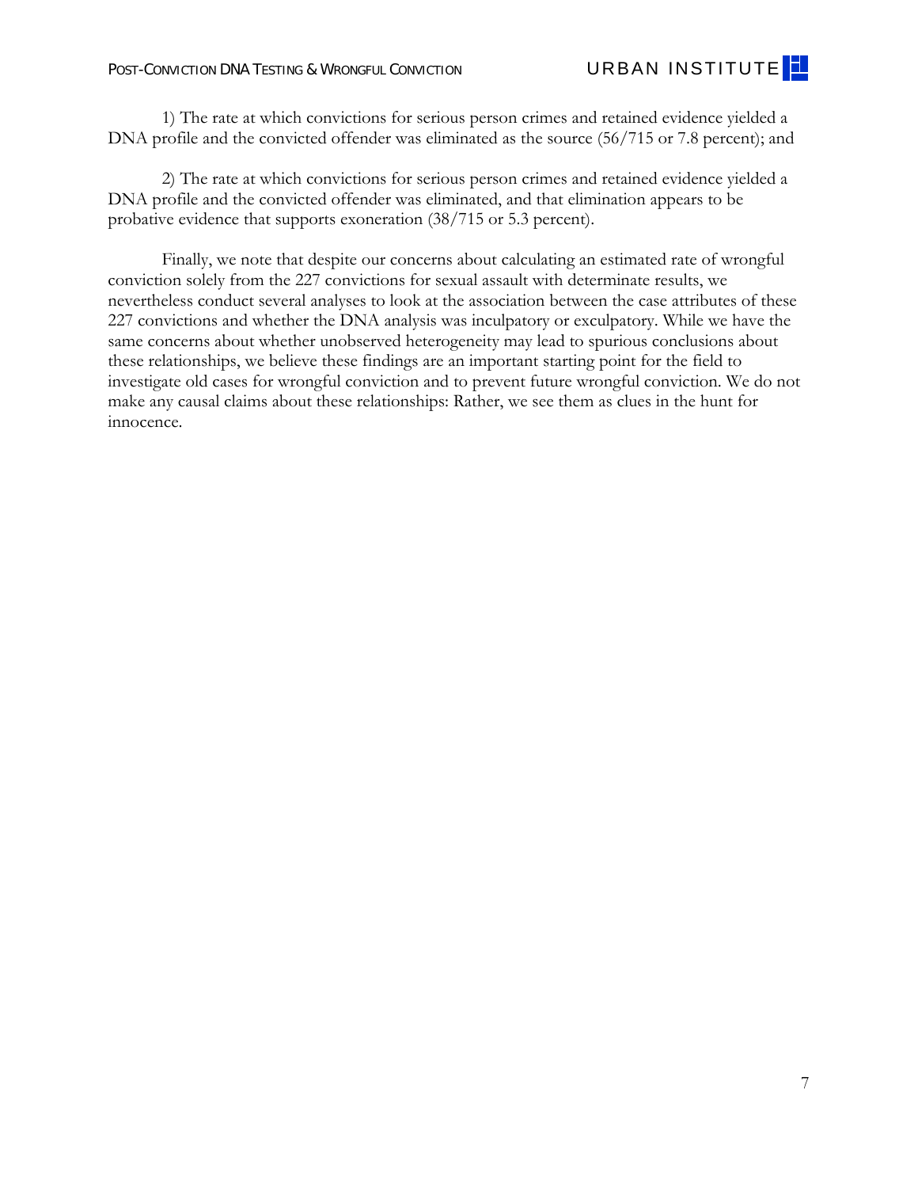1) The rate at which convictions for serious person crimes and retained evidence yielded a DNA profile and the convicted offender was eliminated as the source (56/715 or 7.8 percent); and

2) The rate at which convictions for serious person crimes and retained evidence yielded a DNA profile and the convicted offender was eliminated, and that elimination appears to be probative evidence that supports exoneration (38/715 or 5.3 percent).

Finally, we note that despite our concerns about calculating an estimated rate of wrongful conviction solely from the 227 convictions for sexual assault with determinate results, we nevertheless conduct several analyses to look at the association between the case attributes of these 227 convictions and whether the DNA analysis was inculpatory or exculpatory. While we have the same concerns about whether unobserved heterogeneity may lead to spurious conclusions about these relationships, we believe these findings are an important starting point for the field to investigate old cases for wrongful conviction and to prevent future wrongful conviction. We do not make any causal claims about these relationships: Rather, we see them as clues in the hunt for innocence.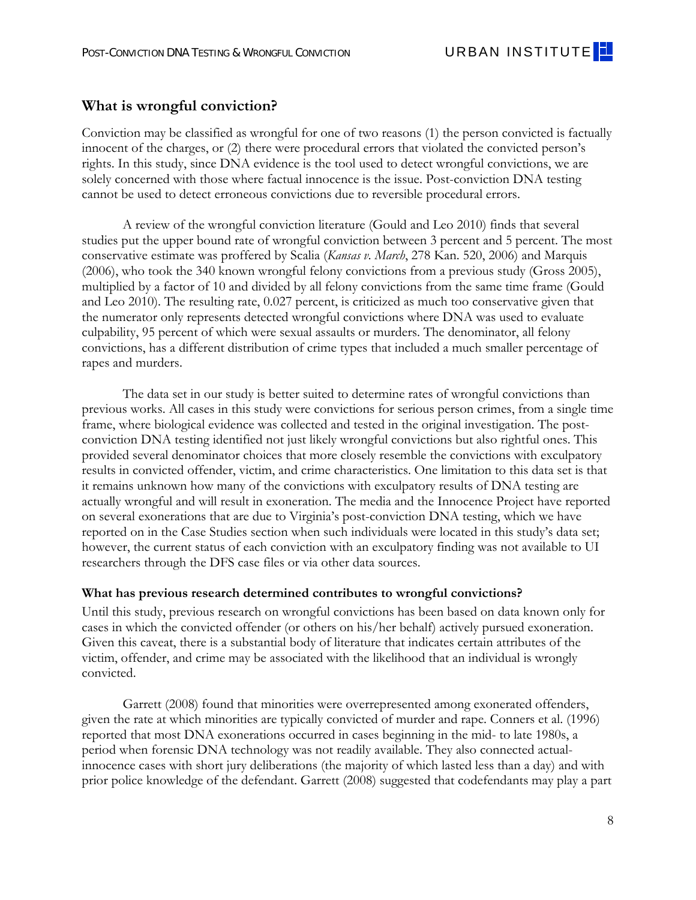## What is wrongful conviction?

Conviction may be classified as wrongful for one of two reasons (1) the person convicted is factually innocent of the charges, or (2) there were procedural errors that violated the convicted person's rights. In this study, since DNA evidence is the tool used to detect wrongful convictions, we are solely concerned with those where factual innocence is the issue. Post-conviction DNA testing cannot be used to detect erroneous convictions due to reversible procedural errors.

A review of the wrongful conviction literature (Gould and Leo 2010) finds that several studies put the upper bound rate of wrongful conviction between 3 percent and 5 percent. The most conservative estimate was proffered by Scalia (*Kansas v. March*, 278 Kan. 520, 2006) and Marquis (2006), who took the 340 known wrongful felony convictions from a previous study (Gross 2005), multiplied by a factor of 10 and divided by all felony convictions from the same time frame (Gould and Leo 2010). The resulting rate, 0.027 percent, is criticized as much too conservative given that the numerator only represents detected wrongful convictions where DNA was used to evaluate culpability, 95 percent of which were sexual assaults or murders. The denominator, all felony convictions, has a different distribution of crime types that included a much smaller percentage of rapes and murders.

The data set in our study is better suited to determine rates of wrongful convictions than previous works. All cases in this study were convictions for serious person crimes, from a single time frame, where biological evidence was collected and tested in the original investigation. The post-conviction DNA testing identified not just likely wrongful convictions but also rightful ones. This provided several denominator choices that more closely resemble the convictions with exculpatory results in convicted offender, victim, and crime characteristics. One limitation to this data set is that it remains unknown how many of the convictions with exculpatory results of DNA testing are actually wrongful and will result in exoneration. The media and the Innocence Project have reported on several exonerations that are due to Virginia's post-conviction DNA testing, which we have reported on in the Case Studies section when such individuals were located in this study's data set; however, the current status of each conviction with an exculpatory finding was not available to UI researchers through the DFS case files or via other data sources.

### What has previous research determined contributes to wrongful convictions?

Until this study, previous research on wrongful convictions has been based on data known only for cases in which the convicted offender (or others on his/her behalf) actively pursued exoneration. Given this caveat, there is a substantial body of literature that indicates certain attributes of the victim, offender, and crime may be associated with the likelihood that an individual is wrongly convicted.

Garrett (2008) found that minorities were overrepresented among exonerated offenders, given the rate at which minorities are typically convicted of murder and rape. Conners et al. (1996) reported that most DNA exonerations occurred in cases beginning in the mid- to late 1980s, a period when forensic DNA technology was not readily available. They also connected actual-innocence cases with short jury deliberations (the majority of which lasted less than a day) and with prior police knowledge of the defendant. Garrett (2008) suggested that codefendants may play a part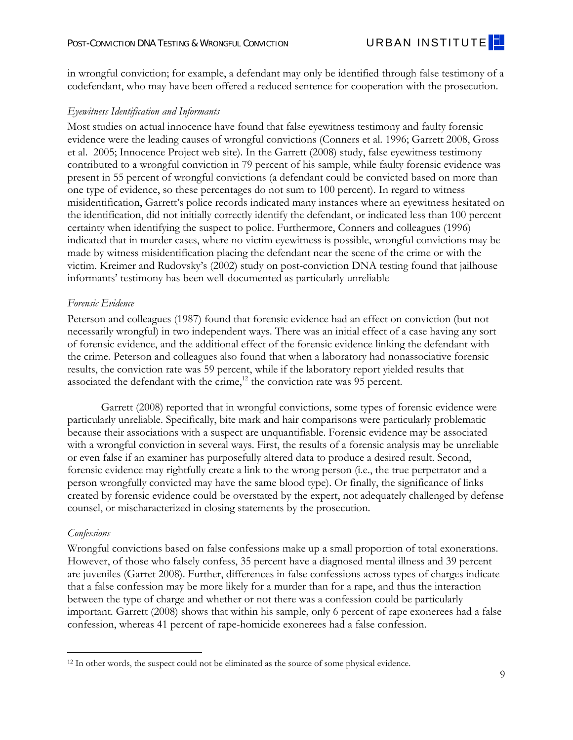in wrongful conviction; for example, a defendant may only be identified through false testimony of a codefendant, who may have been offered a reduced sentence for cooperation with the prosecution.

*Eyewitness Identification and Informants*

Most studies on actual innocence have found that false eyewitness testimony and faulty forensic evidence were the leading causes of wrongful convictions (Conners et al. 1996; Garrett 2008, Gross et al. 2005; Innocence Project web site). In the Garrett (2008) study, false eyewitness testimony contributed to a wrongful conviction in 79 percent of his sample, while faulty forensic evidence was present in 55 percent of wrongful convictions (a defendant could be convicted based on more than one type of evidence, so these percentages do not sum to 100 percent). In regard to witness misidentification, Garrett's police records indicated many instances where an eyewitness hesitated on the identification, did not initially correctly identify the defendant, or indicated less than 100 percent certainty when identifying the suspect to police. Furthermore, Conners and colleagues (1996) indicated that in murder cases, where no victim eyewitness is possible, wrongful convictions may be made by witness misidentification placing the defendant near the scene of the crime or with the victim. Kreimer and Rudovsky's (2002) study on post-conviction DNA testing found that jailhouse informants' testimony has been well-documented as particularly unreliable

*Forensic Evidence*

Peterson and colleagues (1987) found that forensic evidence had an effect on conviction (but not necessarily wrongful) in two independent ways. There was an initial effect of a case having any sort of forensic evidence, and the additional effect of the forensic evidence linking the defendant with the crime. Peterson and colleagues also found that when a laboratory had nonassociative forensic results, the conviction rate was 59 percent, while if the laboratory report yielded results that associated the defendant with the crime,[12] the conviction rate was 95 percent.

Garrett (2008) reported that in wrongful convictions, some types of forensic evidence were particularly unreliable. Specifically, bite mark and hair comparisons were particularly problematic because their associations with a suspect are unquantifiable. Forensic evidence may be associated with a wrongful conviction in several ways. First, the results of a forensic analysis may be unreliable or even false if an examiner has purposefully altered data to produce a desired result. Second, forensic evidence may rightfully create a link to the wrong person (i.e., the true perpetrator and a person wrongfully convicted may have the same blood type). Or finally, the significance of links created by forensic evidence could be overstated by the expert, not adequately challenged by defense counsel, or mischaracterized in closing statements by the prosecution.

*Confessions*

Wrongful convictions based on false confessions make up a small proportion of total exonerations. However, of those who falsely confess, 35 percent have a diagnosed mental illness and 39 percent are juveniles (Garret 2008). Further, differences in false confessions across types of charges indicate that a false confession may be more likely for a murder than for a rape, and thus the interaction between the type of charge and whether or not there was a confession could be particularly important. Garrett (2008) shows that within his sample, only 6 percent of rape exonerees had a false confession, whereas 41 percent of rape-homicide exonerees had a false confession.

[12] In other words, the suspect could not be eliminated as the source of some physical evidence.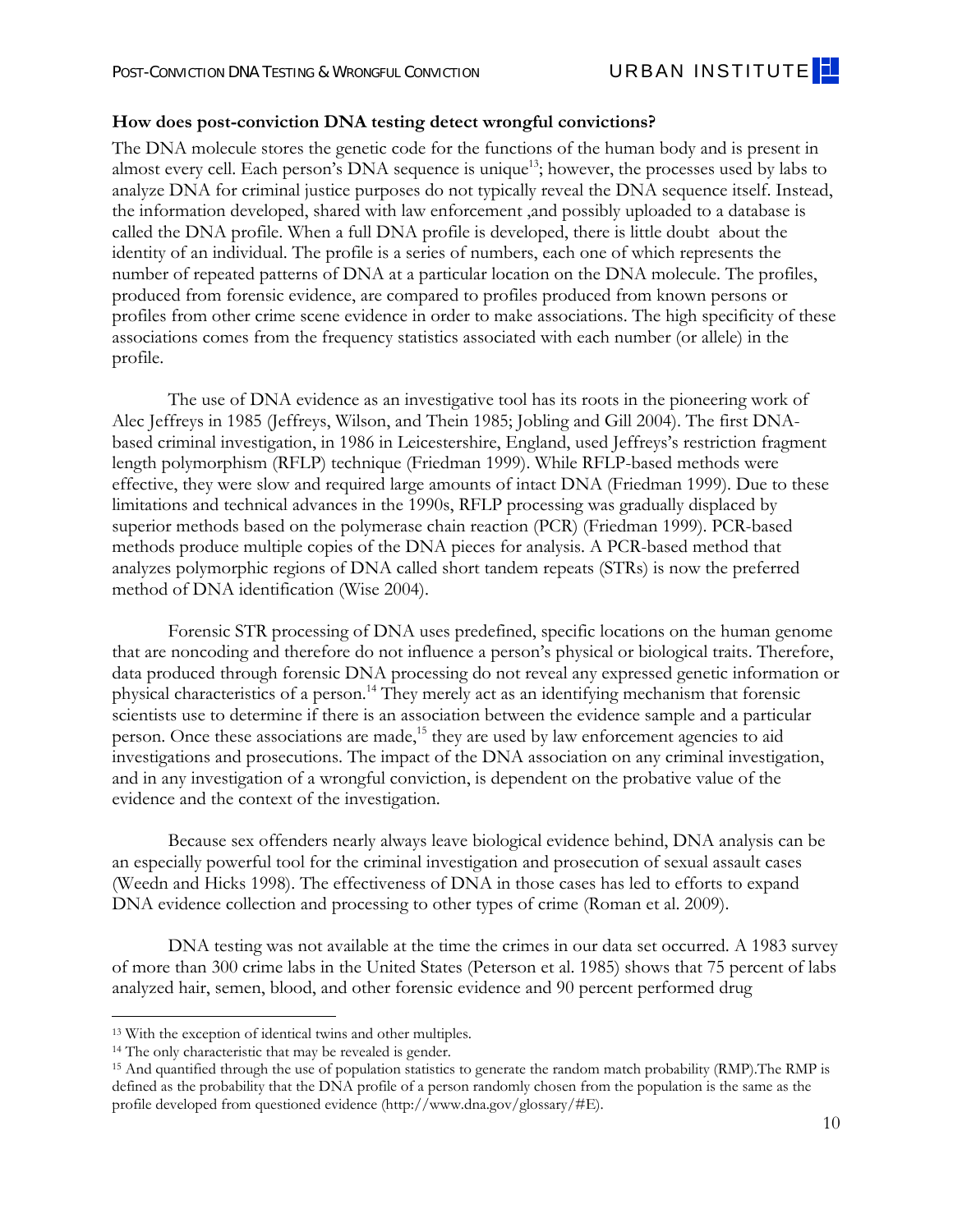### How does post-conviction DNA testing detect wrongful convictions?

The DNA molecule stores the genetic code for the functions of the human body and is present in almost every cell. Each person's DNA sequence is unique[13]; however, the processes used by labs to analyze DNA for criminal justice purposes do not typically reveal the DNA sequence itself. Instead, the information developed, shared with law enforcement ,and possibly uploaded to a database is called the DNA profile. When a full DNA profile is developed, there is little doubt about the identity of an individual. The profile is a series of numbers, each one of which represents the number of repeated patterns of DNA at a particular location on the DNA molecule. The profiles, produced from forensic evidence, are compared to profiles produced from known persons or profiles from other crime scene evidence in order to make associations. The high specificity of these associations comes from the frequency statistics associated with each number (or allele) in the profile.

The use of DNA evidence as an investigative tool has its roots in the pioneering work of Alec Jeffreys in 1985 (Jeffreys, Wilson, and Thein 1985; Jobling and Gill 2004). The first DNA-based criminal investigation, in 1986 in Leicestershire, England, used Jeffreys's restriction fragment length polymorphism (RFLP) technique (Friedman 1999). While RFLP-based methods were effective, they were slow and required large amounts of intact DNA (Friedman 1999). Due to these limitations and technical advances in the 1990s, RFLP processing was gradually displaced by superior methods based on the polymerase chain reaction (PCR) (Friedman 1999). PCR-based methods produce multiple copies of the DNA pieces for analysis. A PCR-based method that analyzes polymorphic regions of DNA called short tandem repeats (STRs) is now the preferred method of DNA identification (Wise 2004).

Forensic STR processing of DNA uses predefined, specific locations on the human genome that are noncoding and therefore do not influence a person's physical or biological traits. Therefore, data produced through forensic DNA processing do not reveal any expressed genetic information or physical characteristics of a person.[14] They merely act as an identifying mechanism that forensic scientists use to determine if there is an association between the evidence sample and a particular person. Once these associations are made,[15] they are used by law enforcement agencies to aid investigations and prosecutions. The impact of the DNA association on any criminal investigation, and in any investigation of a wrongful conviction, is dependent on the probative value of the evidence and the context of the investigation.

Because sex offenders nearly always leave biological evidence behind, DNA analysis can be an especially powerful tool for the criminal investigation and prosecution of sexual assault cases (Weedn and Hicks 1998). The effectiveness of DNA in those cases has led to efforts to expand DNA evidence collection and processing to other types of crime (Roman et al. 2009).

DNA testing was not available at the time the crimes in our data set occurred. A 1983 survey of more than 300 crime labs in the United States (Peterson et al. 1985) shows that 75 percent of labs analyzed hair, semen, blood, and other forensic evidence and 90 percent performed drug

---

[13] With the exception of identical twins and other multiples.

[14] The only characteristic that may be revealed is gender.

[15] And quantified through the use of population statistics to generate the random match probability (RMP).The RMP is defined as the probability that the DNA profile of a person randomly chosen from the population is the same as the profile developed from questioned evidence (http://www.dna.gov/glossary/#E).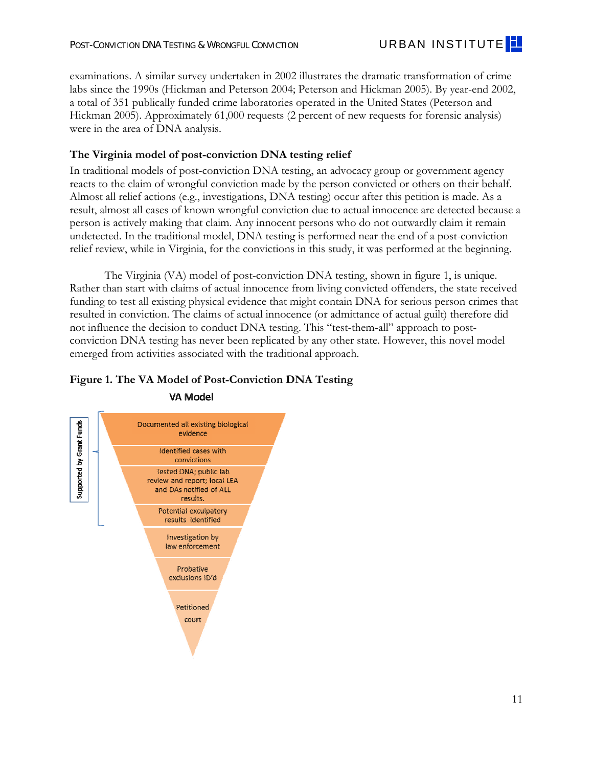examinations. A similar survey undertaken in 2002 illustrates the dramatic transformation of crime labs since the 1990s (Hickman and Peterson 2004; Peterson and Hickman 2005). By year-end 2002, a total of 351 publically funded crime laboratories operated in the United States (Peterson and Hickman 2005). Approximately 61,000 requests (2 percent of new requests for forensic analysis) were in the area of DNA analysis.

### The Virginia model of post-conviction DNA testing relief

In traditional models of post-conviction DNA testing, an advocacy group or government agency reacts to the claim of wrongful conviction made by the person convicted or others on their behalf. Almost all relief actions (e.g., investigations, DNA testing) occur after this petition is made. As a result, almost all cases of known wrongful conviction due to actual innocence are detected because a person is actively making that claim. Any innocent persons who do not outwardly claim it remain undetected. In the traditional model, DNA testing is performed near the end of a post-conviction relief review, while in Virginia, for the convictions in this study, it was performed at the beginning.

The Virginia (VA) model of post-conviction DNA testing, shown in figure 1, is unique. Rather than start with claims of actual innocence from living convicted offenders, the state received funding to test all existing physical evidence that might contain DNA for serious person crimes that resulted in conviction. The claims of actual innocence (or admittance of actual guilt) therefore did not influence the decision to conduct DNA testing. This "test-them-all" approach to post-conviction DNA testing has never been replicated by any other state. However, this novel model emerged from activities associated with the traditional approach.

**Figure 1. The VA Model of Post-Conviction DNA Testing**

VA Model

Supported by Grant Funds

Documented all existing biological evidence

Identified cases with convictions

Tested DNA; public lab review and report; local LEA and DAs notified of ALL results.

Potential exculpatory results identified

Investigation by law enforcement

Probative exclusions ID'd

Petitioned court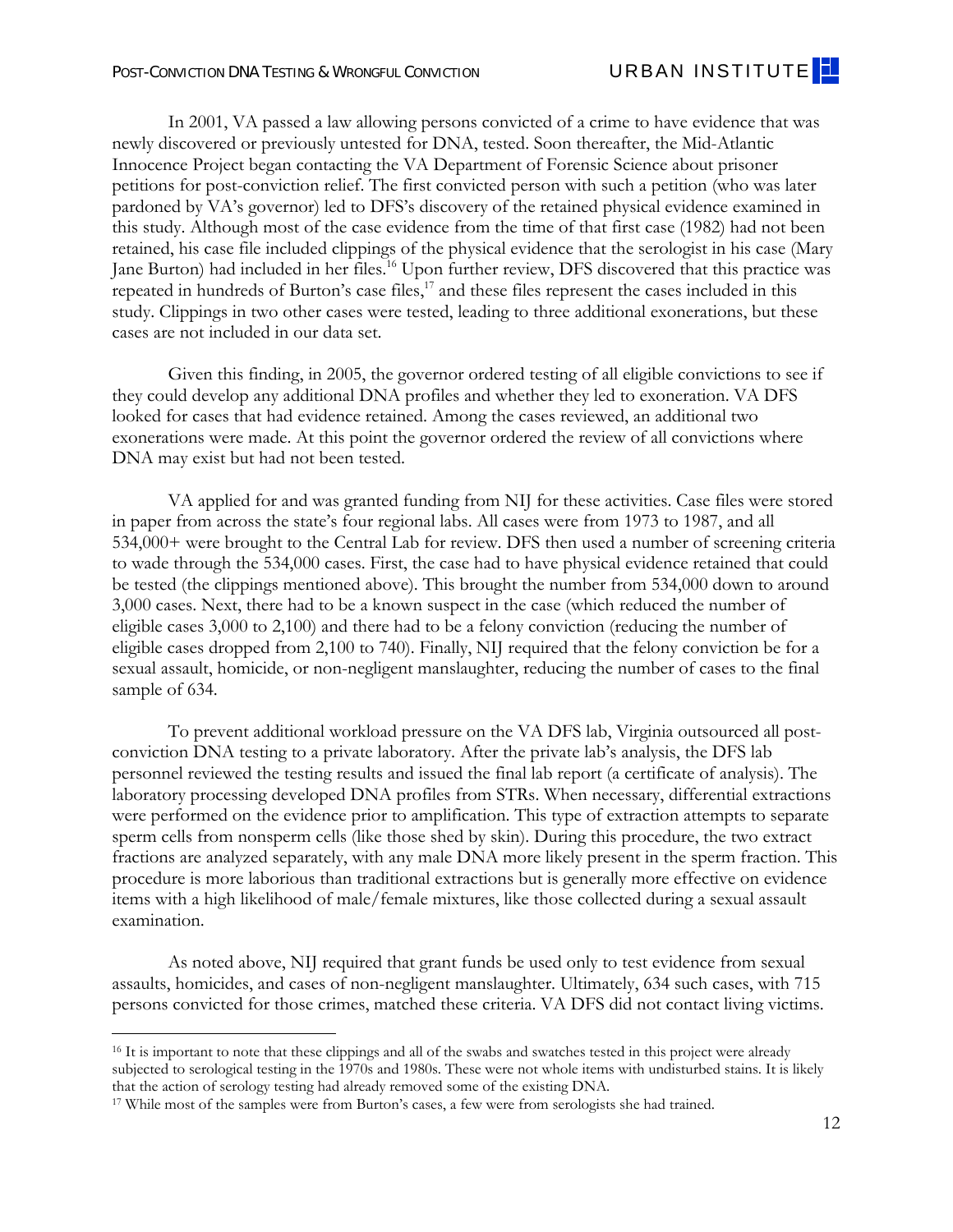In 2001, VA passed a law allowing persons convicted of a crime to have evidence that was newly discovered or previously untested for DNA, tested. Soon thereafter, the Mid-Atlantic Innocence Project began contacting the VA Department of Forensic Science about prisoner petitions for post-conviction relief. The first convicted person with such a petition (who was later pardoned by VA's governor) led to DFS's discovery of the retained physical evidence examined in this study. Although most of the case evidence from the time of that first case (1982) had not been retained, his case file included clippings of the physical evidence that the serologist in his case (Mary Jane Burton) had included in her files.[16] Upon further review, DFS discovered that this practice was repeated in hundreds of Burton's case files,[17] and these files represent the cases included in this study. Clippings in two other cases were tested, leading to three additional exonerations, but these cases are not included in our data set.

Given this finding, in 2005, the governor ordered testing of all eligible convictions to see if they could develop any additional DNA profiles and whether they led to exoneration. VA DFS looked for cases that had evidence retained. Among the cases reviewed, an additional two exonerations were made. At this point the governor ordered the review of all convictions where DNA may exist but had not been tested.

VA applied for and was granted funding from NIJ for these activities. Case files were stored in paper from across the state's four regional labs. All cases were from 1973 to 1987, and all 534,000+ were brought to the Central Lab for review. DFS then used a number of screening criteria to wade through the 534,000 cases. First, the case had to have physical evidence retained that could be tested (the clippings mentioned above). This brought the number from 534,000 down to around 3,000 cases. Next, there had to be a known suspect in the case (which reduced the number of eligible cases 3,000 to 2,100) and there had to be a felony conviction (reducing the number of eligible cases dropped from 2,100 to 740). Finally, NIJ required that the felony conviction be for a sexual assault, homicide, or non-negligent manslaughter, reducing the number of cases to the final sample of 634.

To prevent additional workload pressure on the VA DFS lab, Virginia outsourced all post-conviction DNA testing to a private laboratory. After the private lab's analysis, the DFS lab personnel reviewed the testing results and issued the final lab report (a certificate of analysis). The laboratory processing developed DNA profiles from STRs. When necessary, differential extractions were performed on the evidence prior to amplification. This type of extraction attempts to separate sperm cells from nonsperm cells (like those shed by skin). During this procedure, the two extract fractions are analyzed separately, with any male DNA more likely present in the sperm fraction. This procedure is more laborious than traditional extractions but is generally more effective on evidence items with a high likelihood of male/female mixtures, like those collected during a sexual assault examination.

As noted above, NIJ required that grant funds be used only to test evidence from sexual assaults, homicides, and cases of non-negligent manslaughter. Ultimately, 634 such cases, with 715 persons convicted for those crimes, matched these criteria. VA DFS did not contact living victims.

[16] It is important to note that these clippings and all of the swabs and swatches tested in this project were already subjected to serological testing in the 1970s and 1980s. These were not whole items with undisturbed stains. It is likely that the action of serology testing had already removed some of the existing DNA.

[17] While most of the samples were from Burton's cases, a few were from serologists she had trained.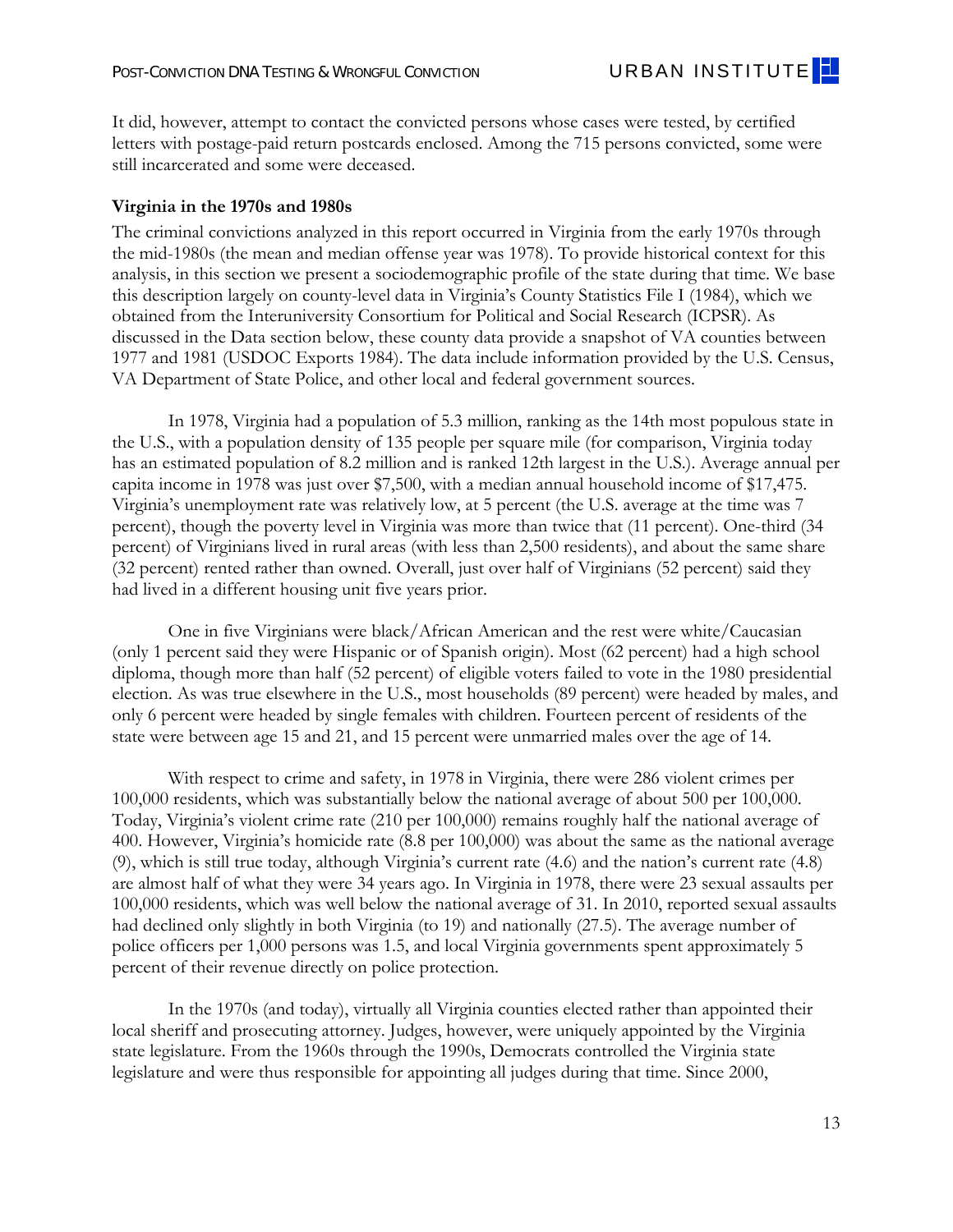It did, however, attempt to contact the convicted persons whose cases were tested, by certified letters with postage-paid return postcards enclosed. Among the 715 persons convicted, some were still incarcerated and some were deceased.

### Virginia in the 1970s and 1980s

The criminal convictions analyzed in this report occurred in Virginia from the early 1970s through the mid-1980s (the mean and median offense year was 1978). To provide historical context for this analysis, in this section we present a sociodemographic profile of the state during that time. We base this description largely on county-level data in Virginia's County Statistics File I (1984), which we obtained from the Interuniversity Consortium for Political and Social Research (ICPSR). As discussed in the Data section below, these county data provide a snapshot of VA counties between 1977 and 1981 (USDOC Exports 1984). The data include information provided by the U.S. Census, VA Department of State Police, and other local and federal government sources.

In 1978, Virginia had a population of 5.3 million, ranking as the 14th most populous state in the U.S., with a population density of 135 people per square mile (for comparison, Virginia today has an estimated population of 8.2 million and is ranked 12th largest in the U.S.). Average annual per capita income in 1978 was just over $7,500, with a median annual household income of $17,475. Virginia's unemployment rate was relatively low, at 5 percent (the U.S. average at the time was 7 percent), though the poverty level in Virginia was more than twice that (11 percent). One-third (34 percent) of Virginians lived in rural areas (with less than 2,500 residents), and about the same share (32 percent) rented rather than owned. Overall, just over half of Virginians (52 percent) said they had lived in a different housing unit five years prior.

One in five Virginians were black/African American and the rest were white/Caucasian (only 1 percent said they were Hispanic or of Spanish origin). Most (62 percent) had a high school diploma, though more than half (52 percent) of eligible voters failed to vote in the 1980 presidential election. As was true elsewhere in the U.S., most households (89 percent) were headed by males, and only 6 percent were headed by single females with children. Fourteen percent of residents of the state were between age 15 and 21, and 15 percent were unmarried males over the age of 14.

With respect to crime and safety, in 1978 in Virginia, there were 286 violent crimes per 100,000 residents, which was substantially below the national average of about 500 per 100,000. Today, Virginia's violent crime rate (210 per 100,000) remains roughly half the national average of 400. However, Virginia's homicide rate (8.8 per 100,000) was about the same as the national average (9), which is still true today, although Virginia's current rate (4.6) and the nation's current rate (4.8) are almost half of what they were 34 years ago. In Virginia in 1978, there were 23 sexual assaults per 100,000 residents, which was well below the national average of 31. In 2010, reported sexual assaults had declined only slightly in both Virginia (to 19) and nationally (27.5). The average number of police officers per 1,000 persons was 1.5, and local Virginia governments spent approximately 5 percent of their revenue directly on police protection.

In the 1970s (and today), virtually all Virginia counties elected rather than appointed their local sheriff and prosecuting attorney. Judges, however, were uniquely appointed by the Virginia state legislature. From the 1960s through the 1990s, Democrats controlled the Virginia state legislature and were thus responsible for appointing all judges during that time. Since 2000,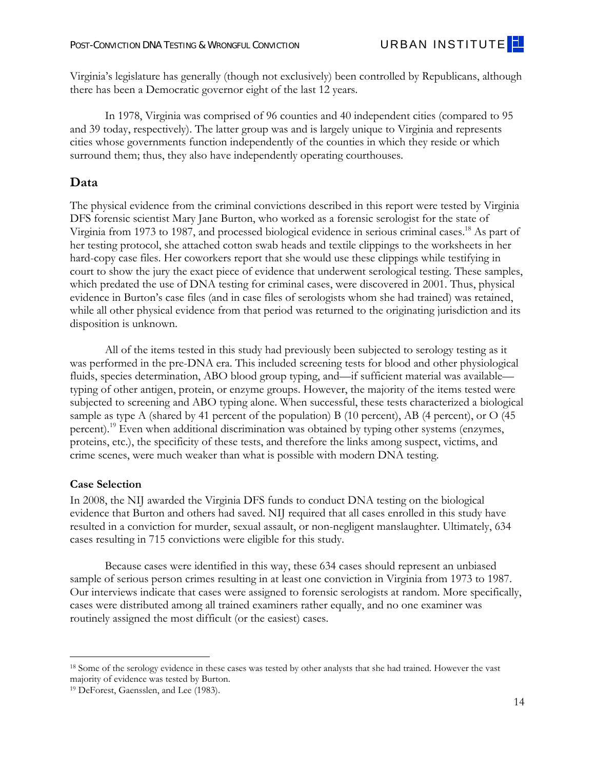Virginia's legislature has generally (though not exclusively) been controlled by Republicans, although there has been a Democratic governor eight of the last 12 years.

In 1978, Virginia was comprised of 96 counties and 40 independent cities (compared to 95 and 39 today, respectively). The latter group was and is largely unique to Virginia and represents cities whose governments function independently of the counties in which they reside or which surround them; thus, they also have independently operating courthouses.

## Data

The physical evidence from the criminal convictions described in this report were tested by Virginia DFS forensic scientist Mary Jane Burton, who worked as a forensic serologist for the state of Virginia from 1973 to 1987, and processed biological evidence in serious criminal cases.[18] As part of her testing protocol, she attached cotton swab heads and textile clippings to the worksheets in her hard-copy case files. Her coworkers report that she would use these clippings while testifying in court to show the jury the exact piece of evidence that underwent serological testing. These samples, which predated the use of DNA testing for criminal cases, were discovered in 2001. Thus, physical evidence in Burton's case files (and in case files of serologists whom she had trained) was retained, while all other physical evidence from that period was returned to the originating jurisdiction and its disposition is unknown.

All of the items tested in this study had previously been subjected to serology testing as it was performed in the pre-DNA era. This included screening tests for blood and other physiological fluids, species determination, ABO blood group typing, and—if sufficient material was available—typing of other antigen, protein, or enzyme groups. However, the majority of the items tested were subjected to screening and ABO typing alone. When successful, these tests characterized a biological sample as type A (shared by 41 percent of the population) B (10 percent), AB (4 percent), or O (45 percent).[19] Even when additional discrimination was obtained by typing other systems (enzymes, proteins, etc.), the specificity of these tests, and therefore the links among suspect, victims, and crime scenes, were much weaker than what is possible with modern DNA testing.

### Case Selection

In 2008, the NIJ awarded the Virginia DFS funds to conduct DNA testing on the biological evidence that Burton and others had saved. NIJ required that all cases enrolled in this study have resulted in a conviction for murder, sexual assault, or non-negligent manslaughter. Ultimately, 634 cases resulting in 715 convictions were eligible for this study.

Because cases were identified in this way, these 634 cases should represent an unbiased sample of serious person crimes resulting in at least one conviction in Virginia from 1973 to 1987. Our interviews indicate that cases were assigned to forensic serologists at random. More specifically, cases were distributed among all trained examiners rather equally, and no one examiner was routinely assigned the most difficult (or the easiest) cases.

---

[18] Some of the serology evidence in these cases was tested by other analysts that she had trained. However the vast majority of evidence was tested by Burton.

[19] DeForest, Gaensslen, and Lee (1983).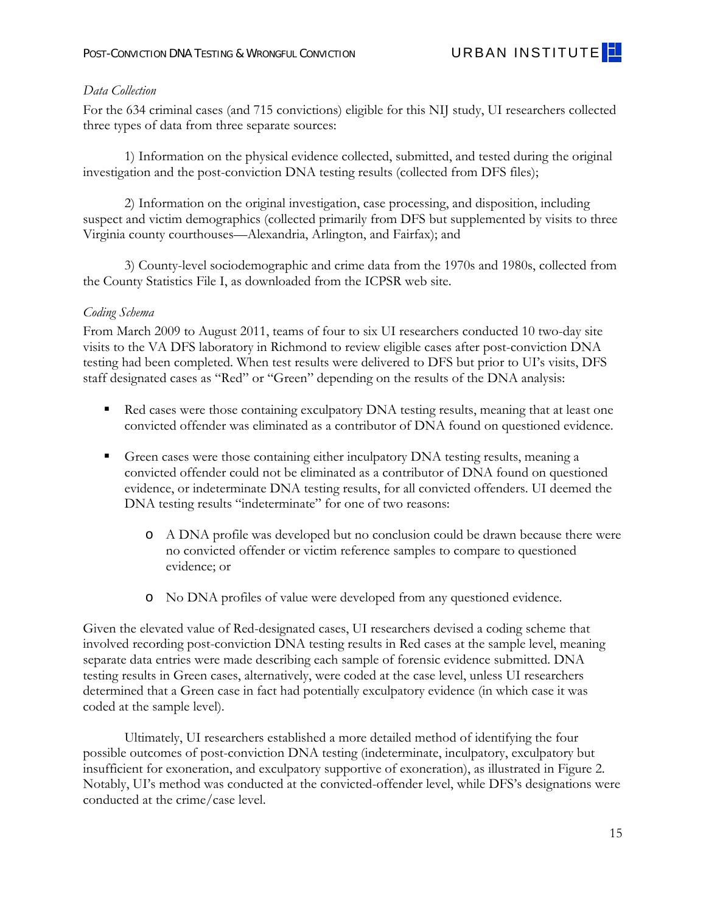*Data Collection*

For the 634 criminal cases (and 715 convictions) eligible for this NIJ study, UI researchers collected three types of data from three separate sources:

1) Information on the physical evidence collected, submitted, and tested during the original investigation and the post-conviction DNA testing results (collected from DFS files);

2) Information on the original investigation, case processing, and disposition, including suspect and victim demographics (collected primarily from DFS but supplemented by visits to three Virginia county courthouses—Alexandria, Arlington, and Fairfax); and

3) County-level sociodemographic and crime data from the 1970s and 1980s, collected from the County Statistics File I, as downloaded from the ICPSR web site.

*Coding Schema*

From March 2009 to August 2011, teams of four to six UI researchers conducted 10 two-day site visits to the VA DFS laboratory in Richmond to review eligible cases after post-conviction DNA testing had been completed. When test results were delivered to DFS but prior to UI's visits, DFS staff designated cases as "Red" or "Green" depending on the results of the DNA analysis:

- Red cases were those containing exculpatory DNA testing results, meaning that at least one convicted offender was eliminated as a contributor of DNA found on questioned evidence.
- Green cases were those containing either inculpatory DNA testing results, meaning a convicted offender could not be eliminated as a contributor of DNA found on questioned evidence, or indeterminate DNA testing results, for all convicted offenders. UI deemed the DNA testing results "indeterminate" for one of two reasons:
  - A DNA profile was developed but no conclusion could be drawn because there were no convicted offender or victim reference samples to compare to questioned evidence; or
  - No DNA profiles of value were developed from any questioned evidence.

Given the elevated value of Red-designated cases, UI researchers devised a coding scheme that involved recording post-conviction DNA testing results in Red cases at the sample level, meaning separate data entries were made describing each sample of forensic evidence submitted. DNA testing results in Green cases, alternatively, were coded at the case level, unless UI researchers determined that a Green case in fact had potentially exculpatory evidence (in which case it was coded at the sample level).

Ultimately, UI researchers established a more detailed method of identifying the four possible outcomes of post-conviction DNA testing (indeterminate, inculpatory, exculpatory but insufficient for exoneration, and exculpatory supportive of exoneration), as illustrated in Figure 2. Notably, UI's method was conducted at the convicted-offender level, while DFS's designations were conducted at the crime/case level.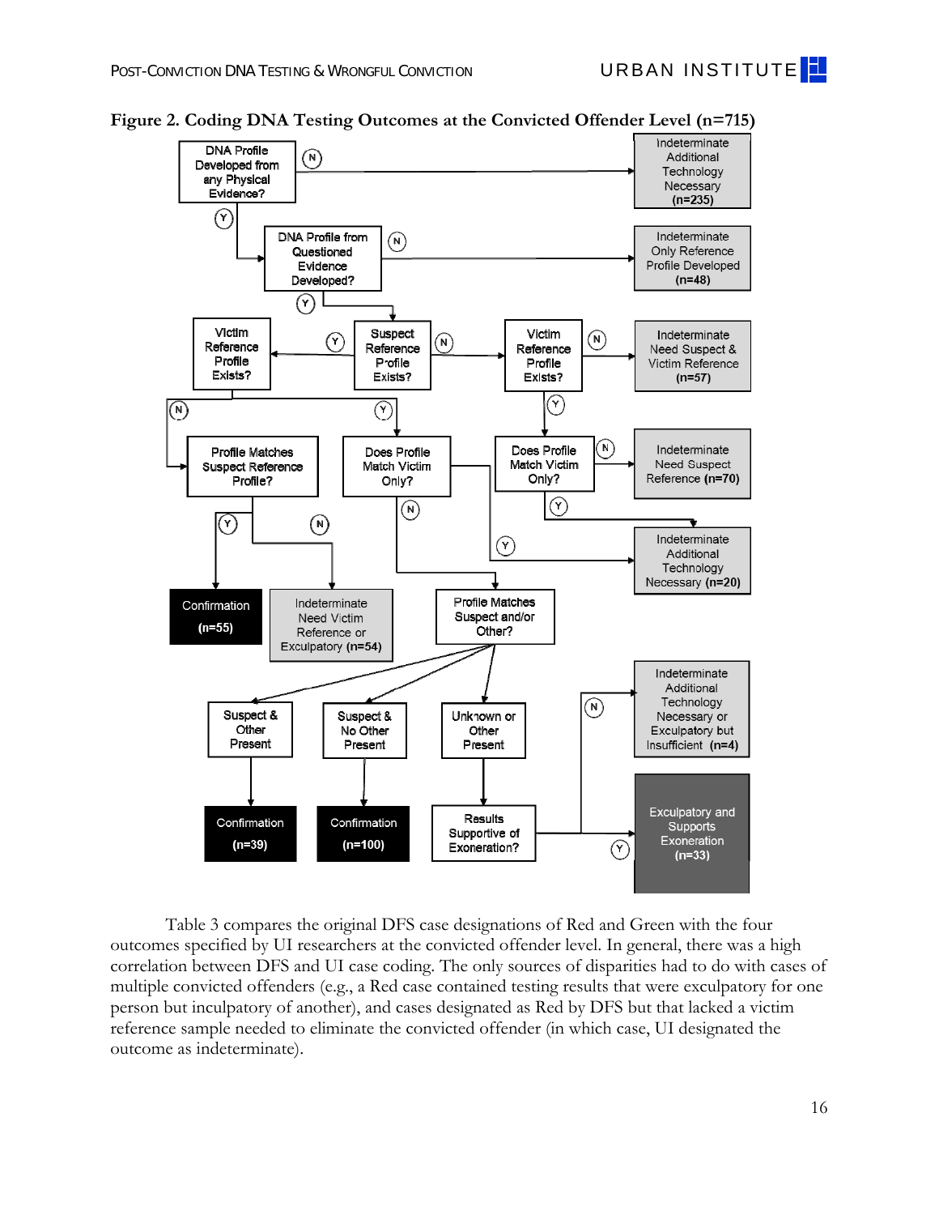**Figure 2. Coding DNA Testing Outcomes at the Convicted Offender Level (n=715)**

DNA Profile Developed from any Physical Evidence?

N

Indeterminate Additional Technology Necessary (n=235)

Y

DNA Profile from Questioned Evidence Developed?

N

Indeterminate Only Reference Profile Developed (n=48)

Y

Victim Reference Profile Exists?

Y

Suspect Reference Profile Exists?

N

Victim Reference Profile Exists?

N

Indeterminate Need Suspect & Victim Reference (n=57)

N

Y

Y

Profile Matches Suspect Reference Profile?

Does Profile Match Victim Only?

Does Profile Match Victim Only?

N

Indeterminate Need Suspect Reference (n=70)

Y

N

Y

Y

N

Indeterminate Additional Technology Necessary (n=20)

Confirmation (n=55)

Indeterminate Need Victim Reference or Exculpatory (n=54)

Profile Matches Suspect and/or Other?

Indeterminate Additional Technology Necessary or Exculpatory but Insufficient (n=4)

Suspect & Other Present

Suspect & No Other Present

Unknown or Other Present

N

Confirmation (n=39)

Confirmation (n=100)

Results Supportive of Exoneration?

Y

Exculpatory and Supports Exoneration (n=33)

Table 3 compares the original DFS case designations of Red and Green with the four outcomes specified by UI researchers at the convicted offender level. In general, there was a high correlation between DFS and UI case coding. The only sources of disparities had to do with cases of multiple convicted offenders (e.g., a Red case contained testing results that were exculpatory for one person but inculpatory of another), and cases designated as Red by DFS but that lacked a victim reference sample needed to eliminate the convicted offender (in which case, UI designated the outcome as indeterminate).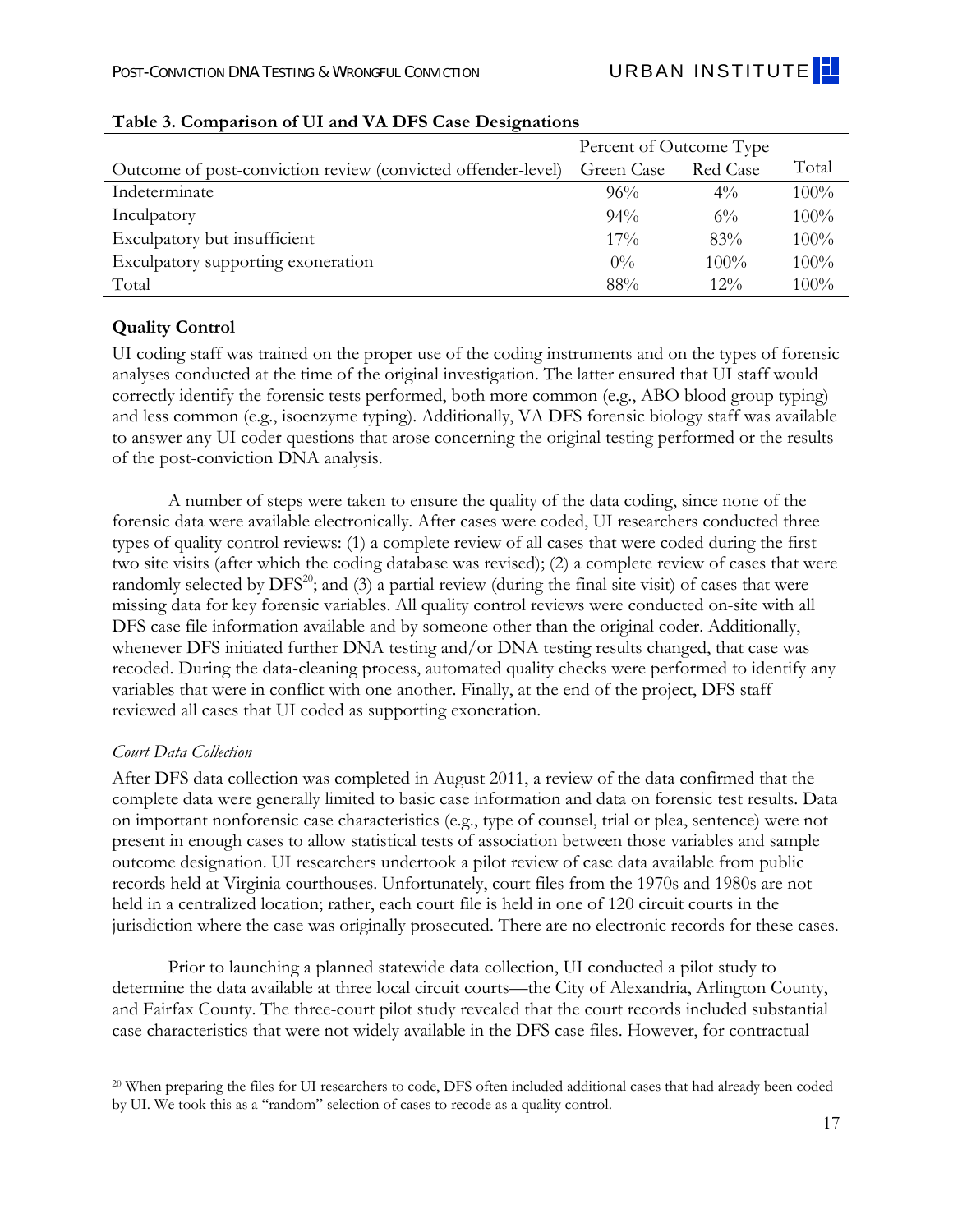**Table 3. Comparison of UI and VA DFS Case Designations**

| | Percent of Outcome Type | | |
|---|---|---|---|
| Outcome of post-conviction review (convicted offender-level) | Green Case | Red Case | Total |
| Indeterminate | 96% | 4% | 100% |
| Inculpatory | 94% | 6% | 100% |
| Exculpatory but insufficient | 17% | 83% | 100% |
| Exculpatory supporting exoneration | 0% | 100% | 100% |
| Total | 88% | 12% | 100% |

**Quality Control**

UI coding staff was trained on the proper use of the coding instruments and on the types of forensic analyses conducted at the time of the original investigation. The latter ensured that UI staff would correctly identify the forensic tests performed, both more common (e.g., ABO blood group typing) and less common (e.g., isoenzyme typing). Additionally, VA DFS forensic biology staff was available to answer any UI coder questions that arose concerning the original testing performed or the results of the post-conviction DNA analysis.

A number of steps were taken to ensure the quality of the data coding, since none of the forensic data were available electronically. After cases were coded, UI researchers conducted three types of quality control reviews: (1) a complete review of all cases that were coded during the first two site visits (after which the coding database was revised); (2) a complete review of cases that were randomly selected by DFS[20]; and (3) a partial review (during the final site visit) of cases that were missing data for key forensic variables. All quality control reviews were conducted on-site with all DFS case file information available and by someone other than the original coder. Additionally, whenever DFS initiated further DNA testing and/or DNA testing results changed, that case was recoded. During the data-cleaning process, automated quality checks were performed to identify any variables that were in conflict with one another. Finally, at the end of the project, DFS staff reviewed all cases that UI coded as supporting exoneration.

*Court Data Collection*

After DFS data collection was completed in August 2011, a review of the data confirmed that the complete data were generally limited to basic case information and data on forensic test results. Data on important nonforensic case characteristics (e.g., type of counsel, trial or plea, sentence) were not present in enough cases to allow statistical tests of association between those variables and sample outcome designation. UI researchers undertook a pilot review of case data available from public records held at Virginia courthouses. Unfortunately, court files from the 1970s and 1980s are not held in a centralized location; rather, each court file is held in one of 120 circuit courts in the jurisdiction where the case was originally prosecuted. There are no electronic records for these cases.

Prior to launching a planned statewide data collection, UI conducted a pilot study to determine the data available at three local circuit courts—the City of Alexandria, Arlington County, and Fairfax County. The three-court pilot study revealed that the court records included substantial case characteristics that were not widely available in the DFS case files. However, for contractual

[20] When preparing the files for UI researchers to code, DFS often included additional cases that had already been coded by UI. We took this as a "random" selection of cases to recode as a quality control.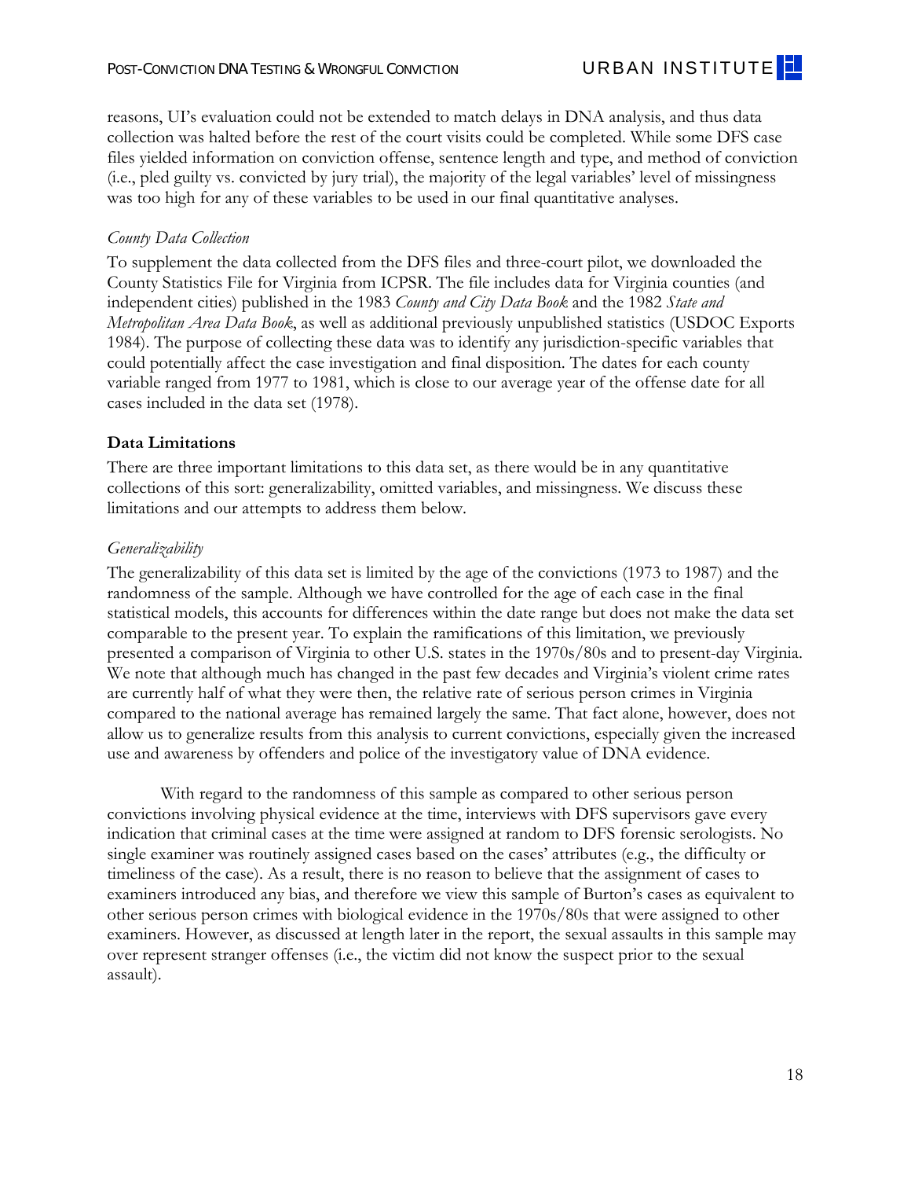reasons, UI's evaluation could not be extended to match delays in DNA analysis, and thus data collection was halted before the rest of the court visits could be completed. While some DFS case files yielded information on conviction offense, sentence length and type, and method of conviction (i.e., pled guilty vs. convicted by jury trial), the majority of the legal variables' level of missingness was too high for any of these variables to be used in our final quantitative analyses.

*County Data Collection*

To supplement the data collected from the DFS files and three-court pilot, we downloaded the County Statistics File for Virginia from ICPSR. The file includes data for Virginia counties (and independent cities) published in the 1983 *County and City Data Book* and the 1982 *State and Metropolitan Area Data Book*, as well as additional previously unpublished statistics (USDOC Exports 1984). The purpose of collecting these data was to identify any jurisdiction-specific variables that could potentially affect the case investigation and final disposition. The dates for each county variable ranged from 1977 to 1981, which is close to our average year of the offense date for all cases included in the data set (1978).

**Data Limitations**

There are three important limitations to this data set, as there would be in any quantitative collections of this sort: generalizability, omitted variables, and missingness. We discuss these limitations and our attempts to address them below.

*Generalizability*

The generalizability of this data set is limited by the age of the convictions (1973 to 1987) and the randomness of the sample. Although we have controlled for the age of each case in the final statistical models, this accounts for differences within the date range but does not make the data set comparable to the present year. To explain the ramifications of this limitation, we previously presented a comparison of Virginia to other U.S. states in the 1970s/80s and to present-day Virginia. We note that although much has changed in the past few decades and Virginia's violent crime rates are currently half of what they were then, the relative rate of serious person crimes in Virginia compared to the national average has remained largely the same. That fact alone, however, does not allow us to generalize results from this analysis to current convictions, especially given the increased use and awareness by offenders and police of the investigatory value of DNA evidence.

With regard to the randomness of this sample as compared to other serious person convictions involving physical evidence at the time, interviews with DFS supervisors gave every indication that criminal cases at the time were assigned at random to DFS forensic serologists. No single examiner was routinely assigned cases based on the cases' attributes (e.g., the difficulty or timeliness of the case). As a result, there is no reason to believe that the assignment of cases to examiners introduced any bias, and therefore we view this sample of Burton's cases as equivalent to other serious person crimes with biological evidence in the 1970s/80s that were assigned to other examiners. However, as discussed at length later in the report, the sexual assaults in this sample may over represent stranger offenses (i.e., the victim did not know the suspect prior to the sexual assault).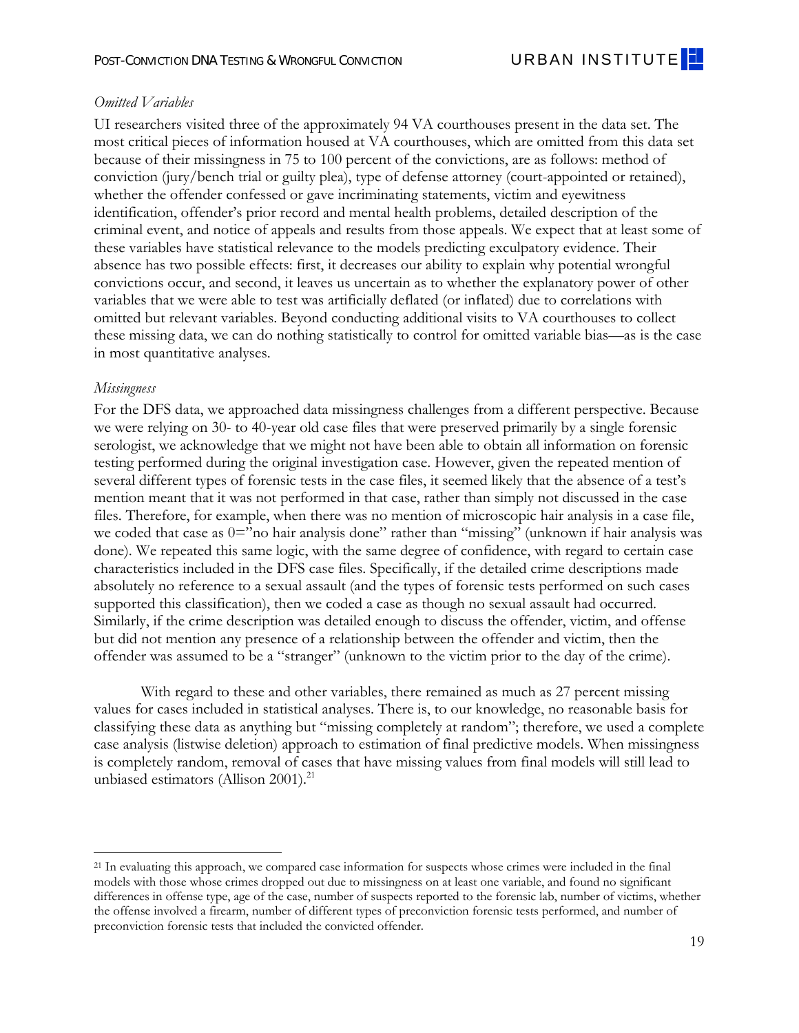*Omitted Variables*

UI researchers visited three of the approximately 94 VA courthouses present in the data set. The most critical pieces of information housed at VA courthouses, which are omitted from this data set because of their missingness in 75 to 100 percent of the convictions, are as follows: method of conviction (jury/bench trial or guilty plea), type of defense attorney (court-appointed or retained), whether the offender confessed or gave incriminating statements, victim and eyewitness identification, offender's prior record and mental health problems, detailed description of the criminal event, and notice of appeals and results from those appeals. We expect that at least some of these variables have statistical relevance to the models predicting exculpatory evidence. Their absence has two possible effects: first, it decreases our ability to explain why potential wrongful convictions occur, and second, it leaves us uncertain as to whether the explanatory power of other variables that we were able to test was artificially deflated (or inflated) due to correlations with omitted but relevant variables. Beyond conducting additional visits to VA courthouses to collect these missing data, we can do nothing statistically to control for omitted variable bias—as is the case in most quantitative analyses.

*Missingness*

For the DFS data, we approached data missingness challenges from a different perspective. Because we were relying on 30- to 40-year old case files that were preserved primarily by a single forensic serologist, we acknowledge that we might not have been able to obtain all information on forensic testing performed during the original investigation case. However, given the repeated mention of several different types of forensic tests in the case files, it seemed likely that the absence of a test's mention meant that it was not performed in that case, rather than simply not discussed in the case files. Therefore, for example, when there was no mention of microscopic hair analysis in a case file, we coded that case as 0="no hair analysis done" rather than "missing" (unknown if hair analysis was done). We repeated this same logic, with the same degree of confidence, with regard to certain case characteristics included in the DFS case files. Specifically, if the detailed crime descriptions made absolutely no reference to a sexual assault (and the types of forensic tests performed on such cases supported this classification), then we coded a case as though no sexual assault had occurred. Similarly, if the crime description was detailed enough to discuss the offender, victim, and offense but did not mention any presence of a relationship between the offender and victim, then the offender was assumed to be a "stranger" (unknown to the victim prior to the day of the crime).

With regard to these and other variables, there remained as much as 27 percent missing values for cases included in statistical analyses. There is, to our knowledge, no reasonable basis for classifying these data as anything but "missing completely at random"; therefore, we used a complete case analysis (listwise deletion) approach to estimation of final predictive models. When missingness is completely random, removal of cases that have missing values from final models will still lead to unbiased estimators (Allison 2001).[21]

[21] In evaluating this approach, we compared case information for suspects whose crimes were included in the final models with those whose crimes dropped out due to missingness on at least one variable, and found no significant differences in offense type, age of the case, number of suspects reported to the forensic lab, number of victims, whether the offense involved a firearm, number of different types of preconviction forensic tests performed, and number of preconviction forensic tests that included the convicted offender.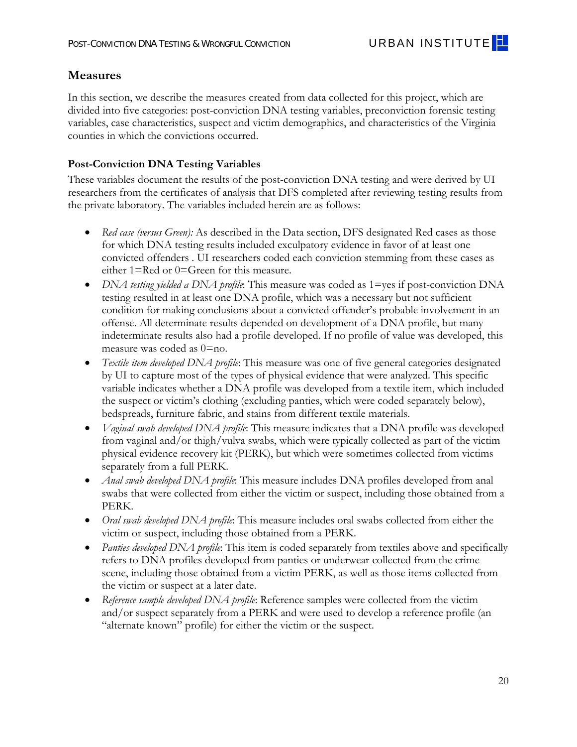## Measures

In this section, we describe the measures created from data collected for this project, which are divided into five categories: post-conviction DNA testing variables, preconviction forensic testing variables, case characteristics, suspect and victim demographics, and characteristics of the Virginia counties in which the convictions occurred.

### Post-Conviction DNA Testing Variables

These variables document the results of the post-conviction DNA testing and were derived by UI researchers from the certificates of analysis that DFS completed after reviewing testing results from the private laboratory. The variables included herein are as follows:

- *Red case (versus Green):* As described in the Data section, DFS designated Red cases as those for which DNA testing results included exculpatory evidence in favor of at least one convicted offenders . UI researchers coded each conviction stemming from these cases as either 1=Red or 0=Green for this measure.
- *DNA testing yielded a DNA profile*: This measure was coded as 1=yes if post-conviction DNA testing resulted in at least one DNA profile, which was a necessary but not sufficient condition for making conclusions about a convicted offender's probable involvement in an offense. All determinate results depended on development of a DNA profile, but many indeterminate results also had a profile developed. If no profile of value was developed, this measure was coded as 0=no.
- *Textile item developed DNA profile*: This measure was one of five general categories designated by UI to capture most of the types of physical evidence that were analyzed. This specific variable indicates whether a DNA profile was developed from a textile item, which included the suspect or victim's clothing (excluding panties, which were coded separately below), bedspreads, furniture fabric, and stains from different textile materials.
- *Vaginal swab developed DNA profile*: This measure indicates that a DNA profile was developed from vaginal and/or thigh/vulva swabs, which were typically collected as part of the victim physical evidence recovery kit (PERK), but which were sometimes collected from victims separately from a full PERK.
- *Anal swab developed DNA profile*: This measure includes DNA profiles developed from anal swabs that were collected from either the victim or suspect, including those obtained from a PERK.
- *Oral swab developed DNA profile*: This measure includes oral swabs collected from either the victim or suspect, including those obtained from a PERK.
- *Panties developed DNA profile*: This item is coded separately from textiles above and specifically refers to DNA profiles developed from panties or underwear collected from the crime scene, including those obtained from a victim PERK, as well as those items collected from the victim or suspect at a later date.
- *Reference sample developed DNA profile*: Reference samples were collected from the victim and/or suspect separately from a PERK and were used to develop a reference profile (an "alternate known" profile) for either the victim or the suspect.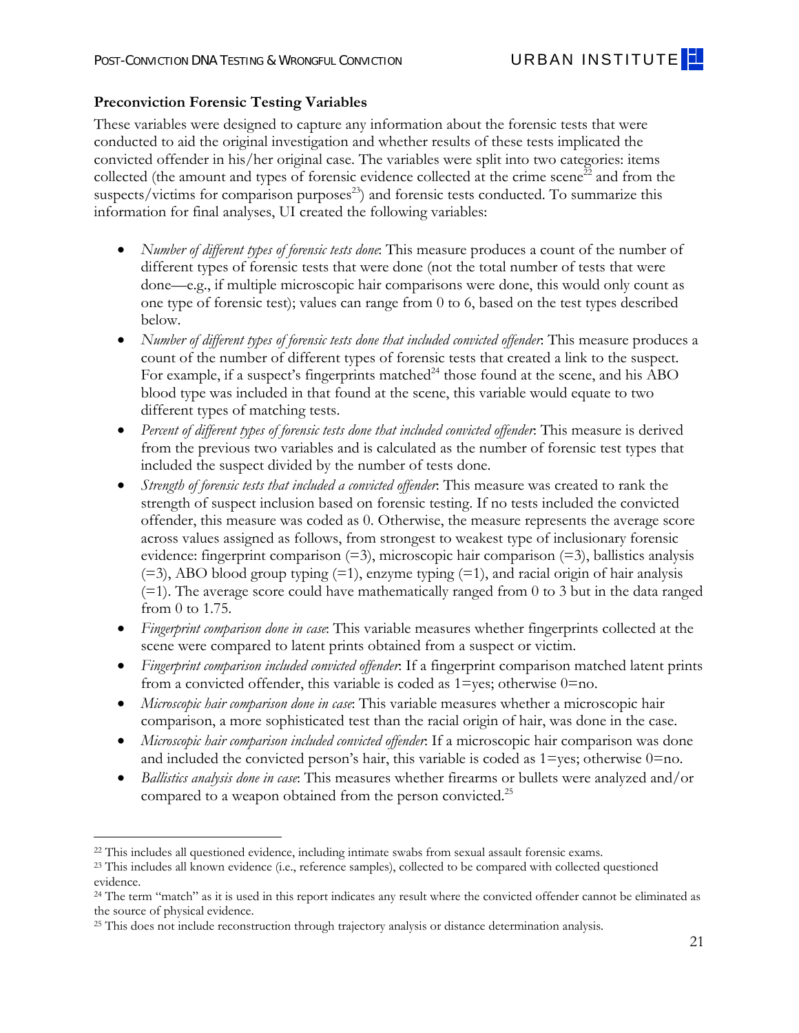### Preconviction Forensic Testing Variables

These variables were designed to capture any information about the forensic tests that were conducted to aid the original investigation and whether results of these tests implicated the convicted offender in his/her original case. The variables were split into two categories: items collected (the amount and types of forensic evidence collected at the crime scene[22] and from the suspects/victims for comparison purposes[23]) and forensic tests conducted. To summarize this information for final analyses, UI created the following variables:

- *Number of different types of forensic tests done*: This measure produces a count of the number of different types of forensic tests that were done (not the total number of tests that were done—e.g., if multiple microscopic hair comparisons were done, this would only count as one type of forensic test); values can range from 0 to 6, based on the test types described below.
- *Number of different types of forensic tests done that included convicted offender*: This measure produces a count of the number of different types of forensic tests that created a link to the suspect. For example, if a suspect's fingerprints matched[24] those found at the scene, and his ABO blood type was included in that found at the scene, this variable would equate to two different types of matching tests.
- *Percent of different types of forensic tests done that included convicted offender*: This measure is derived from the previous two variables and is calculated as the number of forensic test types that included the suspect divided by the number of tests done.
- *Strength of forensic tests that included a convicted offender*: This measure was created to rank the strength of suspect inclusion based on forensic testing. If no tests included the convicted offender, this measure was coded as 0. Otherwise, the measure represents the average score across values assigned as follows, from strongest to weakest type of inclusionary forensic evidence: fingerprint comparison (=3), microscopic hair comparison (=3), ballistics analysis (=3), ABO blood group typing (=1), enzyme typing (=1), and racial origin of hair analysis (=1). The average score could have mathematically ranged from 0 to 3 but in the data ranged from 0 to 1.75.
- *Fingerprint comparison done in case*: This variable measures whether fingerprints collected at the scene were compared to latent prints obtained from a suspect or victim.
- *Fingerprint comparison included convicted offender*: If a fingerprint comparison matched latent prints from a convicted offender, this variable is coded as 1=yes; otherwise 0=no.
- *Microscopic hair comparison done in case*: This variable measures whether a microscopic hair comparison, a more sophisticated test than the racial origin of hair, was done in the case.
- *Microscopic hair comparison included convicted offender*: If a microscopic hair comparison was done and included the convicted person's hair, this variable is coded as 1=yes; otherwise 0=no.
- *Ballistics analysis done in case*: This measures whether firearms or bullets were analyzed and/or compared to a weapon obtained from the person convicted.[25]

---

[22] This includes all questioned evidence, including intimate swabs from sexual assault forensic exams.

[23] This includes all known evidence (i.e., reference samples), collected to be compared with collected questioned evidence.

[24] The term "match" as it is used in this report indicates any result where the convicted offender cannot be eliminated as the source of physical evidence.

[25] This does not include reconstruction through trajectory analysis or distance determination analysis.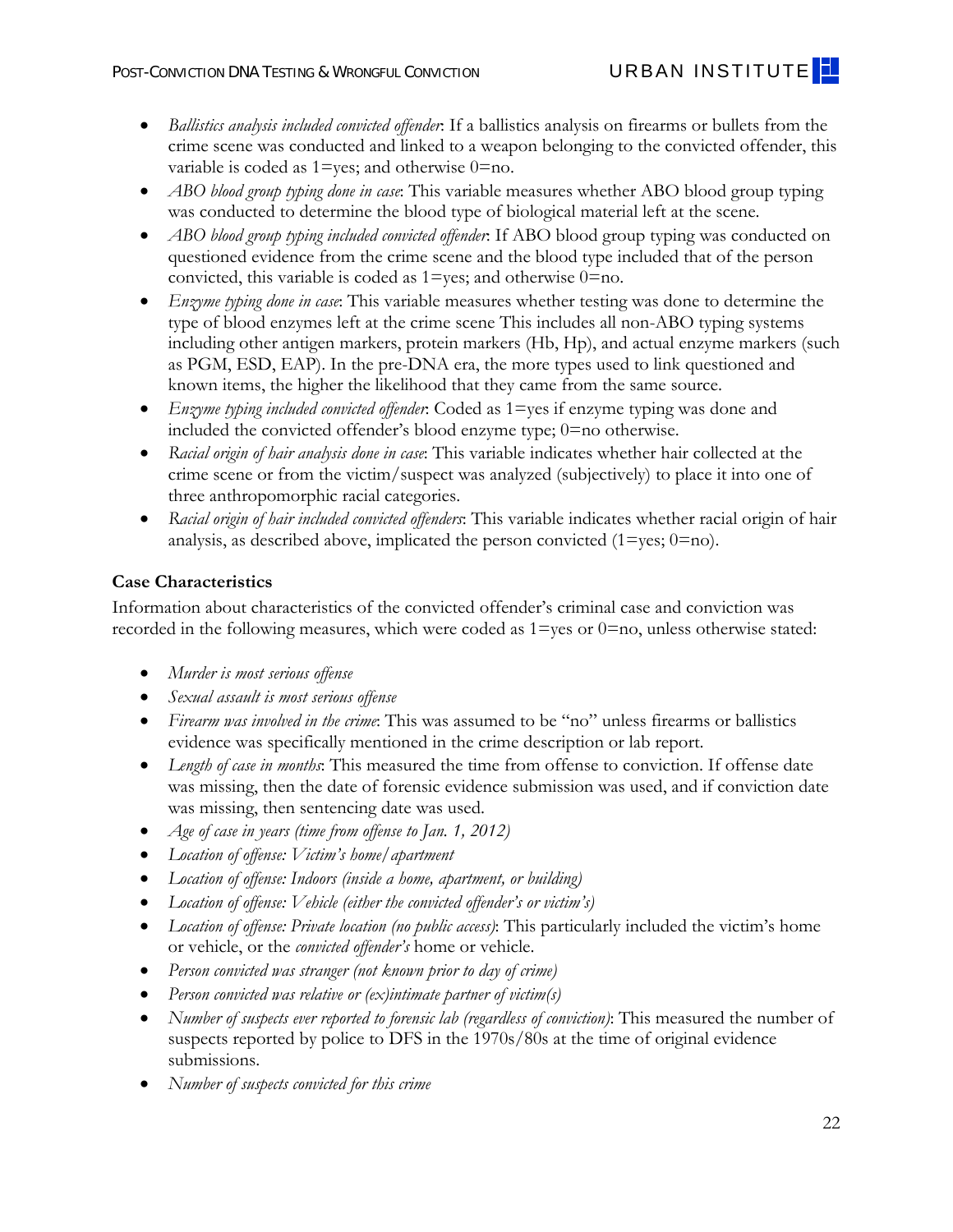- *Ballistics analysis included convicted offender*: If a ballistics analysis on firearms or bullets from the crime scene was conducted and linked to a weapon belonging to the convicted offender, this variable is coded as 1=yes; and otherwise 0=no.
- *ABO blood group typing done in case*: This variable measures whether ABO blood group typing was conducted to determine the blood type of biological material left at the scene.
- *ABO blood group typing included convicted offender*: If ABO blood group typing was conducted on questioned evidence from the crime scene and the blood type included that of the person convicted, this variable is coded as 1=yes; and otherwise 0=no.
- *Enzyme typing done in case*: This variable measures whether testing was done to determine the type of blood enzymes left at the crime scene This includes all non-ABO typing systems including other antigen markers, protein markers (Hb, Hp), and actual enzyme markers (such as PGM, ESD, EAP). In the pre-DNA era, the more types used to link questioned and known items, the higher the likelihood that they came from the same source.
- *Enzyme typing included convicted offender*: Coded as 1=yes if enzyme typing was done and included the convicted offender's blood enzyme type; 0=no otherwise.
- *Racial origin of hair analysis done in case*: This variable indicates whether hair collected at the crime scene or from the victim/suspect was analyzed (subjectively) to place it into one of three anthropomorphic racial categories.
- *Racial origin of hair included convicted offenders*: This variable indicates whether racial origin of hair analysis, as described above, implicated the person convicted (1=yes; 0=no).

**Case Characteristics**

Information about characteristics of the convicted offender's criminal case and conviction was recorded in the following measures, which were coded as 1=yes or 0=no, unless otherwise stated:

- *Murder is most serious offense*
- *Sexual assault is most serious offense*
- *Firearm was involved in the crime*: This was assumed to be "no" unless firearms or ballistics evidence was specifically mentioned in the crime description or lab report.
- *Length of case in months*: This measured the time from offense to conviction. If offense date was missing, then the date of forensic evidence submission was used, and if conviction date was missing, then sentencing date was used.
- *Age of case in years (time from offense to Jan. 1, 2012)*
- *Location of offense: Victim's home/apartment*
- *Location of offense: Indoors (inside a home, apartment, or building)*
- *Location of offense: Vehicle (either the convicted offender's or victim's)*
- *Location of offense: Private location (no public access)*: This particularly included the victim's home or vehicle, or the *convicted offender's* home or vehicle.
- *Person convicted was stranger (not known prior to day of crime)*
- *Person convicted was relative or (ex)intimate partner of victim(s)*
- *Number of suspects ever reported to forensic lab (regardless of conviction)*: This measured the number of suspects reported by police to DFS in the 1970s/80s at the time of original evidence submissions.
- *Number of suspects convicted for this crime*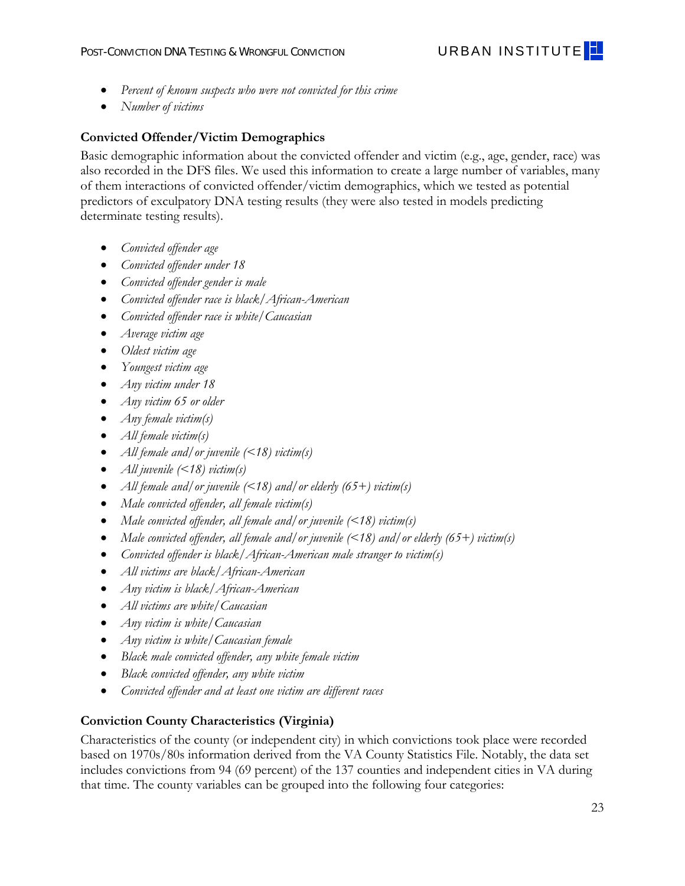- *Percent of known suspects who were not convicted for this crime*
- *Number of victims*

### Convicted Offender/Victim Demographics

Basic demographic information about the convicted offender and victim (e.g., age, gender, race) was also recorded in the DFS files. We used this information to create a large number of variables, many of them interactions of convicted offender/victim demographics, which we tested as potential predictors of exculpatory DNA testing results (they were also tested in models predicting determinate testing results).

- *Convicted offender age*
- *Convicted offender under 18*
- *Convicted offender gender is male*
- *Convicted offender race is black/African-American*
- *Convicted offender race is white/Caucasian*
- *Average victim age*
- *Oldest victim age*
- *Youngest victim age*
- *Any victim under 18*
- *Any victim 65 or older*
- *Any female victim(s)*
- *All female victim(s)*
- *All female and/or juvenile (<18) victim(s)*
- *All juvenile (<18) victim(s)*
- *All female and/or juvenile (<18) and/or elderly (65+) victim(s)*
- *Male convicted offender, all female victim(s)*
- *Male convicted offender, all female and/or juvenile (<18) victim(s)*
- *Male convicted offender, all female and/or juvenile (<18) and/or elderly (65+) victim(s)*
- *Convicted offender is black/African-American male stranger to victim(s)*
- *All victims are black/African-American*
- *Any victim is black/African-American*
- *All victims are white/Caucasian*
- *Any victim is white/Caucasian*
- *Any victim is white/Caucasian female*
- *Black male convicted offender, any white female victim*
- *Black convicted offender, any white victim*
- *Convicted offender and at least one victim are different races*

### Conviction County Characteristics (Virginia)

Characteristics of the county (or independent city) in which convictions took place were recorded based on 1970s/80s information derived from the VA County Statistics File. Notably, the data set includes convictions from 94 (69 percent) of the 137 counties and independent cities in VA during that time. The county variables can be grouped into the following four categories: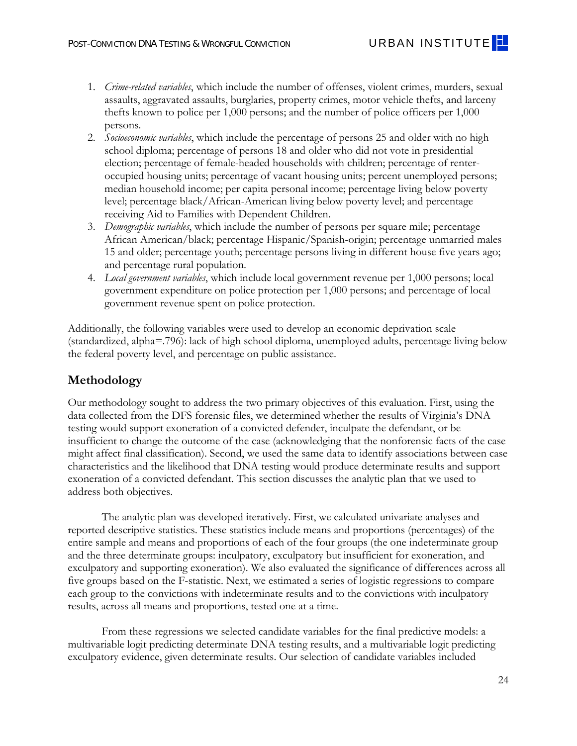1. *Crime-related variables*, which include the number of offenses, violent crimes, murders, sexual assaults, aggravated assaults, burglaries, property crimes, motor vehicle thefts, and larceny thefts known to police per 1,000 persons; and the number of police officers per 1,000 persons.
2. *Socioeconomic variables*, which include the percentage of persons 25 and older with no high school diploma; percentage of persons 18 and older who did not vote in presidential election; percentage of female-headed households with children; percentage of renter-occupied housing units; percentage of vacant housing units; percent unemployed persons; median household income; per capita personal income; percentage living below poverty level; percentage black/African-American living below poverty level; and percentage receiving Aid to Families with Dependent Children.
3. *Demographic variables*, which include the number of persons per square mile; percentage African American/black; percentage Hispanic/Spanish-origin; percentage unmarried males 15 and older; percentage youth; percentage persons living in different house five years ago; and percentage rural population.
4. *Local government variables*, which include local government revenue per 1,000 persons; local government expenditure on police protection per 1,000 persons; and percentage of local government revenue spent on police protection.

Additionally, the following variables were used to develop an economic deprivation scale (standardized, alpha=.796): lack of high school diploma, unemployed adults, percentage living below the federal poverty level, and percentage on public assistance.

## Methodology

Our methodology sought to address the two primary objectives of this evaluation. First, using the data collected from the DFS forensic files, we determined whether the results of Virginia's DNA testing would support exoneration of a convicted defender, inculpate the defendant, or be insufficient to change the outcome of the case (acknowledging that the nonforensic facts of the case might affect final classification). Second, we used the same data to identify associations between case characteristics and the likelihood that DNA testing would produce determinate results and support exoneration of a convicted defendant. This section discusses the analytic plan that we used to address both objectives.

The analytic plan was developed iteratively. First, we calculated univariate analyses and reported descriptive statistics. These statistics include means and proportions (percentages) of the entire sample and means and proportions of each of the four groups (the one indeterminate group and the three determinate groups: inculpatory, exculpatory but insufficient for exoneration, and exculpatory and supporting exoneration). We also evaluated the significance of differences across all five groups based on the F-statistic. Next, we estimated a series of logistic regressions to compare each group to the convictions with indeterminate results and to the convictions with inculpatory results, across all means and proportions, tested one at a time.

From these regressions we selected candidate variables for the final predictive models: a multivariable logit predicting determinate DNA testing results, and a multivariable logit predicting exculpatory evidence, given determinate results. Our selection of candidate variables included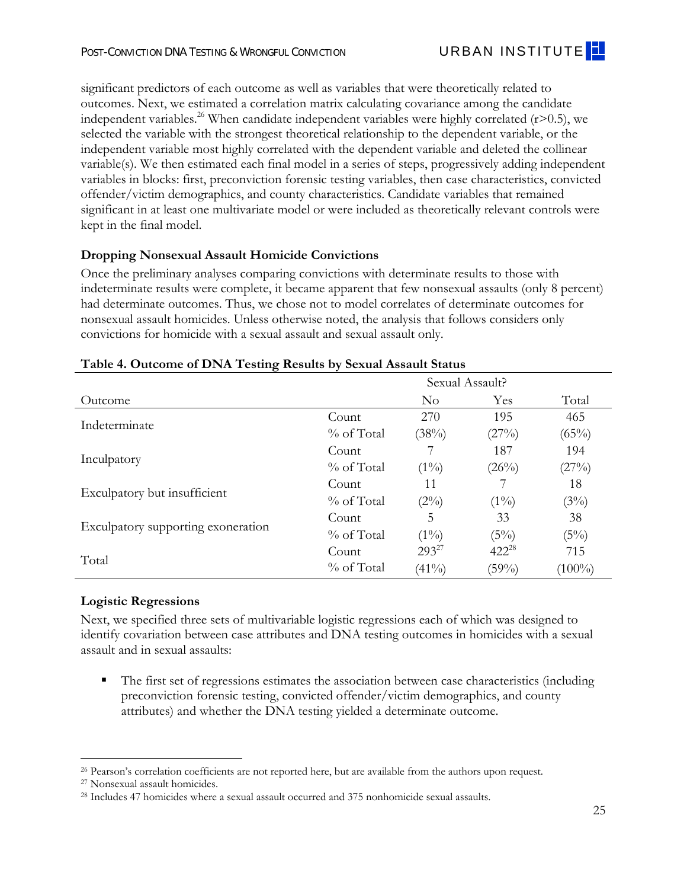significant predictors of each outcome as well as variables that were theoretically related to outcomes. Next, we estimated a correlation matrix calculating covariance among the candidate independent variables.[26] When candidate independent variables were highly correlated ($r>0.5$), we selected the variable with the strongest theoretical relationship to the dependent variable, or the independent variable most highly correlated with the dependent variable and deleted the collinear variable(s). We then estimated each final model in a series of steps, progressively adding independent variables in blocks: first, preconviction forensic testing variables, then case characteristics, convicted offender/victim demographics, and county characteristics. Candidate variables that remained significant in at least one multivariate model or were included as theoretically relevant controls were kept in the final model.

### Dropping Nonsexual Assault Homicide Convictions

Once the preliminary analyses comparing convictions with determinate results to those with indeterminate results were complete, it became apparent that few nonsexual assaults (only 8 percent) had determinate outcomes. Thus, we chose not to model correlates of determinate outcomes for nonsexual assault homicides. Unless otherwise noted, the analysis that follows considers only convictions for homicide with a sexual assault and sexual assault only.

**Table 4. Outcome of DNA Testing Results by Sexual Assault Status**

| | | Sexual Assault? | | |
|---|---|---|---|---|
| Outcome | | No | Yes | Total |
| Indeterminate | Count | 270 | 195 | 465 |
| | % of Total | (38%) | (27%) | (65%) |
| Inculpatory | Count | 7 | 187 | 194 |
| | % of Total | (1%) | (26%) | (27%) |
| Exculpatory but insufficient | Count | 11 | 7 | 18 |
| | % of Total | (2%) | (1%) | (3%) |
| Exculpatory supporting exoneration | Count | 5 | 33 | 38 |
| | % of Total | (1%) | (5%) | (5%) |
| Total | Count | 293[27] | 422[28] | 715 |
| | % of Total | (41%) | (59%) | (100%) |

### Logistic Regressions

Next, we specified three sets of multivariable logistic regressions each of which was designed to identify covariation between case attributes and DNA testing outcomes in homicides with a sexual assault and in sexual assaults:

- The first set of regressions estimates the association between case characteristics (including preconviction forensic testing, convicted offender/victim demographics, and county attributes) and whether the DNA testing yielded a determinate outcome.

---

[26] Pearson's correlation coefficients are not reported here, but are available from the authors upon request.

[27] Nonsexual assault homicides.

[28] Includes 47 homicides where a sexual assault occurred and 375 nonhomicide sexual assaults.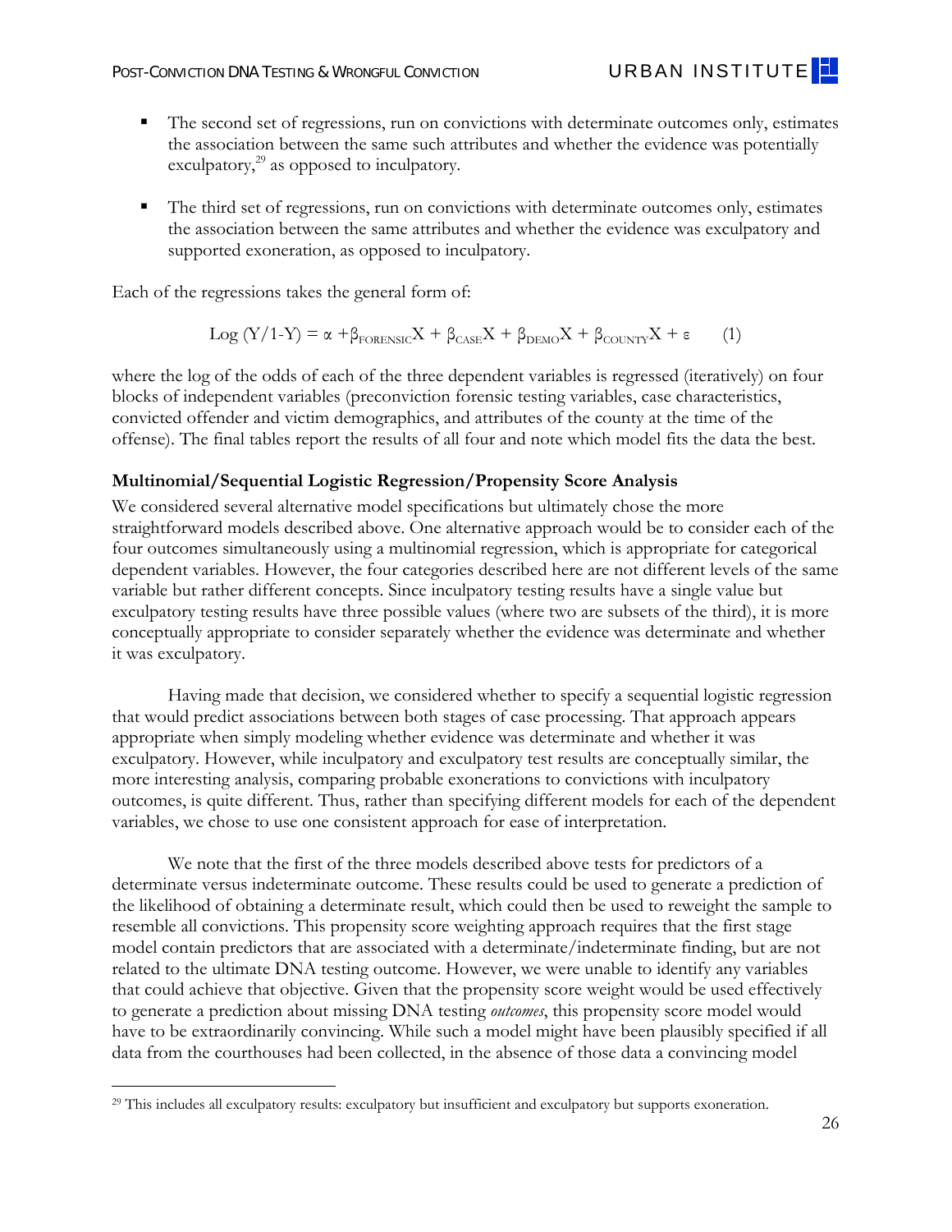- The second set of regressions, run on convictions with determinate outcomes only, estimates the association between the same such attributes and whether the evidence was potentially exculpatory,[29] as opposed to inculpatory.

- The third set of regressions, run on convictions with determinate outcomes only, estimates the association between the same attributes and whether the evidence was exculpatory and supported exoneration, as opposed to inculpatory.

Each of the regressions takes the general form of:

$$\text{Log}\ (Y/1\text{-}Y) = \alpha + \beta_{FORENSIC}X + \beta_{CASE}X + \beta_{DEMO}X + \beta_{COUNTY}X + \varepsilon \qquad (1)$$

where the log of the odds of each of the three dependent variables is regressed (iteratively) on four blocks of independent variables (preconviction forensic testing variables, case characteristics, convicted offender and victim demographics, and attributes of the county at the time of the offense). The final tables report the results of all four and note which model fits the data the best.

**Multinomial/Sequential Logistic Regression/Propensity Score Analysis**

We considered several alternative model specifications but ultimately chose the more straightforward models described above. One alternative approach would be to consider each of the four outcomes simultaneously using a multinomial regression, which is appropriate for categorical dependent variables. However, the four categories described here are not different levels of the same variable but rather different concepts. Since inculpatory testing results have a single value but exculpatory testing results have three possible values (where two are subsets of the third), it is more conceptually appropriate to consider separately whether the evidence was determinate and whether it was exculpatory.

Having made that decision, we considered whether to specify a sequential logistic regression that would predict associations between both stages of case processing. That approach appears appropriate when simply modeling whether evidence was determinate and whether it was exculpatory. However, while inculpatory and exculpatory test results are conceptually similar, the more interesting analysis, comparing probable exonerations to convictions with inculpatory outcomes, is quite different. Thus, rather than specifying different models for each of the dependent variables, we chose to use one consistent approach for ease of interpretation.

We note that the first of the three models described above tests for predictors of a determinate versus indeterminate outcome. These results could be used to generate a prediction of the likelihood of obtaining a determinate result, which could then be used to reweight the sample to resemble all convictions. This propensity score weighting approach requires that the first stage model contain predictors that are associated with a determinate/indeterminate finding, but are not related to the ultimate DNA testing outcome. However, we were unable to identify any variables that could achieve that objective. Given that the propensity score weight would be used effectively to generate a prediction about missing DNA testing *outcomes*, this propensity score model would have to be extraordinarily convincing. While such a model might have been plausibly specified if all data from the courthouses had been collected, in the absence of those data a convincing model

[29] This includes all exculpatory results: exculpatory but insufficient and exculpatory but supports exoneration.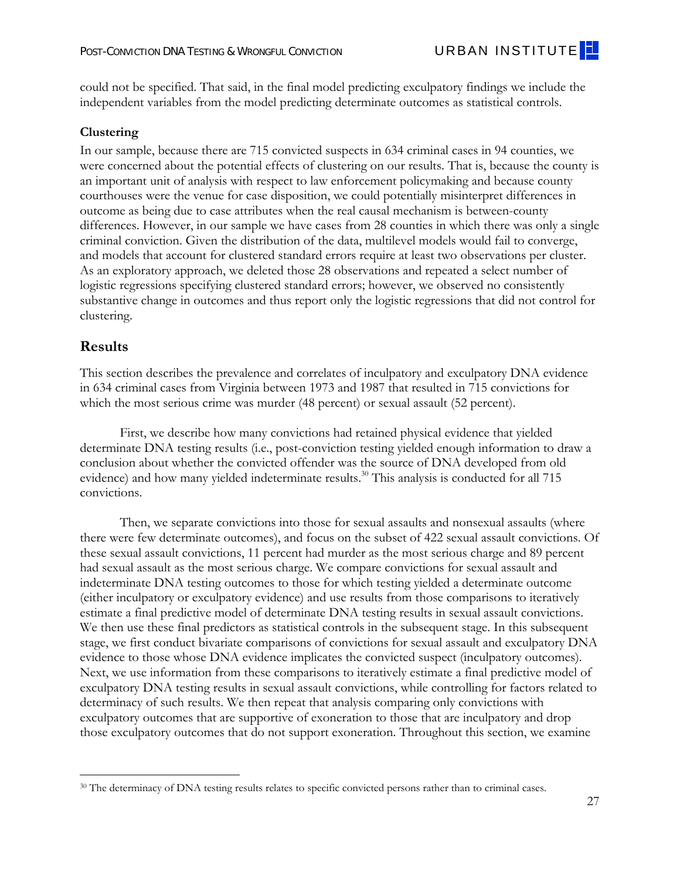could not be specified. That said, in the final model predicting exculpatory findings we include the independent variables from the model predicting determinate outcomes as statistical controls.

### Clustering

In our sample, because there are 715 convicted suspects in 634 criminal cases in 94 counties, we were concerned about the potential effects of clustering on our results. That is, because the county is an important unit of analysis with respect to law enforcement policymaking and because county courthouses were the venue for case disposition, we could potentially misinterpret differences in outcome as being due to case attributes when the real causal mechanism is between-county differences. However, in our sample we have cases from 28 counties in which there was only a single criminal conviction. Given the distribution of the data, multilevel models would fail to converge, and models that account for clustered standard errors require at least two observations per cluster. As an exploratory approach, we deleted those 28 observations and repeated a select number of logistic regressions specifying clustered standard errors; however, we observed no consistently substantive change in outcomes and thus report only the logistic regressions that did not control for clustering.

## Results

This section describes the prevalence and correlates of inculpatory and exculpatory DNA evidence in 634 criminal cases from Virginia between 1973 and 1987 that resulted in 715 convictions for which the most serious crime was murder (48 percent) or sexual assault (52 percent).

First, we describe how many convictions had retained physical evidence that yielded determinate DNA testing results (i.e., post-conviction testing yielded enough information to draw a conclusion about whether the convicted offender was the source of DNA developed from old evidence) and how many yielded indeterminate results.[30] This analysis is conducted for all 715 convictions.

Then, we separate convictions into those for sexual assaults and nonsexual assaults (where there were few determinate outcomes), and focus on the subset of 422 sexual assault convictions. Of these sexual assault convictions, 11 percent had murder as the most serious charge and 89 percent had sexual assault as the most serious charge. We compare convictions for sexual assault and indeterminate DNA testing outcomes to those for which testing yielded a determinate outcome (either inculpatory or exculpatory evidence) and use results from those comparisons to iteratively estimate a final predictive model of determinate DNA testing results in sexual assault convictions. We then use these final predictors as statistical controls in the subsequent stage. In this subsequent stage, we first conduct bivariate comparisons of convictions for sexual assault and exculpatory DNA evidence to those whose DNA evidence implicates the convicted suspect (inculpatory outcomes). Next, we use information from these comparisons to iteratively estimate a final predictive model of exculpatory DNA testing results in sexual assault convictions, while controlling for factors related to determinacy of such results. We then repeat that analysis comparing only convictions with exculpatory outcomes that are supportive of exoneration to those that are inculpatory and drop those exculpatory outcomes that do not support exoneration. Throughout this section, we examine

[30] The determinacy of DNA testing results relates to specific convicted persons rather than to criminal cases.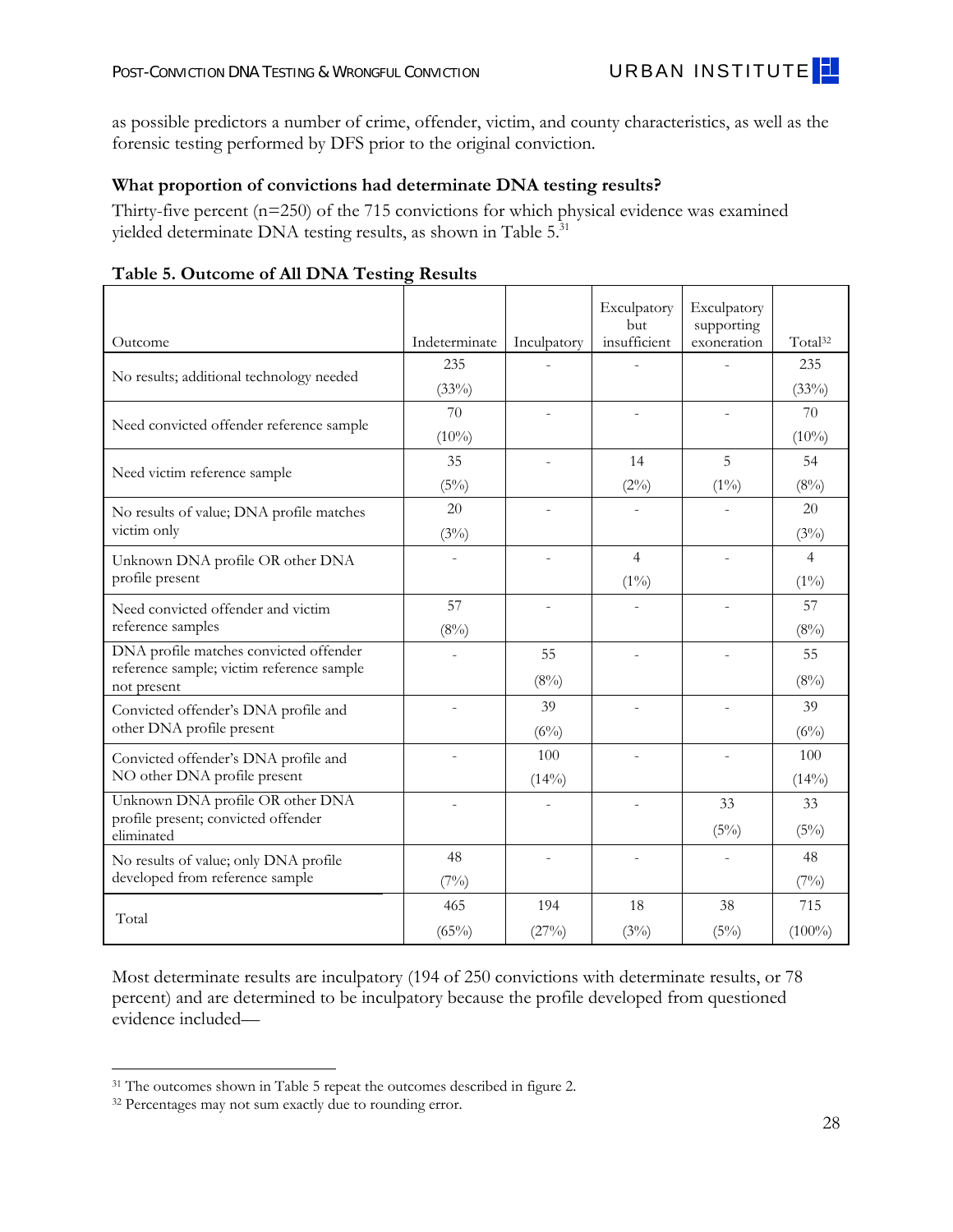as possible predictors a number of crime, offender, victim, and county characteristics, as well as the forensic testing performed by DFS prior to the original conviction.

### What proportion of convictions had determinate DNA testing results?

Thirty-five percent (n=250) of the 715 convictions for which physical evidence was examined yielded determinate DNA testing results, as shown in Table 5.[31]

**Table 5. Outcome of All DNA Testing Results**

| Outcome | Indeterminate | Inculpatory | Exculpatory but insufficient | Exculpatory supporting exoneration | Total[32] |
|---|---|---|---|---|---|
| No results; additional technology needed | 235 (33%) | - | - | - | 235 (33%) |
| Need convicted offender reference sample | 70 (10%) | - | - | - | 70 (10%) |
| Need victim reference sample | 35 (5%) | - | 14 (2%) | 5 (1%) | 54 (8%) |
| No results of value; DNA profile matches victim only | 20 (3%) | - | - | - | 20 (3%) |
| Unknown DNA profile OR other DNA profile present | - | - | 4 (1%) | - | 4 (1%) |
| Need convicted offender and victim reference samples | 57 (8%) | - | - | - | 57 (8%) |
| DNA profile matches convicted offender reference sample; victim reference sample not present | - | 55 (8%) | - | - | 55 (8%) |
| Convicted offender's DNA profile and other DNA profile present | - | 39 (6%) | - | - | 39 (6%) |
| Convicted offender's DNA profile and NO other DNA profile present | - | 100 (14%) | - | - | 100 (14%) |
| Unknown DNA profile OR other DNA profile present; convicted offender eliminated | - | - | - | 33 (5%) | 33 (5%) |
| No results of value; only DNA profile developed from reference sample | 48 (7%) | - | - | - | 48 (7%) |
| Total | 465 (65%) | 194 (27%) | 18 (3%) | 38 (5%) | 715 (100%) |

Most determinate results are inculpatory (194 of 250 convictions with determinate results, or 78 percent) and are determined to be inculpatory because the profile developed from questioned evidence included—

[31] The outcomes shown in Table 5 repeat the outcomes described in figure 2.

[32] Percentages may not sum exactly due to rounding error.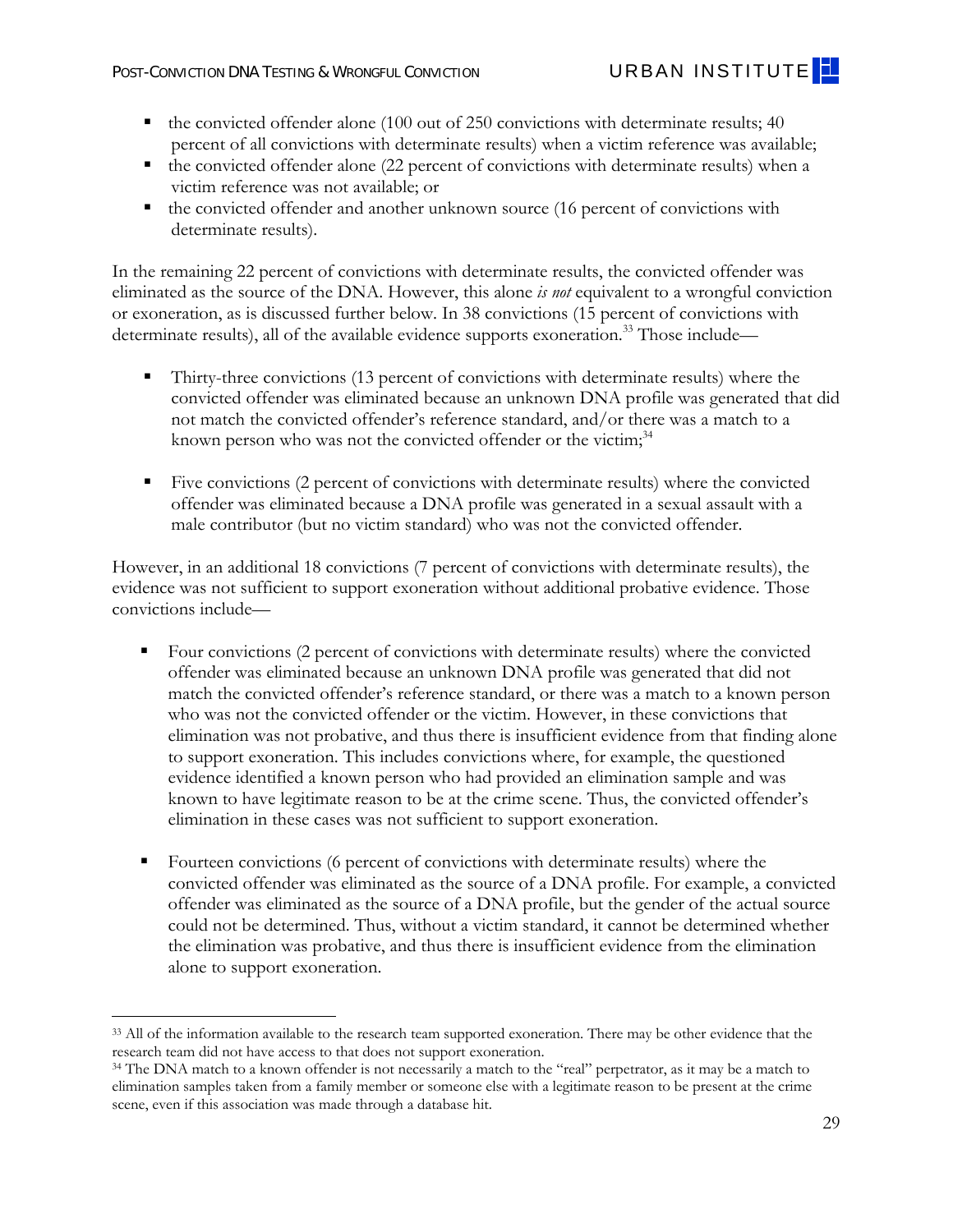- the convicted offender alone (100 out of 250 convictions with determinate results; 40 percent of all convictions with determinate results) when a victim reference was available;
- the convicted offender alone (22 percent of convictions with determinate results) when a victim reference was not available; or
- the convicted offender and another unknown source (16 percent of convictions with determinate results).

In the remaining 22 percent of convictions with determinate results, the convicted offender was eliminated as the source of the DNA. However, this alone *is not* equivalent to a wrongful conviction or exoneration, as is discussed further below. In 38 convictions (15 percent of convictions with determinate results), all of the available evidence supports exoneration.[33] Those include—

- Thirty-three convictions (13 percent of convictions with determinate results) where the convicted offender was eliminated because an unknown DNA profile was generated that did not match the convicted offender's reference standard, and/or there was a match to a known person who was not the convicted offender or the victim;[34]

- Five convictions (2 percent of convictions with determinate results) where the convicted offender was eliminated because a DNA profile was generated in a sexual assault with a male contributor (but no victim standard) who was not the convicted offender.

However, in an additional 18 convictions (7 percent of convictions with determinate results), the evidence was not sufficient to support exoneration without additional probative evidence. Those convictions include—

- Four convictions (2 percent of convictions with determinate results) where the convicted offender was eliminated because an unknown DNA profile was generated that did not match the convicted offender's reference standard, or there was a match to a known person who was not the convicted offender or the victim. However, in these convictions that elimination was not probative, and thus there is insufficient evidence from that finding alone to support exoneration. This includes convictions where, for example, the questioned evidence identified a known person who had provided an elimination sample and was known to have legitimate reason to be at the crime scene. Thus, the convicted offender's elimination in these cases was not sufficient to support exoneration.

- Fourteen convictions (6 percent of convictions with determinate results) where the convicted offender was eliminated as the source of a DNA profile. For example, a convicted offender was eliminated as the source of a DNA profile, but the gender of the actual source could not be determined. Thus, without a victim standard, it cannot be determined whether the elimination was probative, and thus there is insufficient evidence from the elimination alone to support exoneration.

---

[33] All of the information available to the research team supported exoneration. There may be other evidence that the research team did not have access to that does not support exoneration.

[34] The DNA match to a known offender is not necessarily a match to the "real" perpetrator, as it may be a match to elimination samples taken from a family member or someone else with a legitimate reason to be present at the crime scene, even if this association was made through a database hit.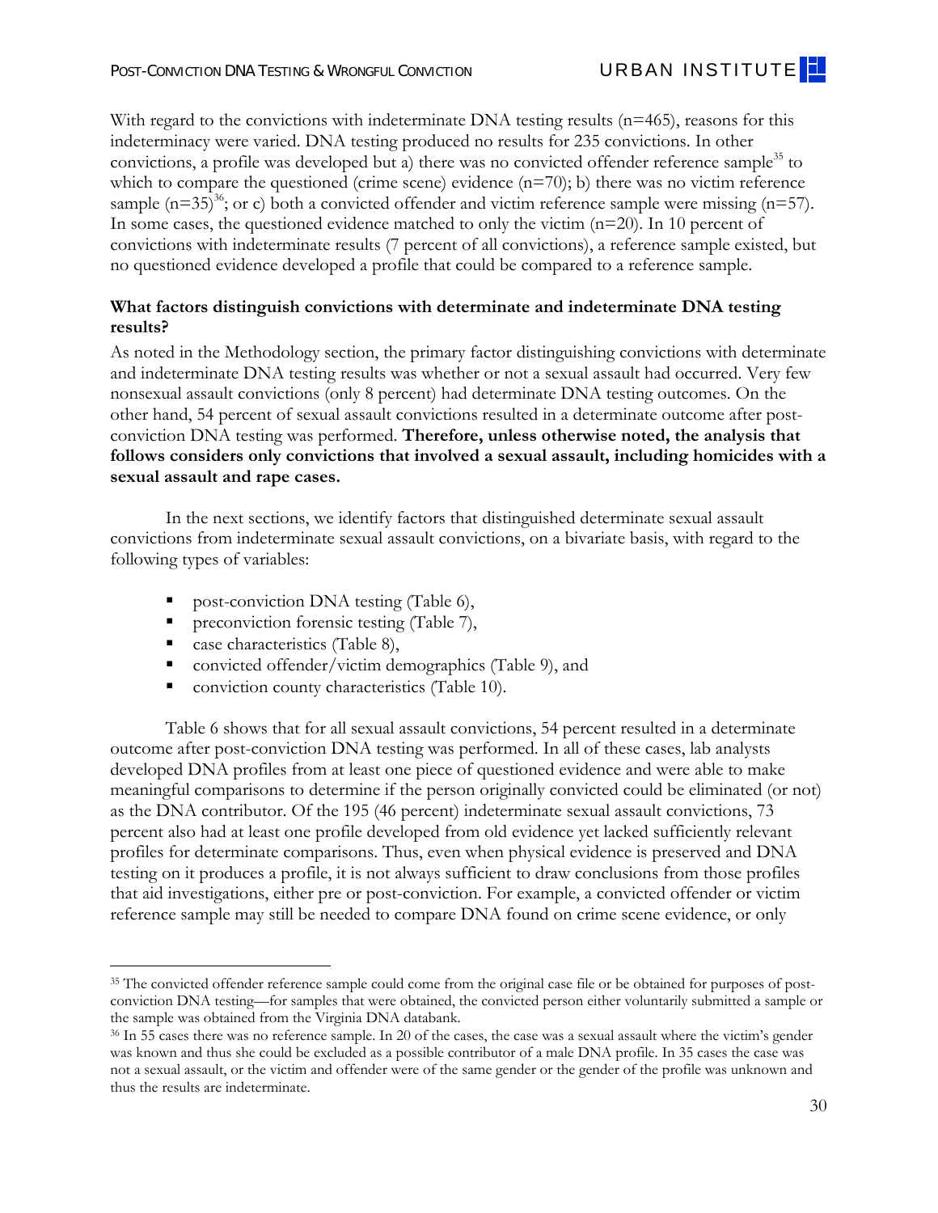With regard to the convictions with indeterminate DNA testing results (n=465), reasons for this indeterminacy were varied. DNA testing produced no results for 235 convictions. In other convictions, a profile was developed but a) there was no convicted offender reference sample[35] to which to compare the questioned (crime scene) evidence (n=70); b) there was no victim reference sample (n=35)[36]; or c) both a convicted offender and victim reference sample were missing (n=57). In some cases, the questioned evidence matched to only the victim (n=20). In 10 percent of convictions with indeterminate results (7 percent of all convictions), a reference sample existed, but no questioned evidence developed a profile that could be compared to a reference sample.

### What factors distinguish convictions with determinate and indeterminate DNA testing results?

As noted in the Methodology section, the primary factor distinguishing convictions with determinate and indeterminate DNA testing results was whether or not a sexual assault had occurred. Very few nonsexual assault convictions (only 8 percent) had determinate DNA testing outcomes. On the other hand, 54 percent of sexual assault convictions resulted in a determinate outcome after post-conviction DNA testing was performed. **Therefore, unless otherwise noted, the analysis that follows considers only convictions that involved a sexual assault, including homicides with a sexual assault and rape cases.**

In the next sections, we identify factors that distinguished determinate sexual assault convictions from indeterminate sexual assault convictions, on a bivariate basis, with regard to the following types of variables:

- post-conviction DNA testing (Table 6),
- preconviction forensic testing (Table 7),
- case characteristics (Table 8),
- convicted offender/victim demographics (Table 9), and
- conviction county characteristics (Table 10).

Table 6 shows that for all sexual assault convictions, 54 percent resulted in a determinate outcome after post-conviction DNA testing was performed. In all of these cases, lab analysts developed DNA profiles from at least one piece of questioned evidence and were able to make meaningful comparisons to determine if the person originally convicted could be eliminated (or not) as the DNA contributor. Of the 195 (46 percent) indeterminate sexual assault convictions, 73 percent also had at least one profile developed from old evidence yet lacked sufficiently relevant profiles for determinate comparisons. Thus, even when physical evidence is preserved and DNA testing on it produces a profile, it is not always sufficient to draw conclusions from those profiles that aid investigations, either pre or post-conviction. For example, a convicted offender or victim reference sample may still be needed to compare DNA found on crime scene evidence, or only

[35] The convicted offender reference sample could come from the original case file or be obtained for purposes of post-conviction DNA testing—for samples that were obtained, the convicted person either voluntarily submitted a sample or the sample was obtained from the Virginia DNA databank.

[36] In 55 cases there was no reference sample. In 20 of the cases, the case was a sexual assault where the victim's gender was known and thus she could be excluded as a possible contributor of a male DNA profile. In 35 cases the case was not a sexual assault, or the victim and offender were of the same gender or the gender of the profile was unknown and thus the results are indeterminate.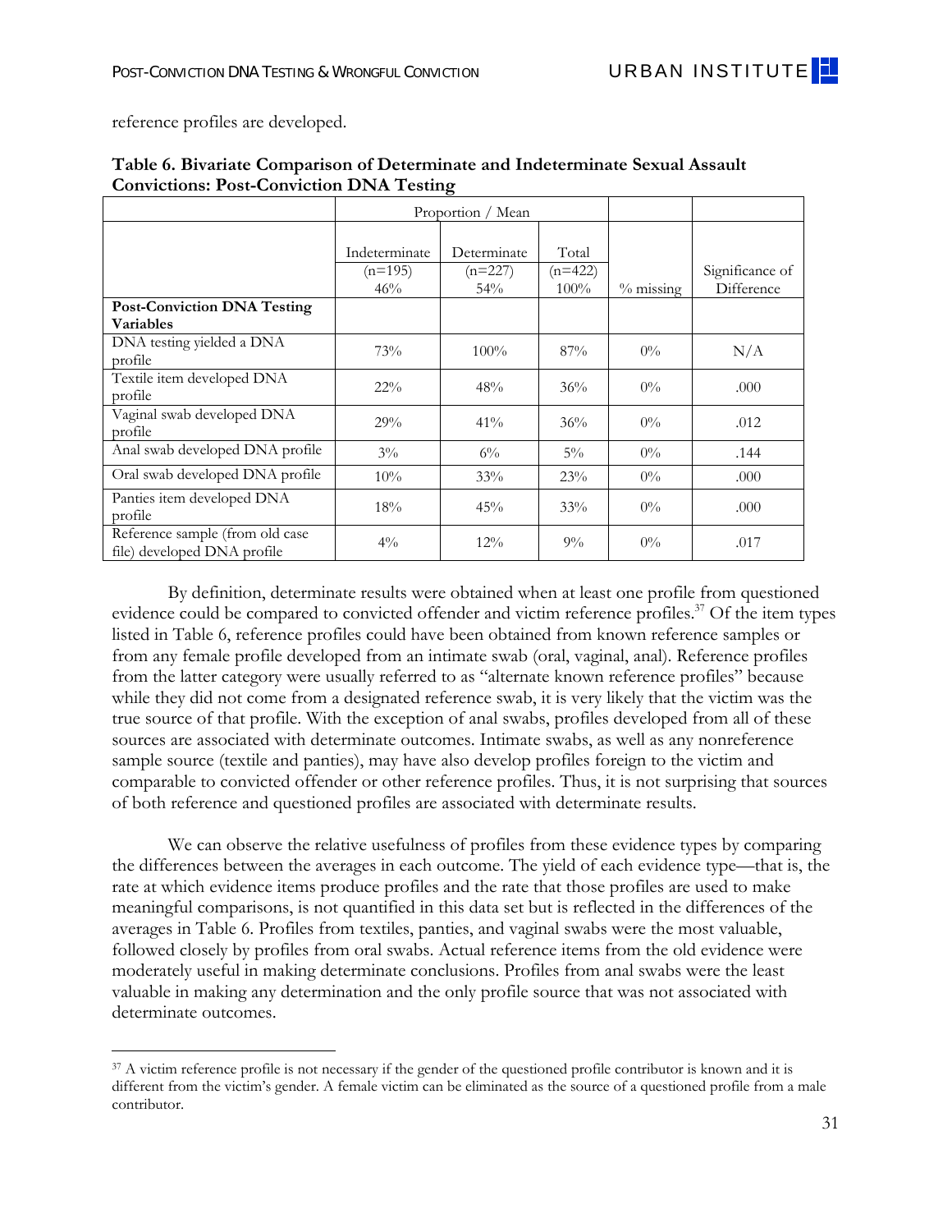reference profiles are developed.

**Table 6. Bivariate Comparison of Determinate and Indeterminate Sexual Assault Convictions: Post-Conviction DNA Testing**

| | Proportion / Mean | | | | |
|---|---|---|---|---|---|
| | Indeterminate (n=195) 46% | Determinate (n=227) 54% | Total (n=422) 100% | % missing | Significance of Difference |
| **Post-Conviction DNA Testing Variables** | | | | | |
| DNA testing yielded a DNA profile | 73% | 100% | 87% | 0% | N/A |
| Textile item developed DNA profile | 22% | 48% | 36% | 0% | .000 |
| Vaginal swab developed DNA profile | 29% | 41% | 36% | 0% | .012 |
| Anal swab developed DNA profile | 3% | 6% | 5% | 0% | .144 |
| Oral swab developed DNA profile | 10% | 33% | 23% | 0% | .000 |
| Panties item developed DNA profile | 18% | 45% | 33% | 0% | .000 |
| Reference sample (from old case file) developed DNA profile | 4% | 12% | 9% | 0% | .017 |

By definition, determinate results were obtained when at least one profile from questioned evidence could be compared to convicted offender and victim reference profiles.[37] Of the item types listed in Table 6, reference profiles could have been obtained from known reference samples or from any female profile developed from an intimate swab (oral, vaginal, anal). Reference profiles from the latter category were usually referred to as "alternate known reference profiles" because while they did not come from a designated reference swab, it is very likely that the victim was the true source of that profile. With the exception of anal swabs, profiles developed from all of these sources are associated with determinate outcomes. Intimate swabs, as well as any nonreference sample source (textile and panties), may have also develop profiles foreign to the victim and comparable to convicted offender or other reference profiles. Thus, it is not surprising that sources of both reference and questioned profiles are associated with determinate results.

We can observe the relative usefulness of profiles from these evidence types by comparing the differences between the averages in each outcome. The yield of each evidence type—that is, the rate at which evidence items produce profiles and the rate that those profiles are used to make meaningful comparisons, is not quantified in this data set but is reflected in the differences of the averages in Table 6. Profiles from textiles, panties, and vaginal swabs were the most valuable, followed closely by profiles from oral swabs. Actual reference items from the old evidence were moderately useful in making determinate conclusions. Profiles from anal swabs were the least valuable in making any determination and the only profile source that was not associated with determinate outcomes.

[37] A victim reference profile is not necessary if the gender of the questioned profile contributor is known and it is different from the victim's gender. A female victim can be eliminated as the source of a questioned profile from a male contributor.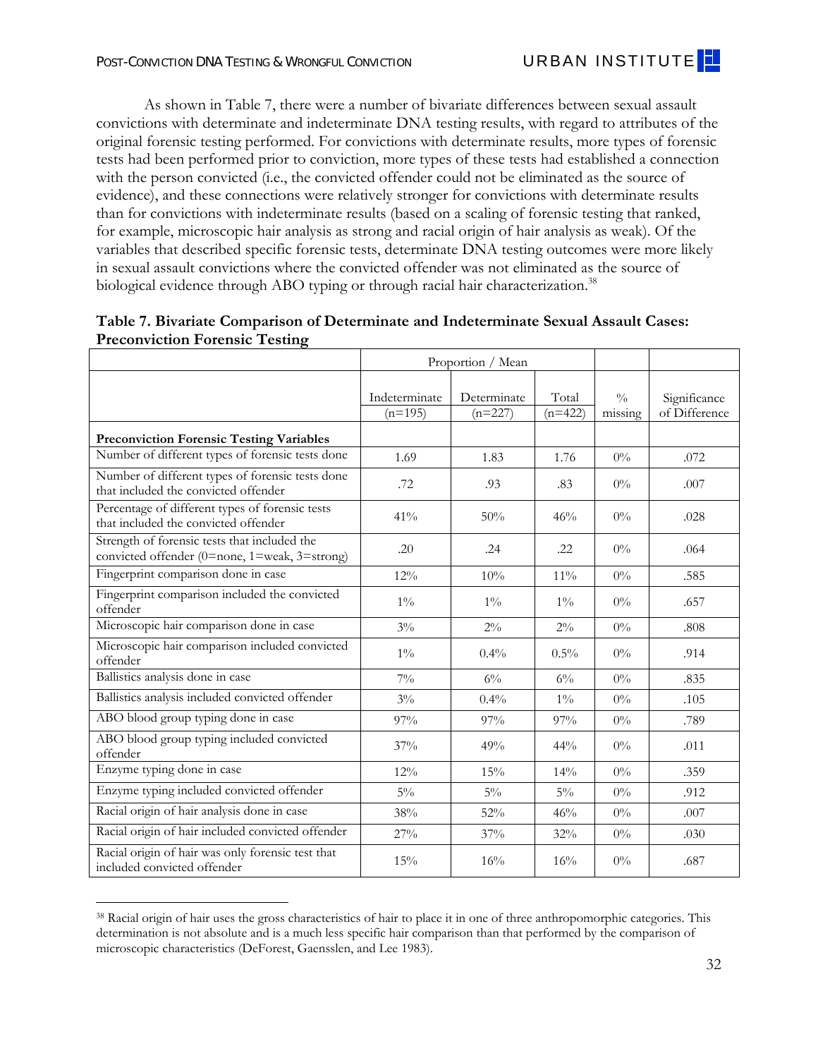As shown in Table 7, there were a number of bivariate differences between sexual assault convictions with determinate and indeterminate DNA testing results, with regard to attributes of the original forensic testing performed. For convictions with determinate results, more types of forensic tests had been performed prior to conviction, more types of these tests had established a connection with the person convicted (i.e., the convicted offender could not be eliminated as the source of evidence), and these connections were relatively stronger for convictions with determinate results than for convictions with indeterminate results (based on a scaling of forensic testing that ranked, for example, microscopic hair analysis as strong and racial origin of hair analysis as weak). Of the variables that described specific forensic tests, determinate DNA testing outcomes were more likely in sexual assault convictions where the convicted offender was not eliminated as the source of biological evidence through ABO typing or through racial hair characterization.[38]

**Table 7. Bivariate Comparison of Determinate and Indeterminate Sexual Assault Cases: Preconviction Forensic Testing**

| | Proportion / Mean | | | | |
|---|---|---|---|---|---|
| | Indeterminate (n=195) | Determinate (n=227) | Total (n=422) | % missing | Significance of Difference |
| **Preconviction Forensic Testing Variables** | | | | | |
| Number of different types of forensic tests done | 1.69 | 1.83 | 1.76 | 0% | .072 |
| Number of different types of forensic tests done that included the convicted offender | .72 | .93 | .83 | 0% | .007 |
| Percentage of different types of forensic tests that included the convicted offender | 41% | 50% | 46% | 0% | .028 |
| Strength of forensic tests that included the convicted offender (0=none, 1=weak, 3=strong) | .20 | .24 | .22 | 0% | .064 |
| Fingerprint comparison done in case | 12% | 10% | 11% | 0% | .585 |
| Fingerprint comparison included the convicted offender | 1% | 1% | 1% | 0% | .657 |
| Microscopic hair comparison done in case | 3% | 2% | 2% | 0% | .808 |
| Microscopic hair comparison included convicted offender | 1% | 0.4% | 0.5% | 0% | .914 |
| Ballistics analysis done in case | 7% | 6% | 6% | 0% | .835 |
| Ballistics analysis included convicted offender | 3% | 0.4% | 1% | 0% | .105 |
| ABO blood group typing done in case | 97% | 97% | 97% | 0% | .789 |
| ABO blood group typing included convicted offender | 37% | 49% | 44% | 0% | .011 |
| Enzyme typing done in case | 12% | 15% | 14% | 0% | .359 |
| Enzyme typing included convicted offender | 5% | 5% | 5% | 0% | .912 |
| Racial origin of hair analysis done in case | 38% | 52% | 46% | 0% | .007 |
| Racial origin of hair included convicted offender | 27% | 37% | 32% | 0% | .030 |
| Racial origin of hair was only forensic test that included convicted offender | 15% | 16% | 16% | 0% | .687 |

[38] Racial origin of hair uses the gross characteristics of hair to place it in one of three anthropomorphic categories. This determination is not absolute and is a much less specific hair comparison than that performed by the comparison of microscopic characteristics (DeForest, Gaensslen, and Lee 1983).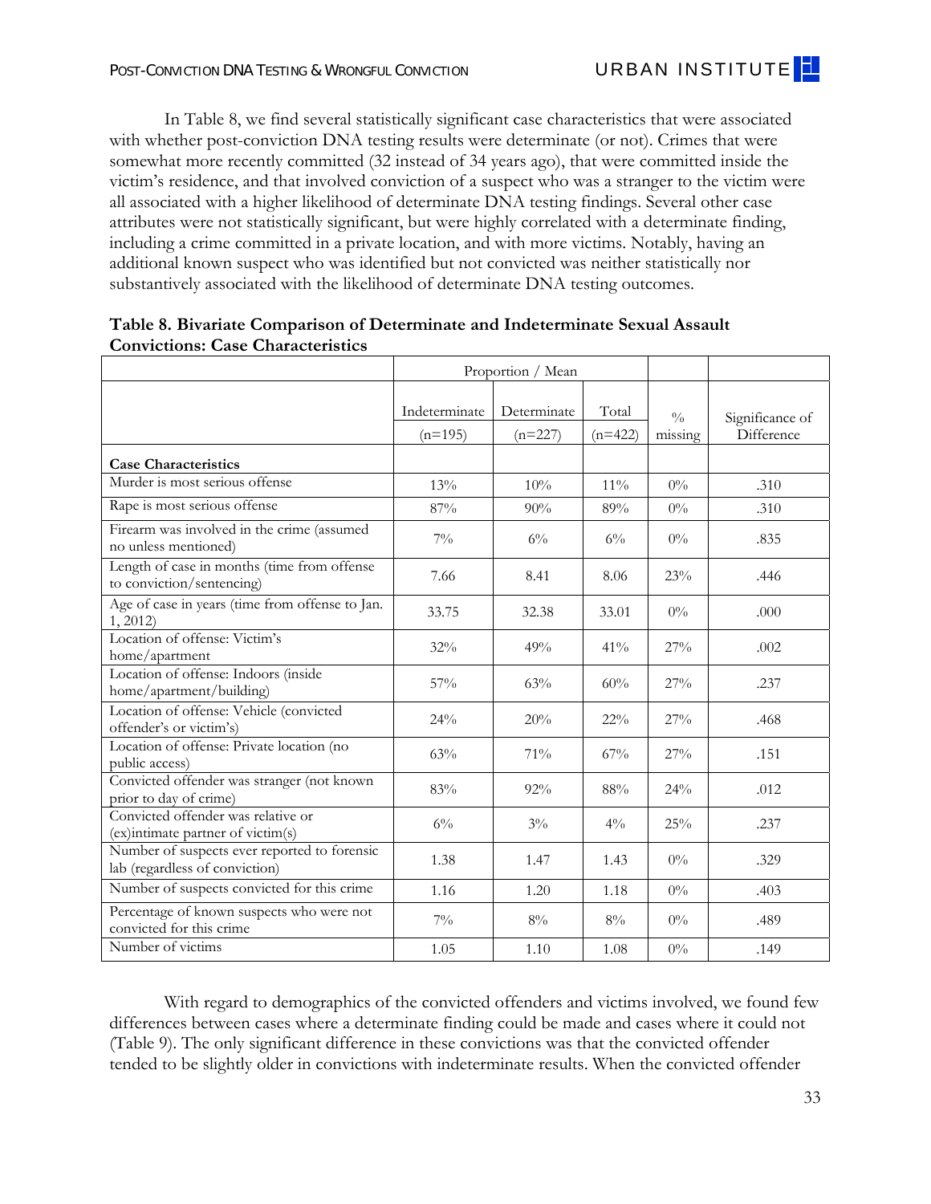In Table 8, we find several statistically significant case characteristics that were associated with whether post-conviction DNA testing results were determinate (or not). Crimes that were somewhat more recently committed (32 instead of 34 years ago), that were committed inside the victim's residence, and that involved conviction of a suspect who was a stranger to the victim were all associated with a higher likelihood of determinate DNA testing findings. Several other case attributes were not statistically significant, but were highly correlated with a determinate finding, including a crime committed in a private location, and with more victims. Notably, having an additional known suspect who was identified but not convicted was neither statistically nor substantively associated with the likelihood of determinate DNA testing outcomes.

**Table 8. Bivariate Comparison of Determinate and Indeterminate Sexual Assault Convictions: Case Characteristics**

| | Proportion / Mean | | | | |
|---|---|---|---|---|---|
| | Indeterminate (n=195) | Determinate (n=227) | Total (n=422) | % missing | Significance of Difference |
| **Case Characteristics** | | | | | |
| Murder is most serious offense | 13% | 10% | 11% | 0% | .310 |
| Rape is most serious offense | 87% | 90% | 89% | 0% | .310 |
| Firearm was involved in the crime (assumed no unless mentioned) | 7% | 6% | 6% | 0% | .835 |
| Length of case in months (time from offense to conviction/sentencing) | 7.66 | 8.41 | 8.06 | 23% | .446 |
| Age of case in years (time from offense to Jan. 1, 2012) | 33.75 | 32.38 | 33.01 | 0% | .000 |
| Location of offense: Victim's home/apartment | 32% | 49% | 41% | 27% | .002 |
| Location of offense: Indoors (inside home/apartment/building) | 57% | 63% | 60% | 27% | .237 |
| Location of offense: Vehicle (convicted offender's or victim's) | 24% | 20% | 22% | 27% | .468 |
| Location of offense: Private location (no public access) | 63% | 71% | 67% | 27% | .151 |
| Convicted offender was stranger (not known prior to day of crime) | 83% | 92% | 88% | 24% | .012 |
| Convicted offender was relative or (ex)intimate partner of victim(s) | 6% | 3% | 4% | 25% | .237 |
| Number of suspects ever reported to forensic lab (regardless of conviction) | 1.38 | 1.47 | 1.43 | 0% | .329 |
| Number of suspects convicted for this crime | 1.16 | 1.20 | 1.18 | 0% | .403 |
| Percentage of known suspects who were not convicted for this crime | 7% | 8% | 8% | 0% | .489 |
| Number of victims | 1.05 | 1.10 | 1.08 | 0% | .149 |

With regard to demographics of the convicted offenders and victims involved, we found few differences between cases where a determinate finding could be made and cases where it could not (Table 9). The only significant difference in these convictions was that the convicted offender tended to be slightly older in convictions with indeterminate results. When the convicted offender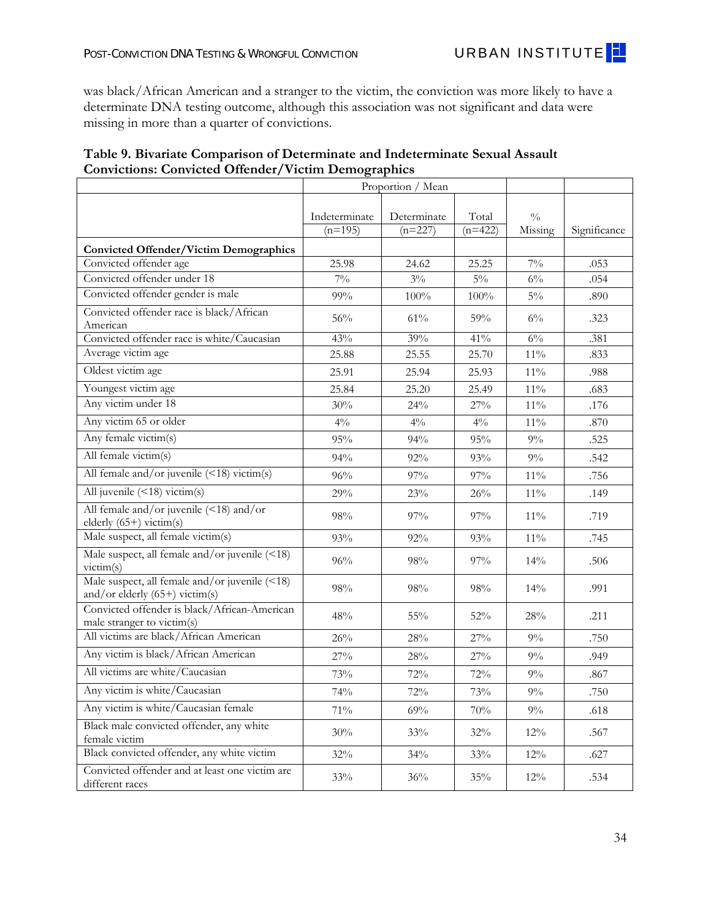was black/African American and a stranger to the victim, the conviction was more likely to have a determinate DNA testing outcome, although this association was not significant and data were missing in more than a quarter of convictions.

**Table 9. Bivariate Comparison of Determinate and Indeterminate Sexual Assault Convictions: Convicted Offender/Victim Demographics**

| | Proportion / Mean | | | | |
|---|---|---|---|---|---|
| | Indeterminate (n=195) | Determinate (n=227) | Total (n=422) | % Missing | Significance |
| **Convicted Offender/Victim Demographics** | | | | | |
| Convicted offender age | 25.98 | 24.62 | 25.25 | 7% | .053 |
| Convicted offender under 18 | 7% | 3% | 5% | 6% | .054 |
| Convicted offender gender is male | 99% | 100% | 100% | 5% | .890 |
| Convicted offender race is black/African American | 56% | 61% | 59% | 6% | .323 |
| Convicted offender race is white/Caucasian | 43% | 39% | 41% | 6% | .381 |
| Average victim age | 25.88 | 25.55 | 25.70 | 11% | .833 |
| Oldest victim age | 25.91 | 25.94 | 25.93 | 11% | .988 |
| Youngest victim age | 25.84 | 25.20 | 25.49 | 11% | .683 |
| Any victim under 18 | 30% | 24% | 27% | 11% | .176 |
| Any victim 65 or older | 4% | 4% | 4% | 11% | .870 |
| Any female victim(s) | 95% | 94% | 95% | 9% | .525 |
| All female victim(s) | 94% | 92% | 93% | 9% | .542 |
| All female and/or juvenile (<18) victim(s) | 96% | 97% | 97% | 11% | .756 |
| All juvenile (<18) victim(s) | 29% | 23% | 26% | 11% | .149 |
| All female and/or juvenile (<18) and/or elderly (65+) victim(s) | 98% | 97% | 97% | 11% | .719 |
| Male suspect, all female victim(s) | 93% | 92% | 93% | 11% | .745 |
| Male suspect, all female and/or juvenile (<18) victim(s) | 96% | 98% | 97% | 14% | .506 |
| Male suspect, all female and/or juvenile (<18) and/or elderly (65+) victim(s) | 98% | 98% | 98% | 14% | .991 |
| Convicted offender is black/African-American male stranger to victim(s) | 48% | 55% | 52% | 28% | .211 |
| All victims are black/African American | 26% | 28% | 27% | 9% | .750 |
| Any victim is black/African American | 27% | 28% | 27% | 9% | .949 |
| All victims are white/Caucasian | 73% | 72% | 72% | 9% | .867 |
| Any victim is white/Caucasian | 74% | 72% | 73% | 9% | .750 |
| Any victim is white/Caucasian female | 71% | 69% | 70% | 9% | .618 |
| Black male convicted offender, any white female victim | 30% | 33% | 32% | 12% | .567 |
| Black convicted offender, any white victim | 32% | 34% | 33% | 12% | .627 |
| Convicted offender and at least one victim are different races | 33% | 36% | 35% | 12% | .534 |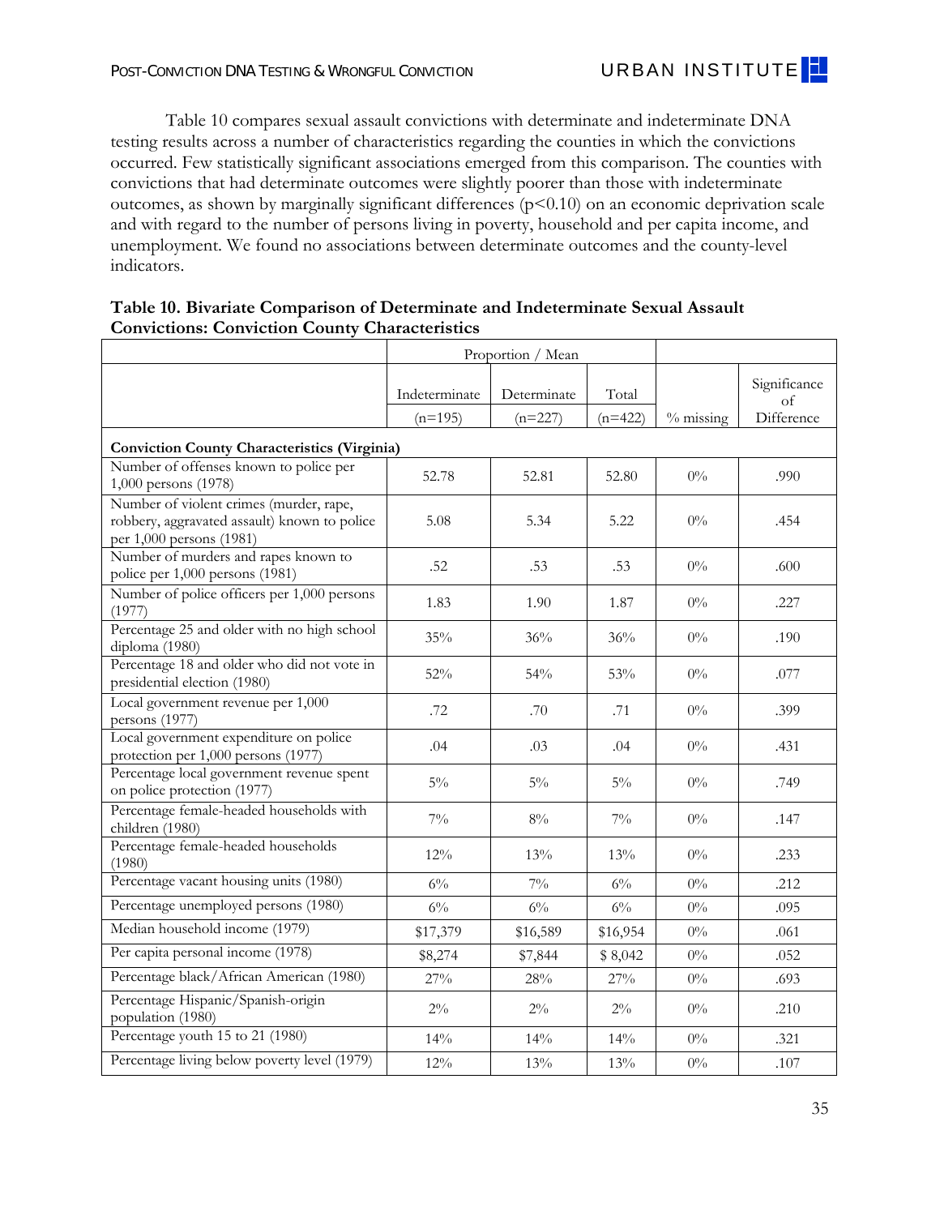Table 10 compares sexual assault convictions with determinate and indeterminate DNA testing results across a number of characteristics regarding the counties in which the convictions occurred. Few statistically significant associations emerged from this comparison. The counties with convictions that had determinate outcomes were slightly poorer than those with indeterminate outcomes, as shown by marginally significant differences ($p<0.10$) on an economic deprivation scale and with regard to the number of persons living in poverty, household and per capita income, and unemployment. We found no associations between determinate outcomes and the county-level indicators.

**Table 10. Bivariate Comparison of Determinate and Indeterminate Sexual Assault Convictions: Conviction County Characteristics**

| | Proportion / Mean | | | | |
|---|---|---|---|---|---|
| | Indeterminate (n=195) | Determinate (n=227) | Total (n=422) | % missing | Significance of Difference |
| **Conviction County Characteristics (Virginia)** | | | | | |
| Number of offenses known to police per 1,000 persons (1978) | 52.78 | 52.81 | 52.80 | 0% | .990 |
| Number of violent crimes (murder, rape, robbery, aggravated assault) known to police per 1,000 persons (1981) | 5.08 | 5.34 | 5.22 | 0% | .454 |
| Number of murders and rapes known to police per 1,000 persons (1981) | .52 | .53 | .53 | 0% | .600 |
| Number of police officers per 1,000 persons (1977) | 1.83 | 1.90 | 1.87 | 0% | .227 |
| Percentage 25 and older with no high school diploma (1980) | 35% | 36% | 36% | 0% | .190 |
| Percentage 18 and older who did not vote in presidential election (1980) | 52% | 54% | 53% | 0% | .077 |
| Local government revenue per 1,000 persons (1977) | .72 | .70 | .71 | 0% | .399 |
| Local government expenditure on police protection per 1,000 persons (1977) | .04 | .03 | .04 | 0% | .431 |
| Percentage local government revenue spent on police protection (1977) | 5% | 5% | 5% | 0% | .749 |
| Percentage female-headed households with children (1980) | 7% | 8% | 7% | 0% | .147 |
| Percentage female-headed households (1980) | 12% | 13% | 13% | 0% | .233 |
| Percentage vacant housing units (1980) | 6% | 7% | 6% | 0% | .212 |
| Percentage unemployed persons (1980) | 6% | 6% | 6% | 0% | .095 |
| Median household income (1979) | $17,379 | $16,589 | $16,954 | 0% | .061 |
| Per capita personal income (1978) | $8,274 | $7,844 | $ 8,042 | 0% | .052 |
| Percentage black/African American (1980) | 27% | 28% | 27% | 0% | .693 |
| Percentage Hispanic/Spanish-origin population (1980) | 2% | 2% | 2% | 0% | .210 |
| Percentage youth 15 to 21 (1980) | 14% | 14% | 14% | 0% | .321 |
| Percentage living below poverty level (1979) | 12% | 13% | 13% | 0% | .107 |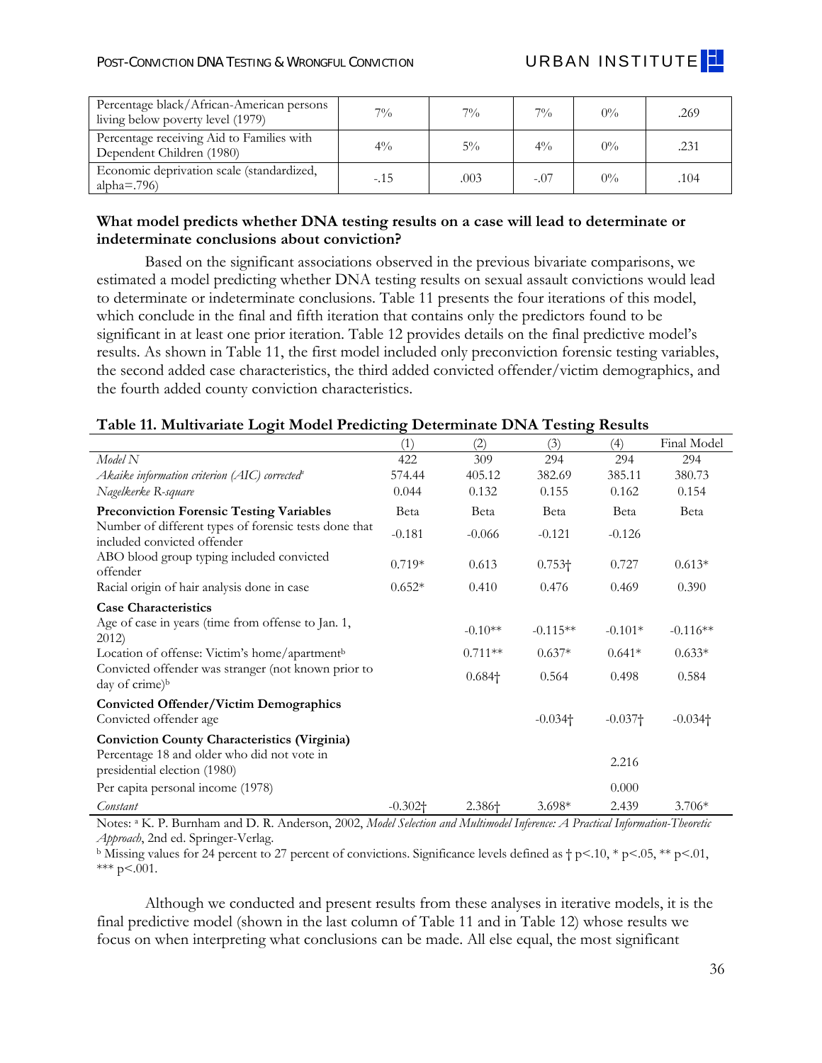| Percentage black/African-American persons living below poverty level (1979) | 7% | 7% | 7% | 0% | .269 |
|---|---|---|---|---|---|
| Percentage receiving Aid to Families with Dependent Children (1980) | 4% | 5% | 4% | 0% | .231 |
| Economic deprivation scale (standardized, alpha=.796) | -.15 | .003 | -.07 | 0% | .104 |

**What model predicts whether DNA testing results on a case will lead to determinate or indeterminate conclusions about conviction?**

Based on the significant associations observed in the previous bivariate comparisons, we estimated a model predicting whether DNA testing results on sexual assault convictions would lead to determinate or indeterminate conclusions. Table 11 presents the four iterations of this model, which conclude in the final and fifth iteration that contains only the predictors found to be significant in at least one prior iteration. Table 12 provides details on the final predictive model's results. As shown in Table 11, the first model included only preconviction forensic testing variables, the second added case characteristics, the third added convicted offender/victim demographics, and the fourth added county conviction characteristics.

**Table 11. Multivariate Logit Model Predicting Determinate DNA Testing Results**

| | (1) | (2) | (3) | (4) | Final Model |
|---|---|---|---|---|---|
| *Model N* | 422 | 309 | 294 | 294 | 294 |
| *Akaike information criterion (AIC) corrected*[a] | 574.44 | 405.12 | 382.69 | 385.11 | 380.73 |
| *Nagelkerke R-square* | 0.044 | 0.132 | 0.155 | 0.162 | 0.154 |
| **Preconviction Forensic Testing Variables** | Beta | Beta | Beta | Beta | Beta |
| Number of different types of forensic tests done that included convicted offender | -0.181 | -0.066 | -0.121 | -0.126 | |
| ABO blood group typing included convicted offender | 0.719* | 0.613 | 0.753† | 0.727 | 0.613* |
| Racial origin of hair analysis done in case | 0.652* | 0.410 | 0.476 | 0.469 | 0.390 |
| **Case Characteristics** | | | | | |
| Age of case in years (time from offense to Jan. 1, 2012) | | -0.10** | -0.115** | -0.101* | -0.116** |
| Location of offense: Victim's home/apartment[b] | | 0.711** | 0.637* | 0.641* | 0.633* |
| Convicted offender was stranger (not known prior to day of crime)[b] | | 0.684† | 0.564 | 0.498 | 0.584 |
| **Convicted Offender/Victim Demographics** | | | | | |
| Convicted offender age | | | -0.034† | -0.037† | -0.034† |
| **Conviction County Characteristics (Virginia)** | | | | | |
| Percentage 18 and older who did not vote in presidential election (1980) | | | | 2.216 | |
| Per capita personal income (1978) | | | | 0.000 | |
| *Constant* | -0.302† | 2.386† | 3.698* | 2.439 | 3.706* |

Notes: [a] K. P. Burnham and D. R. Anderson, 2002, *Model Selection and Multimodel Inference: A Practical Information-Theoretic Approach*, 2nd ed. Springer-Verlag.
[b] Missing values for 24 percent to 27 percent of convictions. Significance levels defined as † p<.10, * p<.05, ** p<.01, *** p<.001.

Although we conducted and present results from these analyses in iterative models, it is the final predictive model (shown in the last column of Table 11 and in Table 12) whose results we focus on when interpreting what conclusions can be made. All else equal, the most significant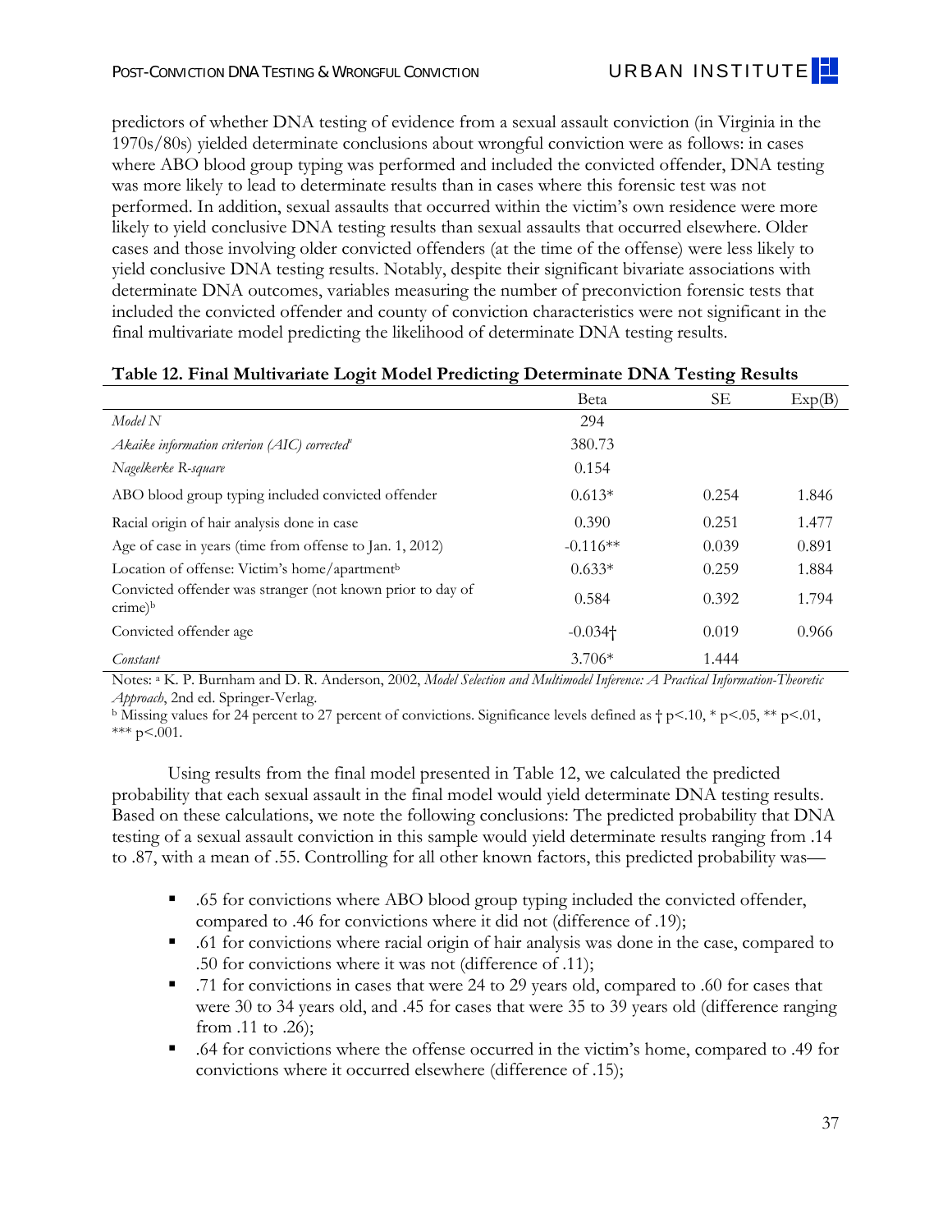predictors of whether DNA testing of evidence from a sexual assault conviction (in Virginia in the 1970s/80s) yielded determinate conclusions about wrongful conviction were as follows: in cases where ABO blood group typing was performed and included the convicted offender, DNA testing was more likely to lead to determinate results than in cases where this forensic test was not performed. In addition, sexual assaults that occurred within the victim's own residence were more likely to yield conclusive DNA testing results than sexual assaults that occurred elsewhere. Older cases and those involving older convicted offenders (at the time of the offense) were less likely to yield conclusive DNA testing results. Notably, despite their significant bivariate associations with determinate DNA outcomes, variables measuring the number of preconviction forensic tests that included the convicted offender and county of conviction characteristics were not significant in the final multivariate model predicting the likelihood of determinate DNA testing results.

**Table 12. Final Multivariate Logit Model Predicting Determinate DNA Testing Results**

| | Beta | SE | Exp(B) |
|---|---|---|---|
| *Model N* | 294 | | |
| *Akaike information criterion (AIC) corrected*[a] | 380.73 | | |
| *Nagelkerke R-square* | 0.154 | | |
| ABO blood group typing included convicted offender | 0.613* | 0.254 | 1.846 |
| Racial origin of hair analysis done in case | 0.390 | 0.251 | 1.477 |
| Age of case in years (time from offense to Jan. 1, 2012) | -0.116** | 0.039 | 0.891 |
| Location of offense: Victim's home/apartment[b] | 0.633* | 0.259 | 1.884 |
| Convicted offender was stranger (not known prior to day of crime)[b] | 0.584 | 0.392 | 1.794 |
| Convicted offender age | -0.034† | 0.019 | 0.966 |
| *Constant* | 3.706* | 1.444 | |

Notes: [a] K. P. Burnham and D. R. Anderson, 2002, *Model Selection and Multimodel Inference: A Practical Information-Theoretic Approach*, 2nd ed. Springer-Verlag.
[b] Missing values for 24 percent to 27 percent of convictions. Significance levels defined as † $p<.10$, * $p<.05$, ** $p<.01$, *** $p<.001$.

Using results from the final model presented in Table 12, we calculated the predicted probability that each sexual assault in the final model would yield determinate DNA testing results. Based on these calculations, we note the following conclusions: The predicted probability that DNA testing of a sexual assault conviction in this sample would yield determinate results ranging from .14 to .87, with a mean of .55. Controlling for all other known factors, this predicted probability was—

- .65 for convictions where ABO blood group typing included the convicted offender, compared to .46 for convictions where it did not (difference of .19);
- .61 for convictions where racial origin of hair analysis was done in the case, compared to .50 for convictions where it was not (difference of .11);
- .71 for convictions in cases that were 24 to 29 years old, compared to .60 for cases that were 30 to 34 years old, and .45 for cases that were 35 to 39 years old (difference ranging from .11 to .26);
- .64 for convictions where the offense occurred in the victim's home, compared to .49 for convictions where it occurred elsewhere (difference of .15);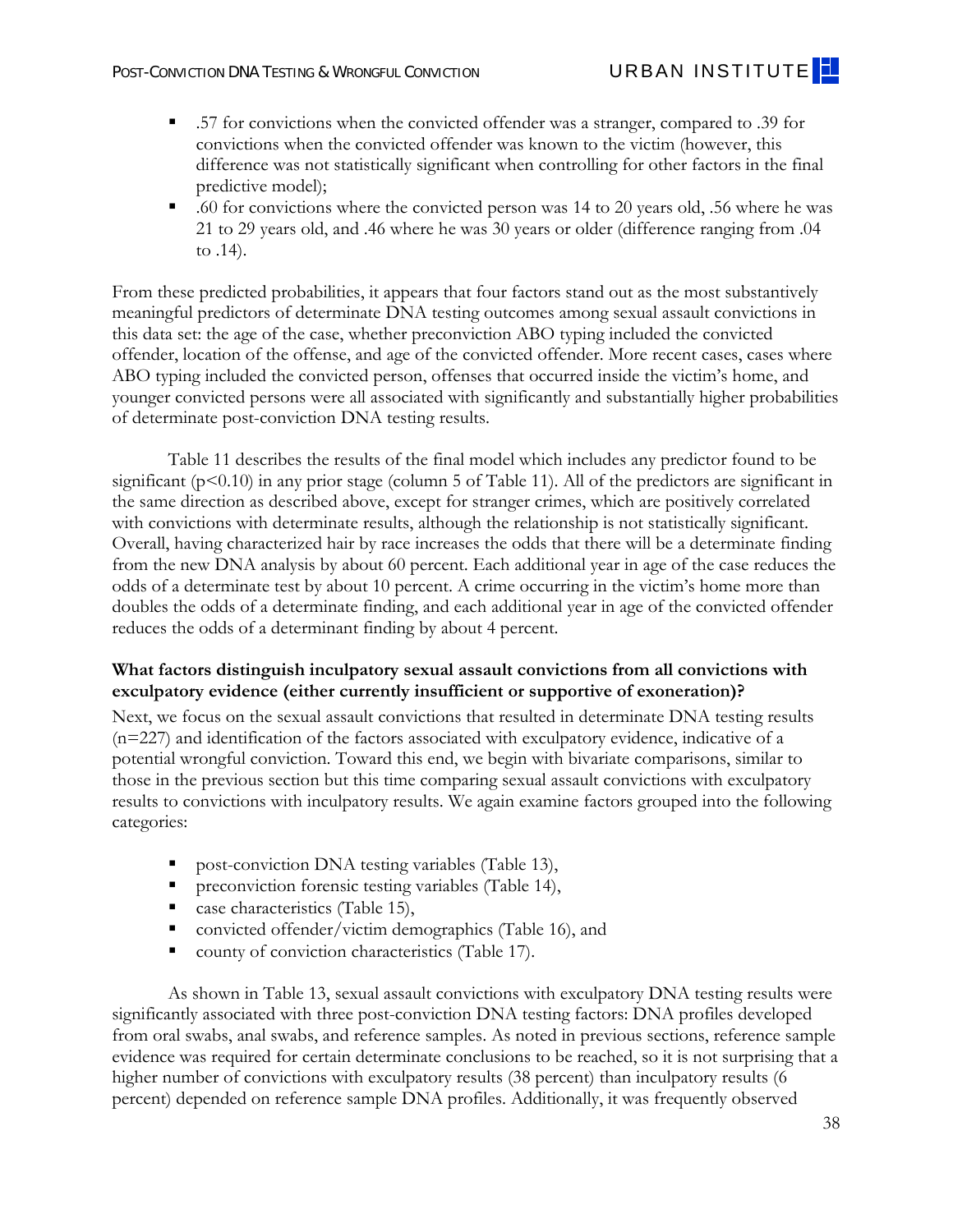- .57 for convictions when the convicted offender was a stranger, compared to .39 for convictions when the convicted offender was known to the victim (however, this difference was not statistically significant when controlling for other factors in the final predictive model);
- .60 for convictions where the convicted person was 14 to 20 years old, .56 where he was 21 to 29 years old, and .46 where he was 30 years or older (difference ranging from .04 to .14).

From these predicted probabilities, it appears that four factors stand out as the most substantively meaningful predictors of determinate DNA testing outcomes among sexual assault convictions in this data set: the age of the case, whether preconviction ABO typing included the convicted offender, location of the offense, and age of the convicted offender. More recent cases, cases where ABO typing included the convicted person, offenses that occurred inside the victim's home, and younger convicted persons were all associated with significantly and substantially higher probabilities of determinate post-conviction DNA testing results.

Table 11 describes the results of the final model which includes any predictor found to be significant ($p<0.10$) in any prior stage (column 5 of Table 11). All of the predictors are significant in the same direction as described above, except for stranger crimes, which are positively correlated with convictions with determinate results, although the relationship is not statistically significant. Overall, having characterized hair by race increases the odds that there will be a determinate finding from the new DNA analysis by about 60 percent. Each additional year in age of the case reduces the odds of a determinate test by about 10 percent. A crime occurring in the victim's home more than doubles the odds of a determinate finding, and each additional year in age of the convicted offender reduces the odds of a determinant finding by about 4 percent.

**What factors distinguish inculpatory sexual assault convictions from all convictions with exculpatory evidence (either currently insufficient or supportive of exoneration)?**

Next, we focus on the sexual assault convictions that resulted in determinate DNA testing results (n=227) and identification of the factors associated with exculpatory evidence, indicative of a potential wrongful conviction. Toward this end, we begin with bivariate comparisons, similar to those in the previous section but this time comparing sexual assault convictions with exculpatory results to convictions with inculpatory results. We again examine factors grouped into the following categories:

- post-conviction DNA testing variables (Table 13),
- preconviction forensic testing variables (Table 14),
- case characteristics (Table 15),
- convicted offender/victim demographics (Table 16), and
- county of conviction characteristics (Table 17).

As shown in Table 13, sexual assault convictions with exculpatory DNA testing results were significantly associated with three post-conviction DNA testing factors: DNA profiles developed from oral swabs, anal swabs, and reference samples. As noted in previous sections, reference sample evidence was required for certain determinate conclusions to be reached, so it is not surprising that a higher number of convictions with exculpatory results (38 percent) than inculpatory results (6 percent) depended on reference sample DNA profiles. Additionally, it was frequently observed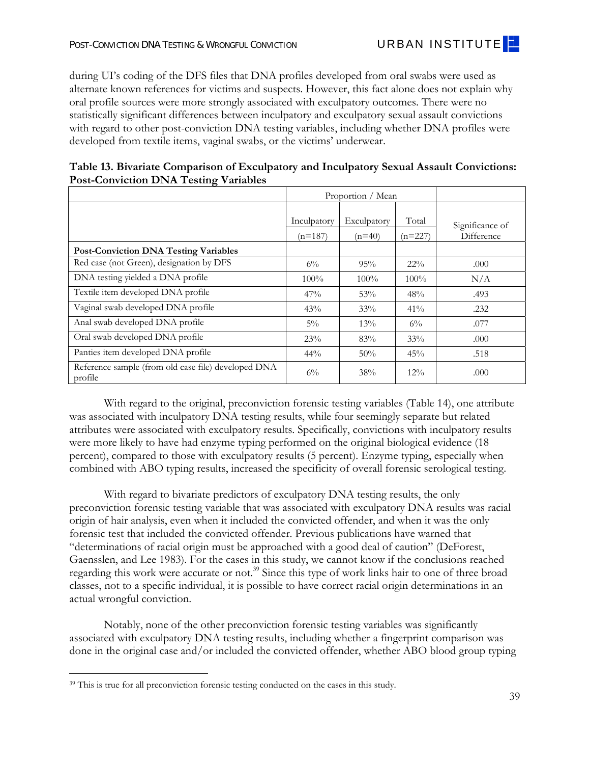during UI's coding of the DFS files that DNA profiles developed from oral swabs were used as alternate known references for victims and suspects. However, this fact alone does not explain why oral profile sources were more strongly associated with exculpatory outcomes. There were no statistically significant differences between inculpatory and exculpatory sexual assault convictions with regard to other post-conviction DNA testing variables, including whether DNA profiles were developed from textile items, vaginal swabs, or the victims' underwear.

**Table 13. Bivariate Comparison of Exculpatory and Inculpatory Sexual Assault Convictions: Post-Conviction DNA Testing Variables**

| | Proportion / Mean | | | |
|---|---|---|---|---|
| | Inculpatory (n=187) | Exculpatory (n=40) | Total (n=227) | Significance of Difference |
| **Post-Conviction DNA Testing Variables** | | | | |
| Red case (not Green), designation by DFS | 6% | 95% | 22% | .000 |
| DNA testing yielded a DNA profile | 100% | 100% | 100% | N/A |
| Textile item developed DNA profile | 47% | 53% | 48% | .493 |
| Vaginal swab developed DNA profile | 43% | 33% | 41% | .232 |
| Anal swab developed DNA profile | 5% | 13% | 6% | .077 |
| Oral swab developed DNA profile | 23% | 83% | 33% | .000 |
| Panties item developed DNA profile | 44% | 50% | 45% | .518 |
| Reference sample (from old case file) developed DNA profile | 6% | 38% | 12% | .000 |

With regard to the original, preconviction forensic testing variables (Table 14), one attribute was associated with inculpatory DNA testing results, while four seemingly separate but related attributes were associated with exculpatory results. Specifically, convictions with inculpatory results were more likely to have had enzyme typing performed on the original biological evidence (18 percent), compared to those with exculpatory results (5 percent). Enzyme typing, especially when combined with ABO typing results, increased the specificity of overall forensic serological testing.

With regard to bivariate predictors of exculpatory DNA testing results, the only preconviction forensic testing variable that was associated with exculpatory DNA results was racial origin of hair analysis, even when it included the convicted offender, and when it was the only forensic test that included the convicted offender. Previous publications have warned that "determinations of racial origin must be approached with a good deal of caution" (DeForest, Gaensslen, and Lee 1983). For the cases in this study, we cannot know if the conclusions reached regarding this work were accurate or not.[39] Since this type of work links hair to one of three broad classes, not to a specific individual, it is possible to have correct racial origin determinations in an actual wrongful conviction.

Notably, none of the other preconviction forensic testing variables was significantly associated with exculpatory DNA testing results, including whether a fingerprint comparison was done in the original case and/or included the convicted offender, whether ABO blood group typing

[39] This is true for all preconviction forensic testing conducted on the cases in this study.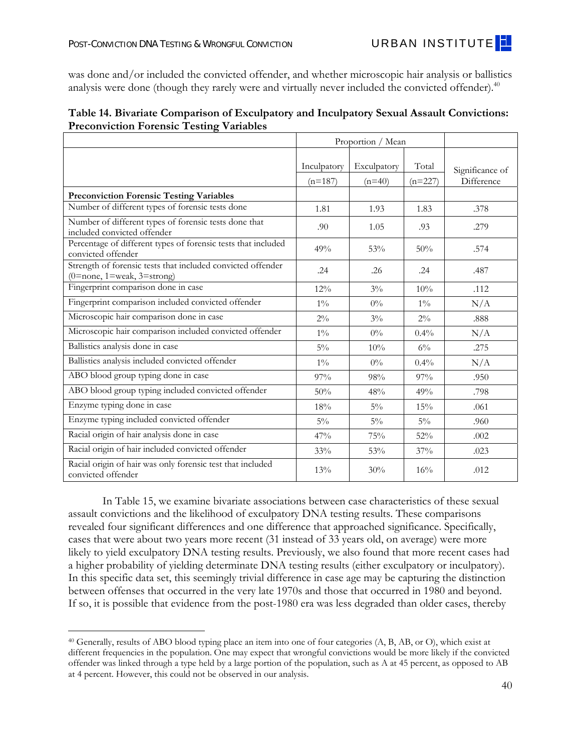was done and/or included the convicted offender, and whether microscopic hair analysis or ballistics analysis were done (though they rarely were and virtually never included the convicted offender).[40]

**Table 14. Bivariate Comparison of Exculpatory and Inculpatory Sexual Assault Convictions: Preconviction Forensic Testing Variables**

| | Proportion / Mean | | | |
|---|---|---|---|---|
| | Inculpatory (n=187) | Exculpatory (n=40) | Total (n=227) | Significance of Difference |
| **Preconviction Forensic Testing Variables** | | | | |
| Number of different types of forensic tests done | 1.81 | 1.93 | 1.83 | .378 |
| Number of different types of forensic tests done that included convicted offender | .90 | 1.05 | .93 | .279 |
| Percentage of different types of forensic tests that included convicted offender | 49% | 53% | 50% | .574 |
| Strength of forensic tests that included convicted offender (0=none, 1=weak, 3=strong) | .24 | .26 | .24 | .487 |
| Fingerprint comparison done in case | 12% | 3% | 10% | .112 |
| Fingerprint comparison included convicted offender | 1% | 0% | 1% | N/A |
| Microscopic hair comparison done in case | 2% | 3% | 2% | .888 |
| Microscopic hair comparison included convicted offender | 1% | 0% | 0.4% | N/A |
| Ballistics analysis done in case | 5% | 10% | 6% | .275 |
| Ballistics analysis included convicted offender | 1% | 0% | 0.4% | N/A |
| ABO blood group typing done in case | 97% | 98% | 97% | .950 |
| ABO blood group typing included convicted offender | 50% | 48% | 49% | .798 |
| Enzyme typing done in case | 18% | 5% | 15% | .061 |
| Enzyme typing included convicted offender | 5% | 5% | 5% | .960 |
| Racial origin of hair analysis done in case | 47% | 75% | 52% | .002 |
| Racial origin of hair included convicted offender | 33% | 53% | 37% | .023 |
| Racial origin of hair was only forensic test that included convicted offender | 13% | 30% | 16% | .012 |

In Table 15, we examine bivariate associations between case characteristics of these sexual assault convictions and the likelihood of exculpatory DNA testing results. These comparisons revealed four significant differences and one difference that approached significance. Specifically, cases that were about two years more recent (31 instead of 33 years old, on average) were more likely to yield exculpatory DNA testing results. Previously, we also found that more recent cases had a higher probability of yielding determinate DNA testing results (either exculpatory or inculpatory). In this specific data set, this seemingly trivial difference in case age may be capturing the distinction between offenses that occurred in the very late 1970s and those that occurred in 1980 and beyond. If so, it is possible that evidence from the post-1980 era was less degraded than older cases, thereby

[40] Generally, results of ABO blood typing place an item into one of four categories (A, B, AB, or O), which exist at different frequencies in the population. One may expect that wrongful convictions would be more likely if the convicted offender was linked through a type held by a large portion of the population, such as A at 45 percent, as opposed to AB at 4 percent. However, this could not be observed in our analysis.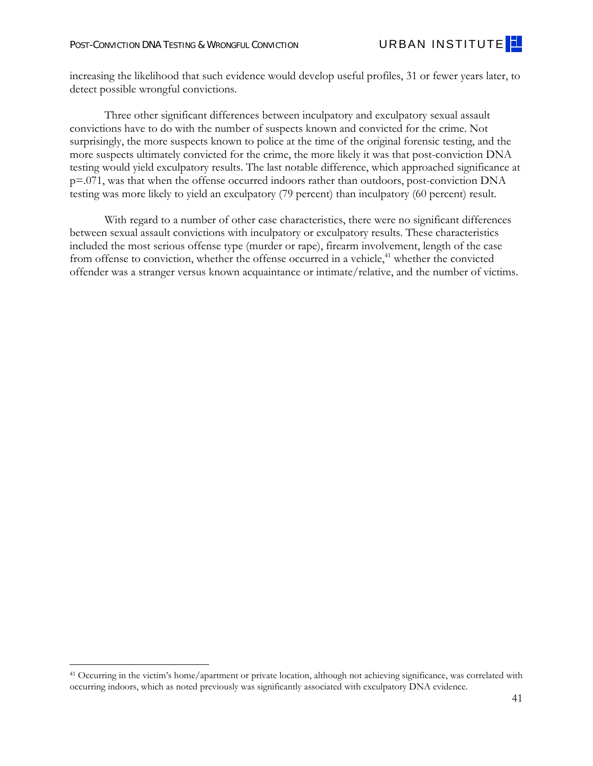increasing the likelihood that such evidence would develop useful profiles, 31 or fewer years later, to detect possible wrongful convictions.

Three other significant differences between inculpatory and exculpatory sexual assault convictions have to do with the number of suspects known and convicted for the crime. Not surprisingly, the more suspects known to police at the time of the original forensic testing, and the more suspects ultimately convicted for the crime, the more likely it was that post-conviction DNA testing would yield exculpatory results. The last notable difference, which approached significance at p=.071, was that when the offense occurred indoors rather than outdoors, post-conviction DNA testing was more likely to yield an exculpatory (79 percent) than inculpatory (60 percent) result.

With regard to a number of other case characteristics, there were no significant differences between sexual assault convictions with inculpatory or exculpatory results. These characteristics included the most serious offense type (murder or rape), firearm involvement, length of the case from offense to conviction, whether the offense occurred in a vehicle,[41] whether the convicted offender was a stranger versus known acquaintance or intimate/relative, and the number of victims.

---

[41] Occurring in the victim's home/apartment or private location, although not achieving significance, was correlated with occurring indoors, which as noted previously was significantly associated with exculpatory DNA evidence.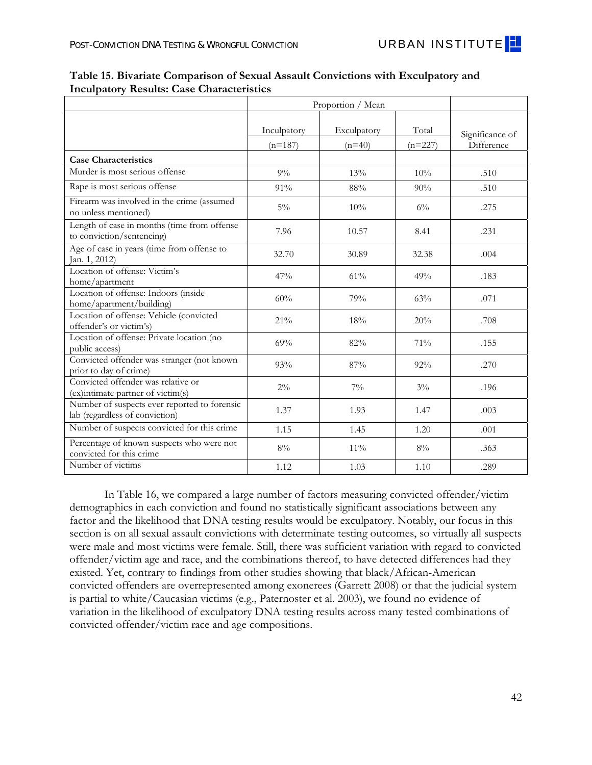**Table 15. Bivariate Comparison of Sexual Assault Convictions with Exculpatory and Inculpatory Results: Case Characteristics**

| | Proportion / Mean | | | |
|---|---|---|---|---|
| | Inculpatory (n=187) | Exculpatory (n=40) | Total (n=227) | Significance of Difference |
| **Case Characteristics** | | | | |
| Murder is most serious offense | 9% | 13% | 10% | .510 |
| Rape is most serious offense | 91% | 88% | 90% | .510 |
| Firearm was involved in the crime (assumed no unless mentioned) | 5% | 10% | 6% | .275 |
| Length of case in months (time from offense to conviction/sentencing) | 7.96 | 10.57 | 8.41 | .231 |
| Age of case in years (time from offense to Jan. 1, 2012) | 32.70 | 30.89 | 32.38 | .004 |
| Location of offense: Victim's home/apartment | 47% | 61% | 49% | .183 |
| Location of offense: Indoors (inside home/apartment/building) | 60% | 79% | 63% | .071 |
| Location of offense: Vehicle (convicted offender's or victim's) | 21% | 18% | 20% | .708 |
| Location of offense: Private location (no public access) | 69% | 82% | 71% | .155 |
| Convicted offender was stranger (not known prior to day of crime) | 93% | 87% | 92% | .270 |
| Convicted offender was relative or (ex)intimate partner of victim(s) | 2% | 7% | 3% | .196 |
| Number of suspects ever reported to forensic lab (regardless of conviction) | 1.37 | 1.93 | 1.47 | .003 |
| Number of suspects convicted for this crime | 1.15 | 1.45 | 1.20 | .001 |
| Percentage of known suspects who were not convicted for this crime | 8% | 11% | 8% | .363 |
| Number of victims | 1.12 | 1.03 | 1.10 | .289 |

In Table 16, we compared a large number of factors measuring convicted offender/victim demographics in each conviction and found no statistically significant associations between any factor and the likelihood that DNA testing results would be exculpatory. Notably, our focus in this section is on all sexual assault convictions with determinate testing outcomes, so virtually all suspects were male and most victims were female. Still, there was sufficient variation with regard to convicted offender/victim age and race, and the combinations thereof, to have detected differences had they existed. Yet, contrary to findings from other studies showing that black/African-American convicted offenders are overrepresented among exonerees (Garrett 2008) or that the judicial system is partial to white/Caucasian victims (e.g., Paternoster et al. 2003), we found no evidence of variation in the likelihood of exculpatory DNA testing results across many tested combinations of convicted offender/victim race and age compositions.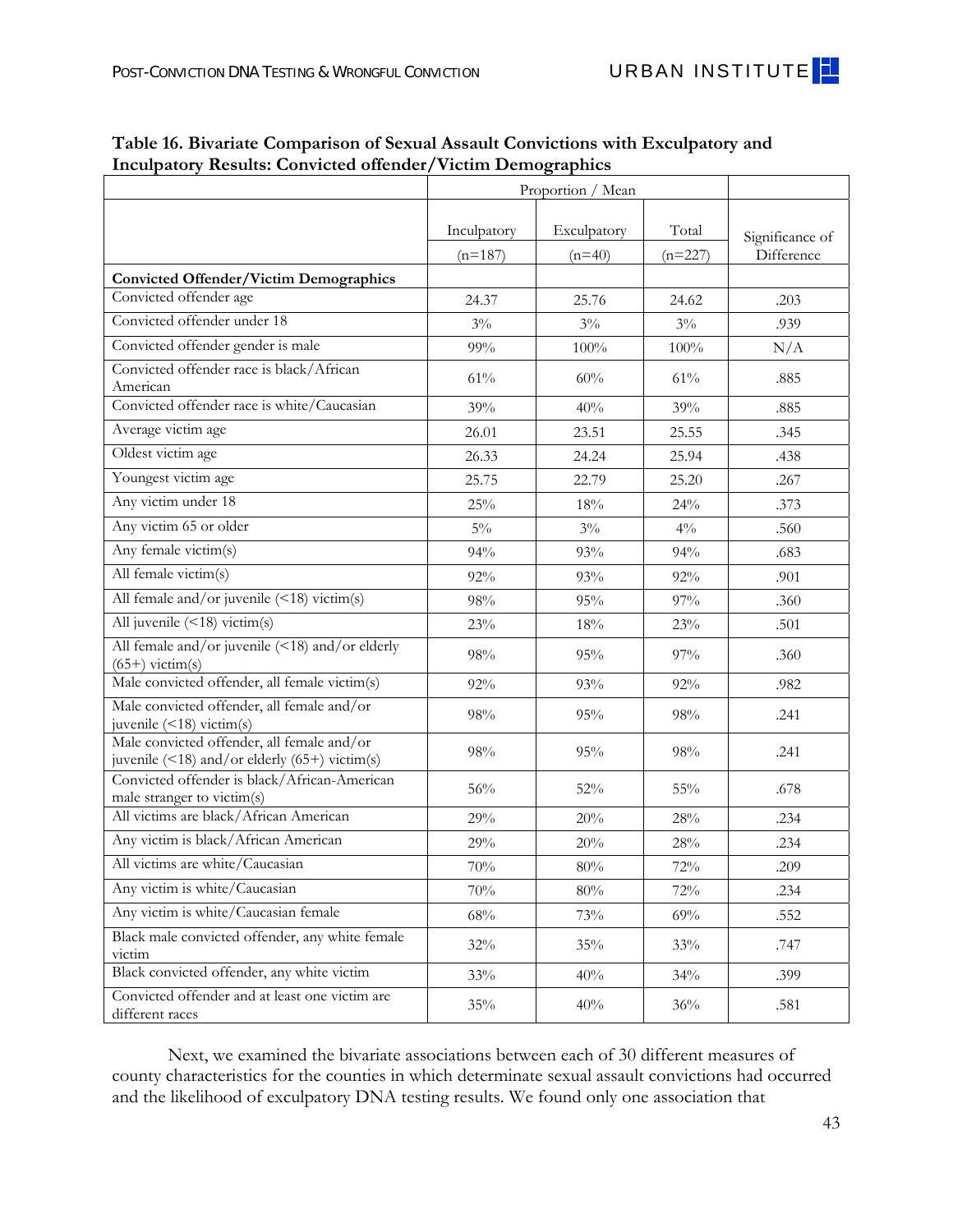**Table 16. Bivariate Comparison of Sexual Assault Convictions with Exculpatory and Inculpatory Results: Convicted offender/Victim Demographics**

| | Proportion / Mean | | | |
|---|---|---|---|---|
| | Inculpatory (n=187) | Exculpatory (n=40) | Total (n=227) | Significance of Difference |
| **Convicted Offender/Victim Demographics** | | | | |
| Convicted offender age | 24.37 | 25.76 | 24.62 | .203 |
| Convicted offender under 18 | 3% | 3% | 3% | .939 |
| Convicted offender gender is male | 99% | 100% | 100% | N/A |
| Convicted offender race is black/African American | 61% | 60% | 61% | .885 |
| Convicted offender race is white/Caucasian | 39% | 40% | 39% | .885 |
| Average victim age | 26.01 | 23.51 | 25.55 | .345 |
| Oldest victim age | 26.33 | 24.24 | 25.94 | .438 |
| Youngest victim age | 25.75 | 22.79 | 25.20 | .267 |
| Any victim under 18 | 25% | 18% | 24% | .373 |
| Any victim 65 or older | 5% | 3% | 4% | .560 |
| Any female victim(s) | 94% | 93% | 94% | .683 |
| All female victim(s) | 92% | 93% | 92% | .901 |
| All female and/or juvenile (<18) victim(s) | 98% | 95% | 97% | .360 |
| All juvenile (<18) victim(s) | 23% | 18% | 23% | .501 |
| All female and/or juvenile (<18) and/or elderly (65+) victim(s) | 98% | 95% | 97% | .360 |
| Male convicted offender, all female victim(s) | 92% | 93% | 92% | .982 |
| Male convicted offender, all female and/or juvenile (<18) victim(s) | 98% | 95% | 98% | .241 |
| Male convicted offender, all female and/or juvenile (<18) and/or elderly (65+) victim(s) | 98% | 95% | 98% | .241 |
| Convicted offender is black/African-American male stranger to victim(s) | 56% | 52% | 55% | .678 |
| All victims are black/African American | 29% | 20% | 28% | .234 |
| Any victim is black/African American | 29% | 20% | 28% | .234 |
| All victims are white/Caucasian | 70% | 80% | 72% | .209 |
| Any victim is white/Caucasian | 70% | 80% | 72% | .234 |
| Any victim is white/Caucasian female | 68% | 73% | 69% | .552 |
| Black male convicted offender, any white female victim | 32% | 35% | 33% | .747 |
| Black convicted offender, any white victim | 33% | 40% | 34% | .399 |
| Convicted offender and at least one victim are different races | 35% | 40% | 36% | .581 |

Next, we examined the bivariate associations between each of 30 different measures of county characteristics for the counties in which determinate sexual assault convictions had occurred and the likelihood of exculpatory DNA testing results. We found only one association that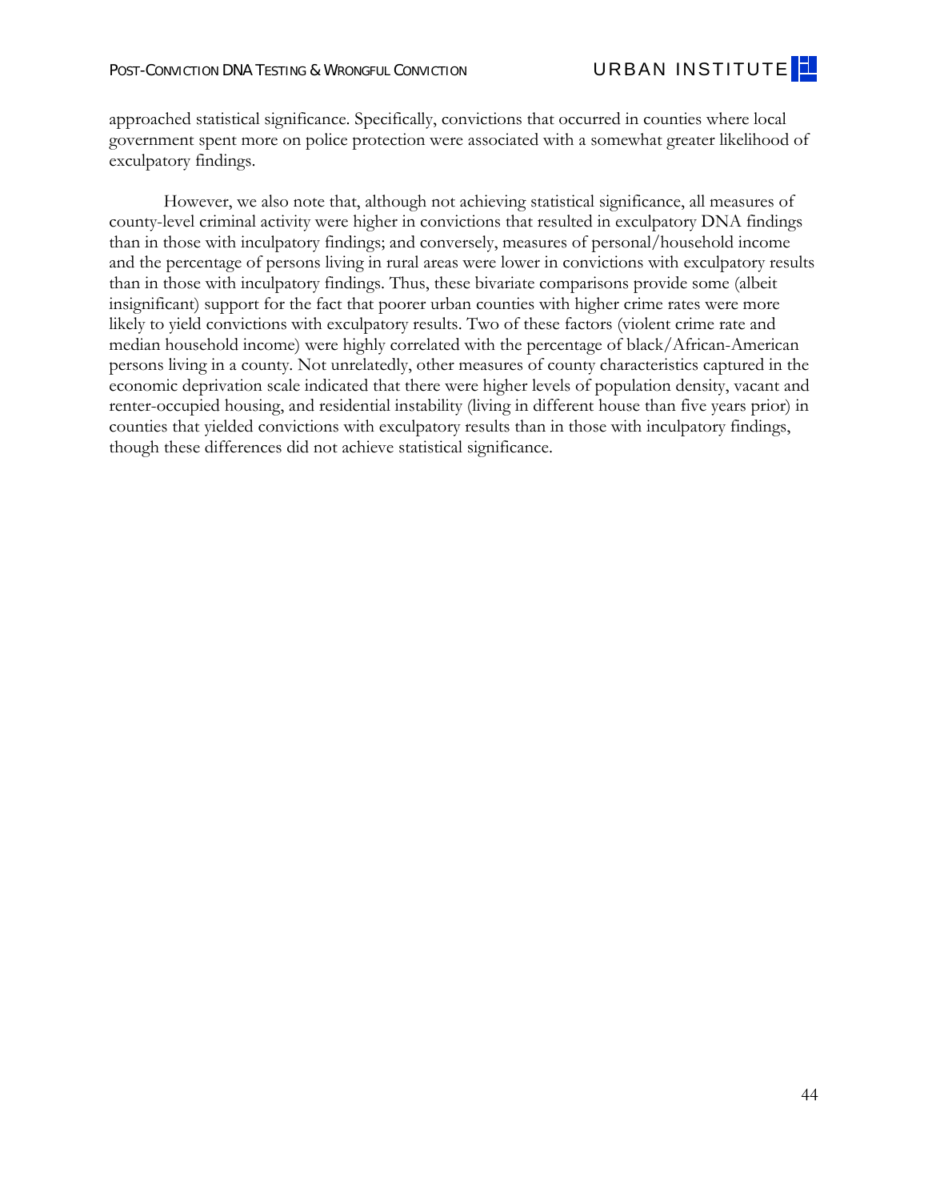approached statistical significance. Specifically, convictions that occurred in counties where local government spent more on police protection were associated with a somewhat greater likelihood of exculpatory findings.

However, we also note that, although not achieving statistical significance, all measures of county-level criminal activity were higher in convictions that resulted in exculpatory DNA findings than in those with inculpatory findings; and conversely, measures of personal/household income and the percentage of persons living in rural areas were lower in convictions with exculpatory results than in those with inculpatory findings. Thus, these bivariate comparisons provide some (albeit insignificant) support for the fact that poorer urban counties with higher crime rates were more likely to yield convictions with exculpatory results. Two of these factors (violent crime rate and median household income) were highly correlated with the percentage of black/African-American persons living in a county. Not unrelatedly, other measures of county characteristics captured in the economic deprivation scale indicated that there were higher levels of population density, vacant and renter-occupied housing, and residential instability (living in different house than five years prior) in counties that yielded convictions with exculpatory results than in those with inculpatory findings, though these differences did not achieve statistical significance.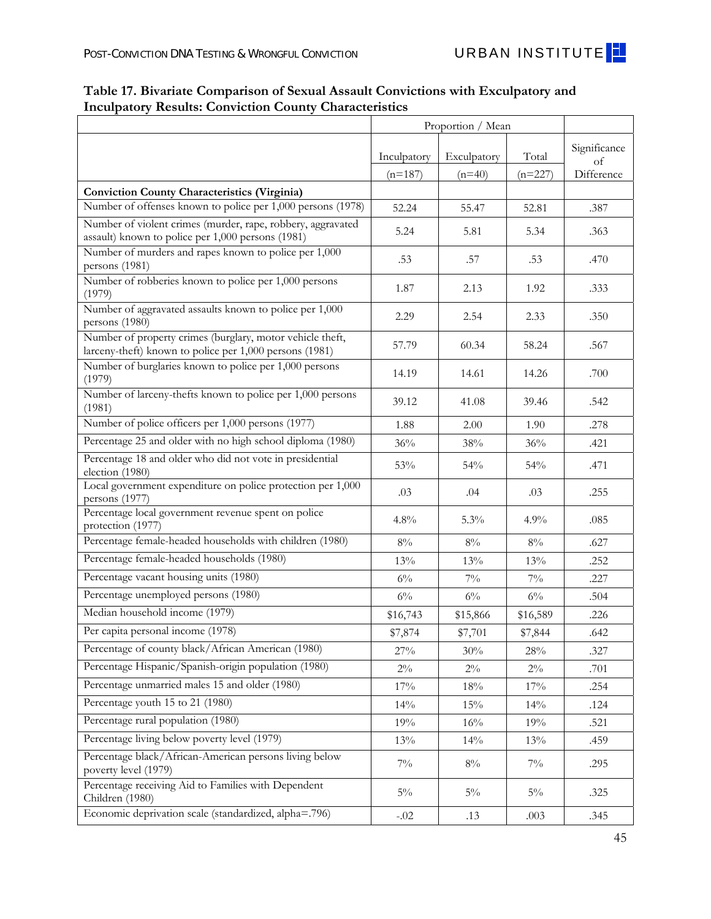**Table 17. Bivariate Comparison of Sexual Assault Convictions with Exculpatory and Inculpatory Results: Conviction County Characteristics**

| | Proportion / Mean | | | |
|---|---|---|---|---|
| | Inculpatory (n=187) | Exculpatory (n=40) | Total (n=227) | Significance of Difference |
| **Conviction County Characteristics (Virginia)** | | | | |
| Number of offenses known to police per 1,000 persons (1978) | 52.24 | 55.47 | 52.81 | .387 |
| Number of violent crimes (murder, rape, robbery, aggravated assault) known to police per 1,000 persons (1981) | 5.24 | 5.81 | 5.34 | .363 |
| Number of murders and rapes known to police per 1,000 persons (1981) | .53 | .57 | .53 | .470 |
| Number of robberies known to police per 1,000 persons (1979) | 1.87 | 2.13 | 1.92 | .333 |
| Number of aggravated assaults known to police per 1,000 persons (1980) | 2.29 | 2.54 | 2.33 | .350 |
| Number of property crimes (burglary, motor vehicle theft, larceny-theft) known to police per 1,000 persons (1981) | 57.79 | 60.34 | 58.24 | .567 |
| Number of burglaries known to police per 1,000 persons (1979) | 14.19 | 14.61 | 14.26 | .700 |
| Number of larceny-thefts known to police per 1,000 persons (1981) | 39.12 | 41.08 | 39.46 | .542 |
| Number of police officers per 1,000 persons (1977) | 1.88 | 2.00 | 1.90 | .278 |
| Percentage 25 and older with no high school diploma (1980) | 36% | 38% | 36% | .421 |
| Percentage 18 and older who did not vote in presidential election (1980) | 53% | 54% | 54% | .471 |
| Local government expenditure on police protection per 1,000 persons (1977) | .03 | .04 | .03 | .255 |
| Percentage local government revenue spent on police protection (1977) | 4.8% | 5.3% | 4.9% | .085 |
| Percentage female-headed households with children (1980) | 8% | 8% | 8% | .627 |
| Percentage female-headed households (1980) | 13% | 13% | 13% | .252 |
| Percentage vacant housing units (1980) | 6% | 7% | 7% | .227 |
| Percentage unemployed persons (1980) | 6% | 6% | 6% | .504 |
| Median household income (1979) | $16,743 | $15,866 | $16,589 | .226 |
| Per capita personal income (1978) | $7,874 | $7,701 | $7,844 | .642 |
| Percentage of county black/African American (1980) | 27% | 30% | 28% | .327 |
| Percentage Hispanic/Spanish-origin population (1980) | 2% | 2% | 2% | .701 |
| Percentage unmarried males 15 and older (1980) | 17% | 18% | 17% | .254 |
| Percentage youth 15 to 21 (1980) | 14% | 15% | 14% | .124 |
| Percentage rural population (1980) | 19% | 16% | 19% | .521 |
| Percentage living below poverty level (1979) | 13% | 14% | 13% | .459 |
| Percentage black/African-American persons living below poverty level (1979) | 7% | 8% | 7% | .295 |
| Percentage receiving Aid to Families with Dependent Children (1980) | 5% | 5% | 5% | .325 |
| Economic deprivation scale (standardized, alpha=.796) | -.02 | .13 | .003 | .345 |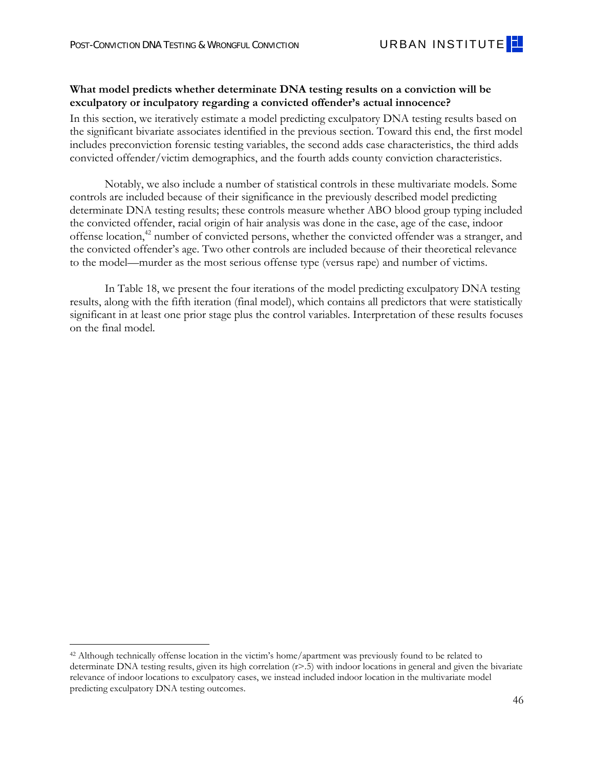**What model predicts whether determinate DNA testing results on a conviction will be exculpatory or inculpatory regarding a convicted offender's actual innocence?**

In this section, we iteratively estimate a model predicting exculpatory DNA testing results based on the significant bivariate associates identified in the previous section. Toward this end, the first model includes preconviction forensic testing variables, the second adds case characteristics, the third adds convicted offender/victim demographics, and the fourth adds county conviction characteristics.

Notably, we also include a number of statistical controls in these multivariate models. Some controls are included because of their significance in the previously described model predicting determinate DNA testing results; these controls measure whether ABO blood group typing included the convicted offender, racial origin of hair analysis was done in the case, age of the case, indoor offense location,[42] number of convicted persons, whether the convicted offender was a stranger, and the convicted offender's age. Two other controls are included because of their theoretical relevance to the model—murder as the most serious offense type (versus rape) and number of victims.

In Table 18, we present the four iterations of the model predicting exculpatory DNA testing results, along with the fifth iteration (final model), which contains all predictors that were statistically significant in at least one prior stage plus the control variables. Interpretation of these results focuses on the final model.

---

[42] Although technically offense location in the victim's home/apartment was previously found to be related to determinate DNA testing results, given its high correlation ($r > .5$) with indoor locations in general and given the bivariate relevance of indoor locations to exculpatory cases, we instead included indoor location in the multivariate model predicting exculpatory DNA testing outcomes.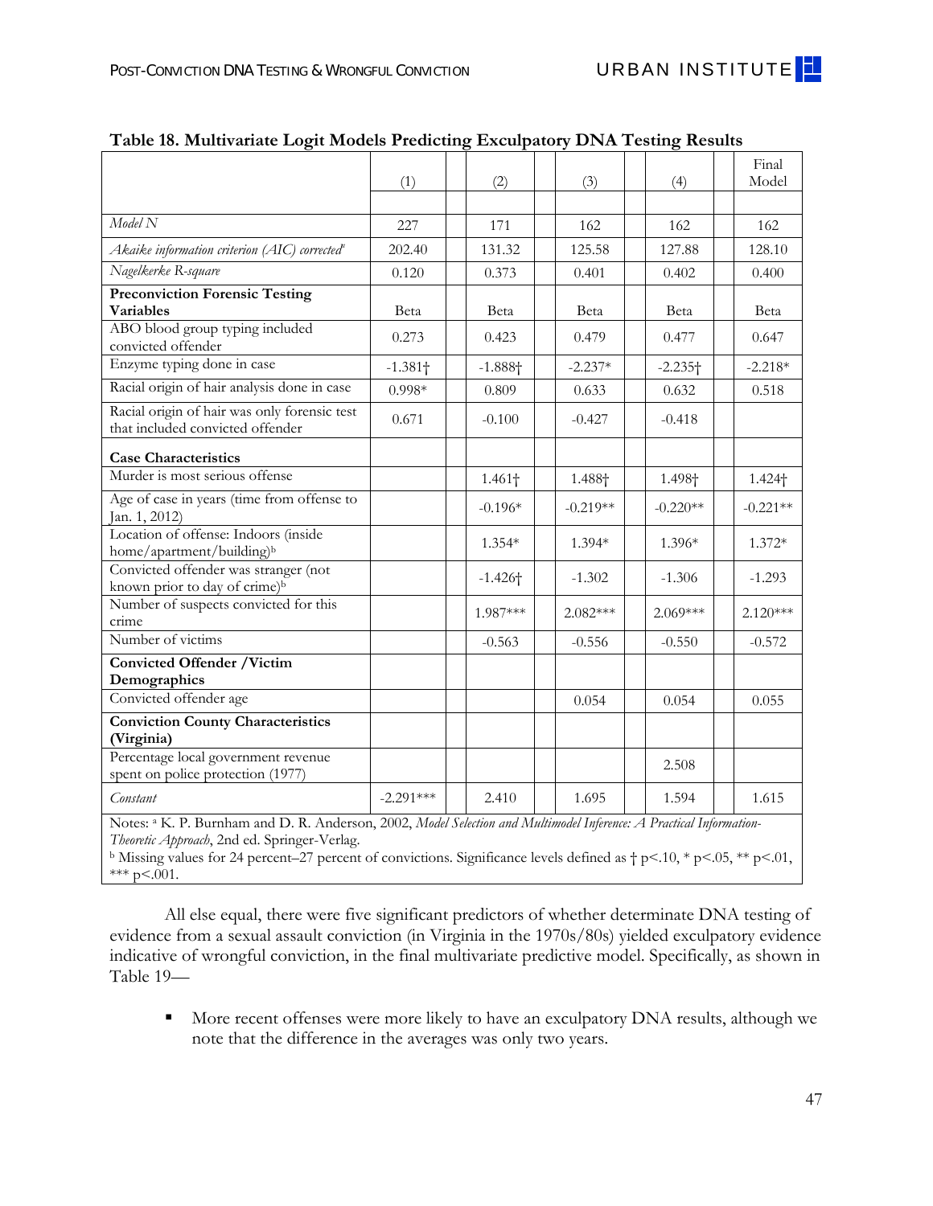**Table 18. Multivariate Logit Models Predicting Exculpatory DNA Testing Results**

| | (1) | (2) | (3) | (4) | Final Model |
|---|---|---|---|---|---|
| *Model N* | 227 | 171 | 162 | 162 | 162 |
| *Akaike information criterion (AIC) corrected*[a] | 202.40 | 131.32 | 125.58 | 127.88 | 128.10 |
| *Nagelkerke R-square* | 0.120 | 0.373 | 0.401 | 0.402 | 0.400 |
| **Preconviction Forensic Testing Variables** | Beta | Beta | Beta | Beta | Beta |
| ABO blood group typing included convicted offender | 0.273 | 0.423 | 0.479 | 0.477 | 0.647 |
| Enzyme typing done in case | -1.381† | -1.888† | -2.237* | -2.235† | -2.218* |
| Racial origin of hair analysis done in case | 0.998* | 0.809 | 0.633 | 0.632 | 0.518 |
| Racial origin of hair was only forensic test that included convicted offender | 0.671 | -0.100 | -0.427 | -0.418 | |
| **Case Characteristics** | | | | | |
| Murder is most serious offense | | 1.461† | 1.488† | 1.498† | 1.424† |
| Age of case in years (time from offense to Jan. 1, 2012) | | -0.196* | -0.219** | -0.220** | -0.221** |
| Location of offense: Indoors (inside home/apartment/building)[b] | | 1.354* | 1.394* | 1.396* | 1.372* |
| Convicted offender was stranger (not known prior to day of crime)[b] | | -1.426† | -1.302 | -1.306 | -1.293 |
| Number of suspects convicted for this crime | | 1.987*** | 2.082*** | 2.069*** | 2.120*** |
| Number of victims | | -0.563 | -0.556 | -0.550 | -0.572 |
| **Convicted Offender /Victim Demographics** | | | | | |
| Convicted offender age | | | 0.054 | 0.054 | 0.055 |
| **Conviction County Characteristics (Virginia)** | | | | | |
| Percentage local government revenue spent on police protection (1977) | | | | 2.508 | |
| *Constant* | -2.291*** | 2.410 | 1.695 | 1.594 | 1.615 |

Notes: [a] K. P. Burnham and D. R. Anderson, 2002, *Model Selection and Multimodel Inference: A Practical Information-Theoretic Approach*, 2nd ed. Springer-Verlag.
[b] Missing values for 24 percent–27 percent of convictions. Significance levels defined as † p<.10, * p<.05, ** p<.01, *** p<.001.

All else equal, there were five significant predictors of whether determinate DNA testing of evidence from a sexual assault conviction (in Virginia in the 1970s/80s) yielded exculpatory evidence indicative of wrongful conviction, in the final multivariate predictive model. Specifically, as shown in Table 19—

- More recent offenses were more likely to have an exculpatory DNA results, although we note that the difference in the averages was only two years.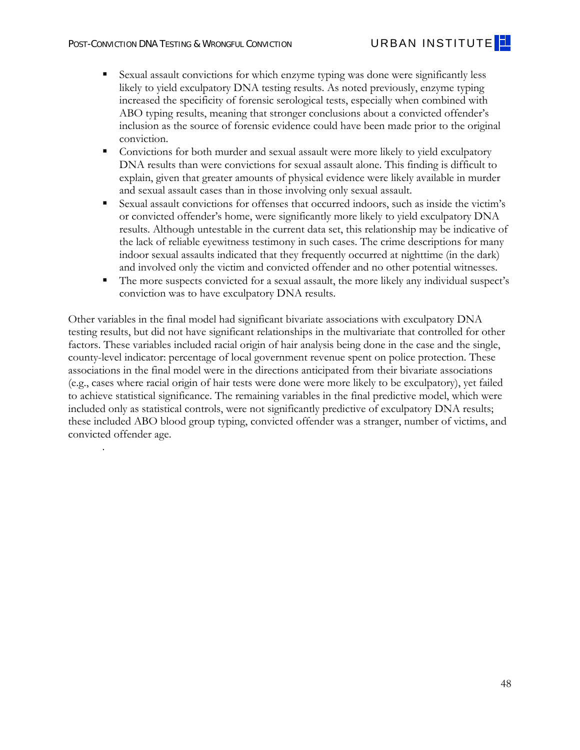- Sexual assault convictions for which enzyme typing was done were significantly less likely to yield exculpatory DNA testing results. As noted previously, enzyme typing increased the specificity of forensic serological tests, especially when combined with ABO typing results, meaning that stronger conclusions about a convicted offender's inclusion as the source of forensic evidence could have been made prior to the original conviction.
- Convictions for both murder and sexual assault were more likely to yield exculpatory DNA results than were convictions for sexual assault alone. This finding is difficult to explain, given that greater amounts of physical evidence were likely available in murder and sexual assault cases than in those involving only sexual assault.
- Sexual assault convictions for offenses that occurred indoors, such as inside the victim's or convicted offender's home, were significantly more likely to yield exculpatory DNA results. Although untestable in the current data set, this relationship may be indicative of the lack of reliable eyewitness testimony in such cases. The crime descriptions for many indoor sexual assaults indicated that they frequently occurred at nighttime (in the dark) and involved only the victim and convicted offender and no other potential witnesses.
- The more suspects convicted for a sexual assault, the more likely any individual suspect's conviction was to have exculpatory DNA results.

Other variables in the final model had significant bivariate associations with exculpatory DNA testing results, but did not have significant relationships in the multivariate that controlled for other factors. These variables included racial origin of hair analysis being done in the case and the single, county-level indicator: percentage of local government revenue spent on police protection. These associations in the final model were in the directions anticipated from their bivariate associations (e.g., cases where racial origin of hair tests were done were more likely to be exculpatory), yet failed to achieve statistical significance. The remaining variables in the final predictive model, which were included only as statistical controls, were not significantly predictive of exculpatory DNA results; these included ABO blood group typing, convicted offender was a stranger, number of victims, and convicted offender age.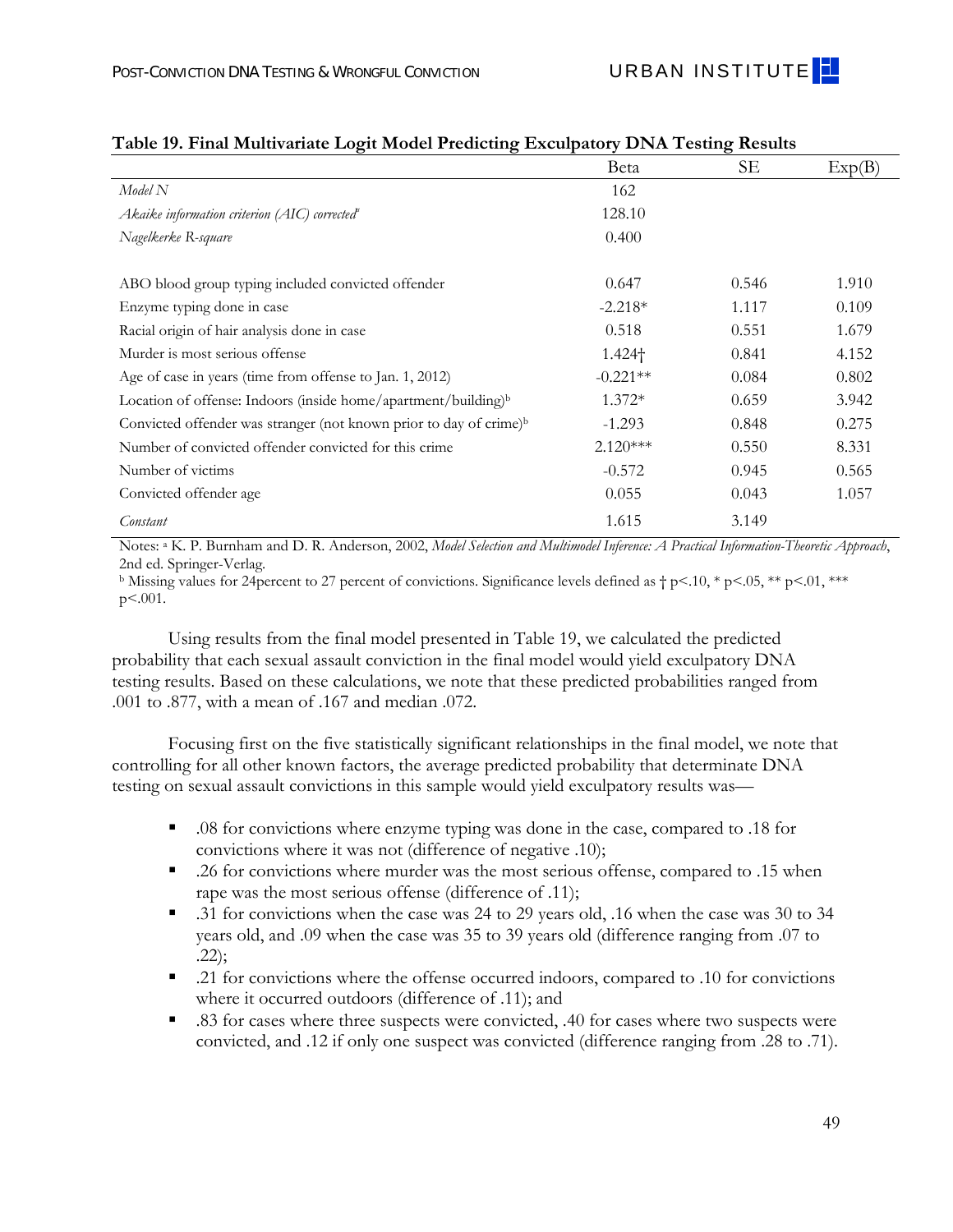**Table 19. Final Multivariate Logit Model Predicting Exculpatory DNA Testing Results**

| | Beta | SE | Exp(B) |
|---|---|---|---|
| *Model N* | 162 | | |
| *Akaike information criterion (AIC) corrected*[a] | 128.10 | | |
| *Nagelkerke R-square* | 0.400 | | |
| | | | |
| ABO blood group typing included convicted offender | 0.647 | 0.546 | 1.910 |
| Enzyme typing done in case | -2.218* | 1.117 | 0.109 |
| Racial origin of hair analysis done in case | 0.518 | 0.551 | 1.679 |
| Murder is most serious offense | 1.424† | 0.841 | 4.152 |
| Age of case in years (time from offense to Jan. 1, 2012) | -0.221** | 0.084 | 0.802 |
| Location of offense: Indoors (inside home/apartment/building)[b] | 1.372* | 0.659 | 3.942 |
| Convicted offender was stranger (not known prior to day of crime)[b] | -1.293 | 0.848 | 0.275 |
| Number of convicted offender convicted for this crime | 2.120*** | 0.550 | 8.331 |
| Number of victims | -0.572 | 0.945 | 0.565 |
| Convicted offender age | 0.055 | 0.043 | 1.057 |
| *Constant* | 1.615 | 3.149 | |

Notes: [a] K. P. Burnham and D. R. Anderson, 2002, *Model Selection and Multimodel Inference: A Practical Information-Theoretic Approach*, 2nd ed. Springer-Verlag.
[b] Missing values for 24percent to 27 percent of convictions. Significance levels defined as † p<.10, * p<.05, ** p<.01, *** p<.001.

Using results from the final model presented in Table 19, we calculated the predicted probability that each sexual assault conviction in the final model would yield exculpatory DNA testing results. Based on these calculations, we note that these predicted probabilities ranged from .001 to .877, with a mean of .167 and median .072.

Focusing first on the five statistically significant relationships in the final model, we note that controlling for all other known factors, the average predicted probability that determinate DNA testing on sexual assault convictions in this sample would yield exculpatory results was—

- .08 for convictions where enzyme typing was done in the case, compared to .18 for convictions where it was not (difference of negative .10);
- .26 for convictions where murder was the most serious offense, compared to .15 when rape was the most serious offense (difference of .11);
- .31 for convictions when the case was 24 to 29 years old, .16 when the case was 30 to 34 years old, and .09 when the case was 35 to 39 years old (difference ranging from .07 to .22);
- .21 for convictions where the offense occurred indoors, compared to .10 for convictions where it occurred outdoors (difference of .11); and
- .83 for cases where three suspects were convicted, .40 for cases where two suspects were convicted, and .12 if only one suspect was convicted (difference ranging from .28 to .71).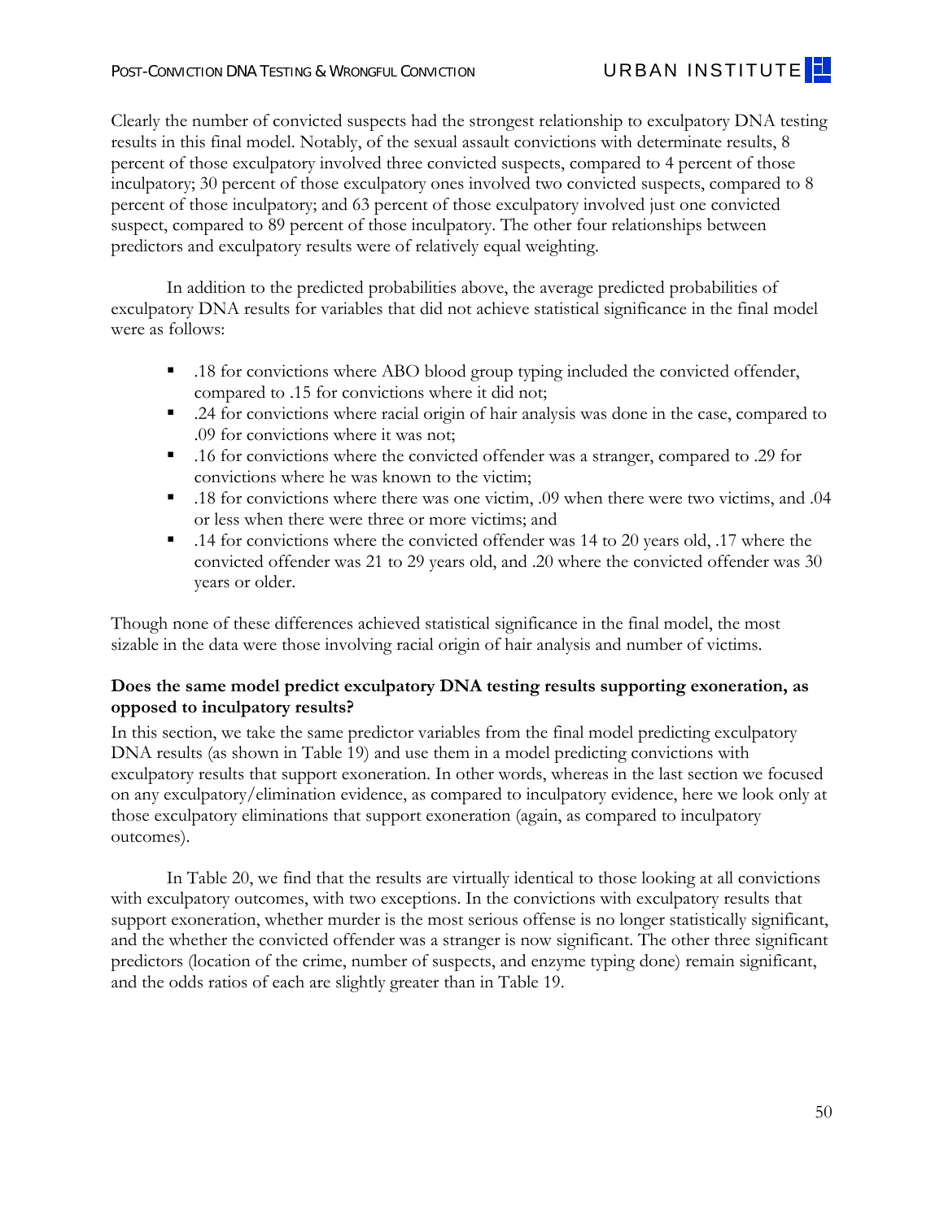Clearly the number of convicted suspects had the strongest relationship to exculpatory DNA testing results in this final model. Notably, of the sexual assault convictions with determinate results, 8 percent of those exculpatory involved three convicted suspects, compared to 4 percent of those inculpatory; 30 percent of those exculpatory ones involved two convicted suspects, compared to 8 percent of those inculpatory; and 63 percent of those exculpatory involved just one convicted suspect, compared to 89 percent of those inculpatory. The other four relationships between predictors and exculpatory results were of relatively equal weighting.

In addition to the predicted probabilities above, the average predicted probabilities of exculpatory DNA results for variables that did not achieve statistical significance in the final model were as follows:

- .18 for convictions where ABO blood group typing included the convicted offender, compared to .15 for convictions where it did not;
- .24 for convictions where racial origin of hair analysis was done in the case, compared to .09 for convictions where it was not;
- .16 for convictions where the convicted offender was a stranger, compared to .29 for convictions where he was known to the victim;
- .18 for convictions where there was one victim, .09 when there were two victims, and .04 or less when there were three or more victims; and
- .14 for convictions where the convicted offender was 14 to 20 years old, .17 where the convicted offender was 21 to 29 years old, and .20 where the convicted offender was 30 years or older.

Though none of these differences achieved statistical significance in the final model, the most sizable in the data were those involving racial origin of hair analysis and number of victims.

**Does the same model predict exculpatory DNA testing results supporting exoneration, as opposed to inculpatory results?**

In this section, we take the same predictor variables from the final model predicting exculpatory DNA results (as shown in Table 19) and use them in a model predicting convictions with exculpatory results that support exoneration. In other words, whereas in the last section we focused on any exculpatory/elimination evidence, as compared to inculpatory evidence, here we look only at those exculpatory eliminations that support exoneration (again, as compared to inculpatory outcomes).

In Table 20, we find that the results are virtually identical to those looking at all convictions with exculpatory outcomes, with two exceptions. In the convictions with exculpatory results that support exoneration, whether murder is the most serious offense is no longer statistically significant, and the whether the convicted offender was a stranger is now significant. The other three significant predictors (location of the crime, number of suspects, and enzyme typing done) remain significant, and the odds ratios of each are slightly greater than in Table 19.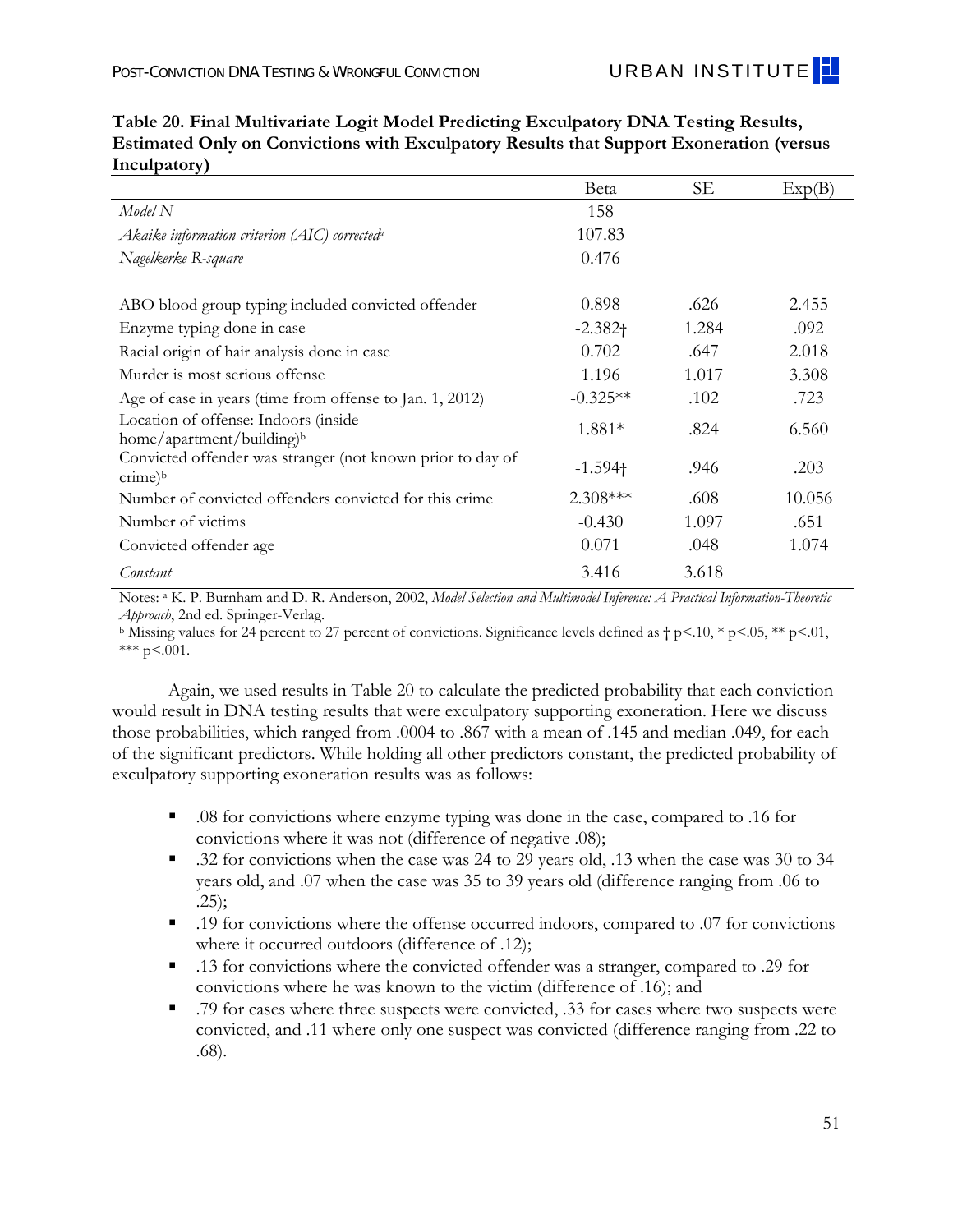**Table 20. Final Multivariate Logit Model Predicting Exculpatory DNA Testing Results, Estimated Only on Convictions with Exculpatory Results that Support Exoneration (versus Inculpatory)**

| | Beta | SE | Exp(B) |
|---|---|---|---|
| *Model N* | 158 | | |
| *Akaike information criterion (AIC) corrected*[a] | 107.83 | | |
| *Nagelkerke R-square* | 0.476 | | |
| | | | |
| ABO blood group typing included convicted offender | 0.898 | .626 | 2.455 |
| Enzyme typing done in case | -2.382† | 1.284 | .092 |
| Racial origin of hair analysis done in case | 0.702 | .647 | 2.018 |
| Murder is most serious offense | 1.196 | 1.017 | 3.308 |
| Age of case in years (time from offense to Jan. 1, 2012) | -0.325** | .102 | .723 |
| Location of offense: Indoors (inside home/apartment/building)[b] | 1.881* | .824 | 6.560 |
| Convicted offender was stranger (not known prior to day of crime)[b] | -1.594† | .946 | .203 |
| Number of convicted offenders convicted for this crime | 2.308*** | .608 | 10.056 |
| Number of victims | -0.430 | 1.097 | .651 |
| Convicted offender age | 0.071 | .048 | 1.074 |
| *Constant* | 3.416 | 3.618 | |

Notes: [a] K. P. Burnham and D. R. Anderson, 2002, *Model Selection and Multimodel Inference: A Practical Information-Theoretic Approach*, 2nd ed. Springer-Verlag.
[b] Missing values for 24 percent to 27 percent of convictions. Significance levels defined as † $p<.10$, * $p<.05$, ** $p<.01$, *** $p<.001$.

Again, we used results in Table 20 to calculate the predicted probability that each conviction would result in DNA testing results that were exculpatory supporting exoneration. Here we discuss those probabilities, which ranged from .0004 to .867 with a mean of .145 and median .049, for each of the significant predictors. While holding all other predictors constant, the predicted probability of exculpatory supporting exoneration results was as follows:

- .08 for convictions where enzyme typing was done in the case, compared to .16 for convictions where it was not (difference of negative .08);
- .32 for convictions when the case was 24 to 29 years old, .13 when the case was 30 to 34 years old, and .07 when the case was 35 to 39 years old (difference ranging from .06 to .25);
- .19 for convictions where the offense occurred indoors, compared to .07 for convictions where it occurred outdoors (difference of .12);
- .13 for convictions where the convicted offender was a stranger, compared to .29 for convictions where he was known to the victim (difference of .16); and
- .79 for cases where three suspects were convicted, .33 for cases where two suspects were convicted, and .11 where only one suspect was convicted (difference ranging from .22 to .68).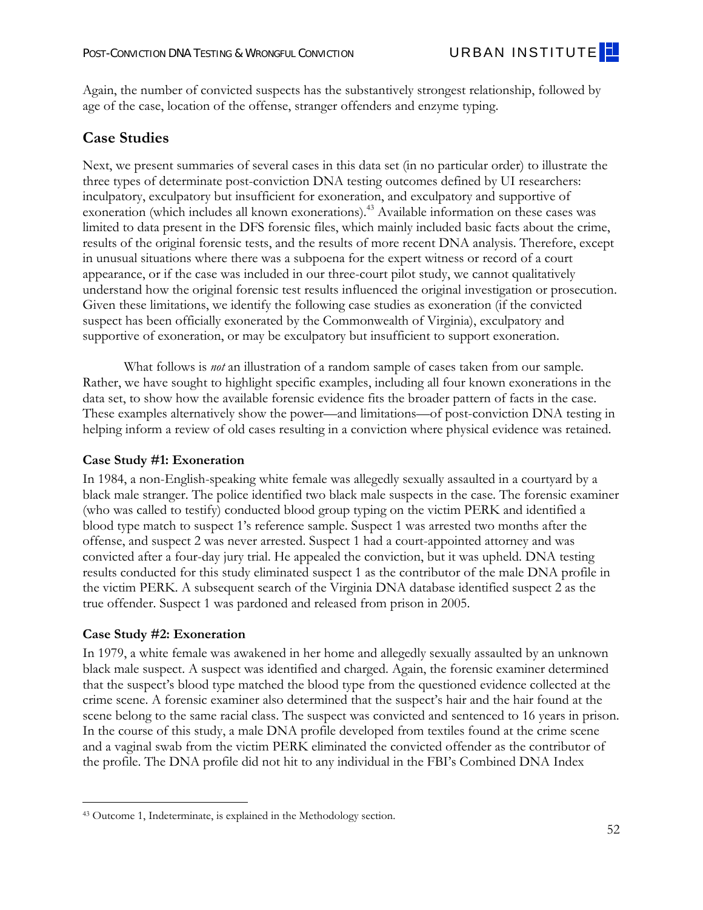Again, the number of convicted suspects has the substantively strongest relationship, followed by age of the case, location of the offense, stranger offenders and enzyme typing.

## Case Studies

Next, we present summaries of several cases in this data set (in no particular order) to illustrate the three types of determinate post-conviction DNA testing outcomes defined by UI researchers: inculpatory, exculpatory but insufficient for exoneration, and exculpatory and supportive of exoneration (which includes all known exonerations).[43] Available information on these cases was limited to data present in the DFS forensic files, which mainly included basic facts about the crime, results of the original forensic tests, and the results of more recent DNA analysis. Therefore, except in unusual situations where there was a subpoena for the expert witness or record of a court appearance, or if the case was included in our three-court pilot study, we cannot qualitatively understand how the original forensic test results influenced the original investigation or prosecution. Given these limitations, we identify the following case studies as exoneration (if the convicted suspect has been officially exonerated by the Commonwealth of Virginia), exculpatory and supportive of exoneration, or may be exculpatory but insufficient to support exoneration.

What follows is *not* an illustration of a random sample of cases taken from our sample. Rather, we have sought to highlight specific examples, including all four known exonerations in the data set, to show how the available forensic evidence fits the broader pattern of facts in the case. These examples alternatively show the power—and limitations—of post-conviction DNA testing in helping inform a review of old cases resulting in a conviction where physical evidence was retained.

**Case Study #1: Exoneration**

In 1984, a non-English-speaking white female was allegedly sexually assaulted in a courtyard by a black male stranger. The police identified two black male suspects in the case. The forensic examiner (who was called to testify) conducted blood group typing on the victim PERK and identified a blood type match to suspect 1's reference sample. Suspect 1 was arrested two months after the offense, and suspect 2 was never arrested. Suspect 1 had a court-appointed attorney and was convicted after a four-day jury trial. He appealed the conviction, but it was upheld. DNA testing results conducted for this study eliminated suspect 1 as the contributor of the male DNA profile in the victim PERK. A subsequent search of the Virginia DNA database identified suspect 2 as the true offender. Suspect 1 was pardoned and released from prison in 2005.

**Case Study #2: Exoneration**

In 1979, a white female was awakened in her home and allegedly sexually assaulted by an unknown black male suspect. A suspect was identified and charged. Again, the forensic examiner determined that the suspect's blood type matched the blood type from the questioned evidence collected at the crime scene. A forensic examiner also determined that the suspect's hair and the hair found at the scene belong to the same racial class. The suspect was convicted and sentenced to 16 years in prison. In the course of this study, a male DNA profile developed from textiles found at the crime scene and a vaginal swab from the victim PERK eliminated the convicted offender as the contributor of the profile. The DNA profile did not hit to any individual in the FBI's Combined DNA Index

---

[43] Outcome 1, Indeterminate, is explained in the Methodology section.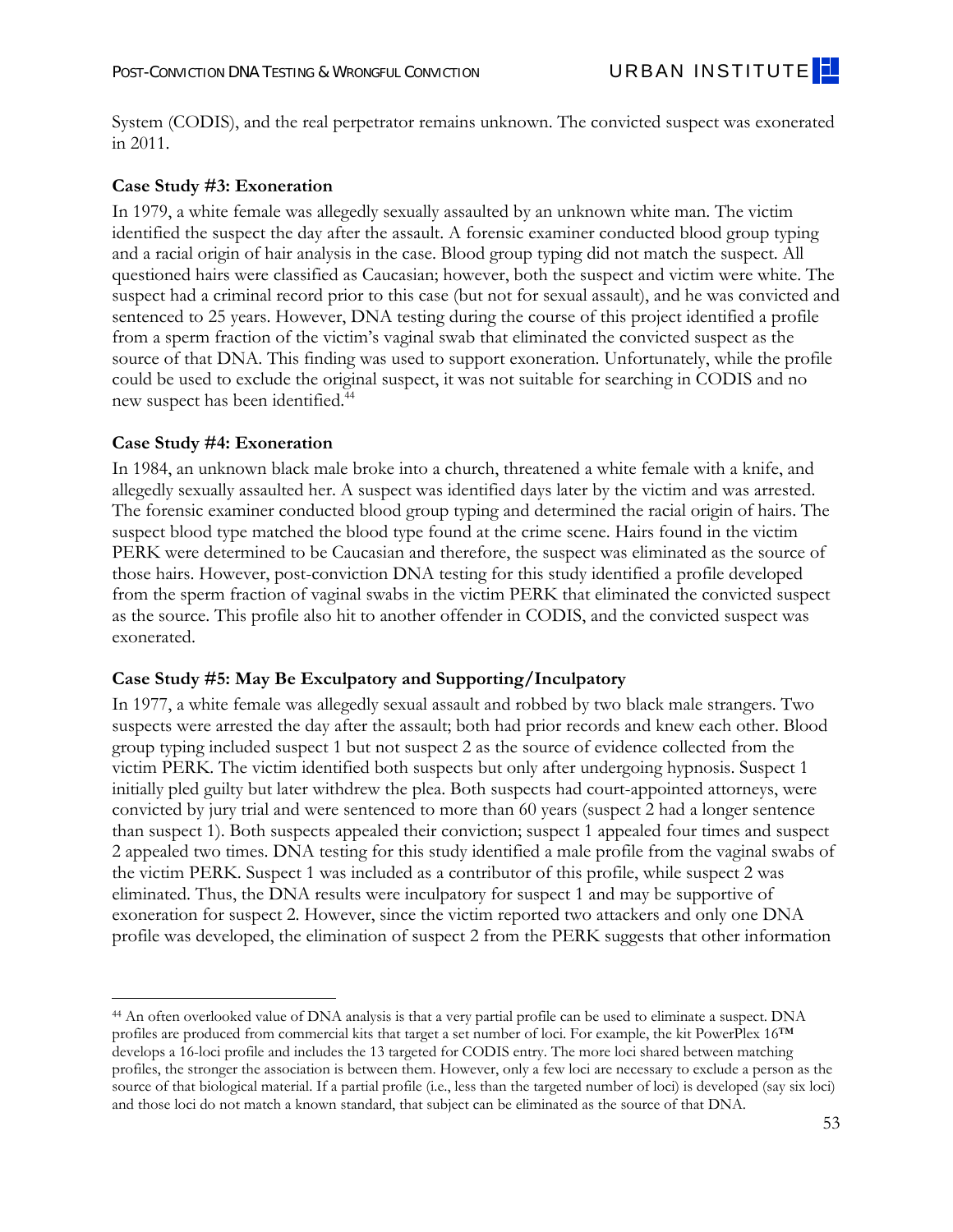System (CODIS), and the real perpetrator remains unknown. The convicted suspect was exonerated in 2011.

**Case Study #3: Exoneration**

In 1979, a white female was allegedly sexually assaulted by an unknown white man. The victim identified the suspect the day after the assault. A forensic examiner conducted blood group typing and a racial origin of hair analysis in the case. Blood group typing did not match the suspect. All questioned hairs were classified as Caucasian; however, both the suspect and victim were white. The suspect had a criminal record prior to this case (but not for sexual assault), and he was convicted and sentenced to 25 years. However, DNA testing during the course of this project identified a profile from a sperm fraction of the victim's vaginal swab that eliminated the convicted suspect as the source of that DNA. This finding was used to support exoneration. Unfortunately, while the profile could be used to exclude the original suspect, it was not suitable for searching in CODIS and no new suspect has been identified.[44]

**Case Study #4: Exoneration**

In 1984, an unknown black male broke into a church, threatened a white female with a knife, and allegedly sexually assaulted her. A suspect was identified days later by the victim and was arrested. The forensic examiner conducted blood group typing and determined the racial origin of hairs. The suspect blood type matched the blood type found at the crime scene. Hairs found in the victim PERK were determined to be Caucasian and therefore, the suspect was eliminated as the source of those hairs. However, post-conviction DNA testing for this study identified a profile developed from the sperm fraction of vaginal swabs in the victim PERK that eliminated the convicted suspect as the source. This profile also hit to another offender in CODIS, and the convicted suspect was exonerated.

**Case Study #5: May Be Exculpatory and Supporting/Inculpatory**

In 1977, a white female was allegedly sexual assault and robbed by two black male strangers. Two suspects were arrested the day after the assault; both had prior records and knew each other. Blood group typing included suspect 1 but not suspect 2 as the source of evidence collected from the victim PERK. The victim identified both suspects but only after undergoing hypnosis. Suspect 1 initially pled guilty but later withdrew the plea. Both suspects had court-appointed attorneys, were convicted by jury trial and were sentenced to more than 60 years (suspect 2 had a longer sentence than suspect 1). Both suspects appealed their conviction; suspect 1 appealed four times and suspect 2 appealed two times. DNA testing for this study identified a male profile from the vaginal swabs of the victim PERK. Suspect 1 was included as a contributor of this profile, while suspect 2 was eliminated. Thus, the DNA results were inculpatory for suspect 1 and may be supportive of exoneration for suspect 2. However, since the victim reported two attackers and only one DNA profile was developed, the elimination of suspect 2 from the PERK suggests that other information

---

[44] An often overlooked value of DNA analysis is that a very partial profile can be used to eliminate a suspect. DNA profiles are produced from commercial kits that target a set number of loci. For example, the kit PowerPlex 16™ develops a 16-loci profile and includes the 13 targeted for CODIS entry. The more loci shared between matching profiles, the stronger the association is between them. However, only a few loci are necessary to exclude a person as the source of that biological material. If a partial profile (i.e., less than the targeted number of loci) is developed (say six loci) and those loci do not match a known standard, that subject can be eliminated as the source of that DNA.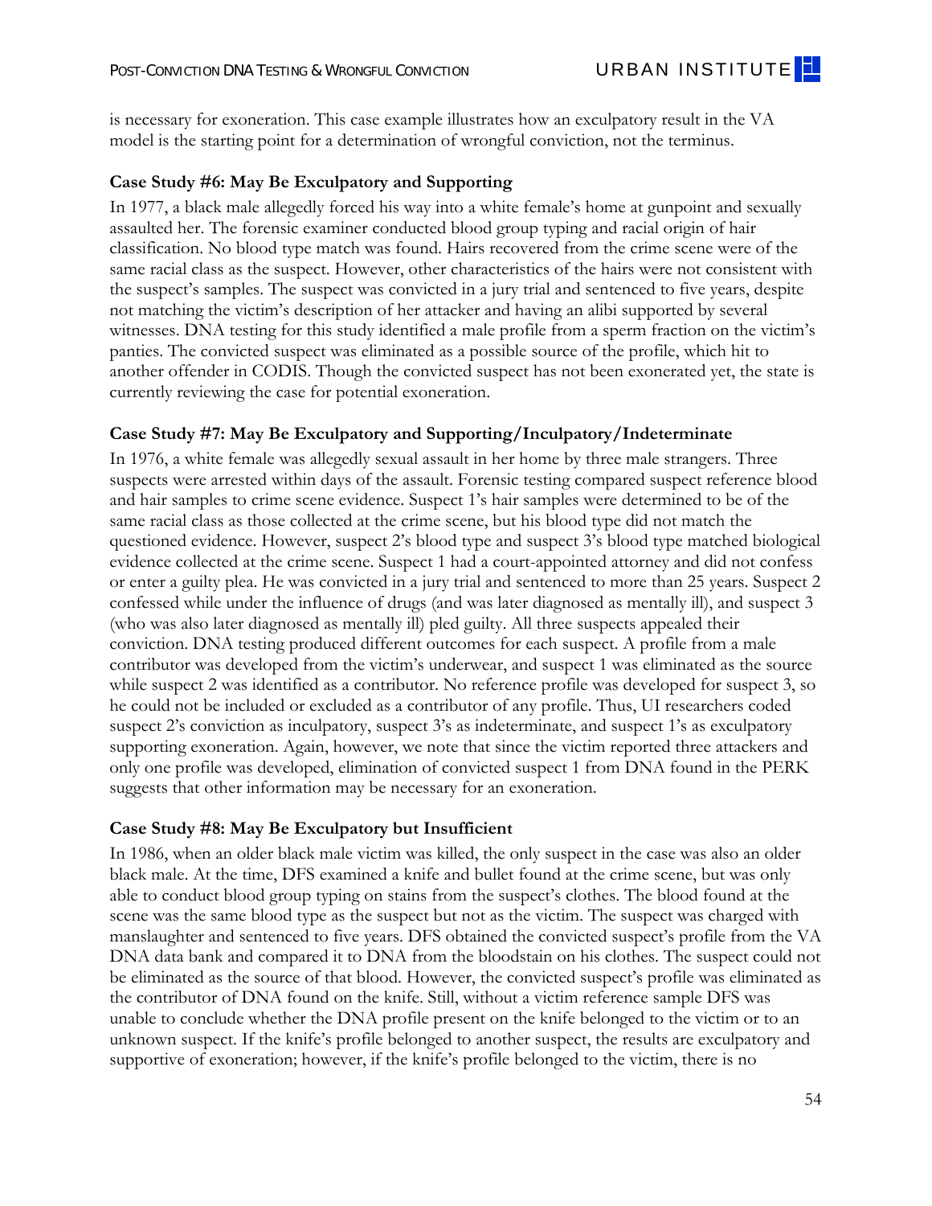is necessary for exoneration. This case example illustrates how an exculpatory result in the VA model is the starting point for a determination of wrongful conviction, not the terminus.

### Case Study #6: May Be Exculpatory and Supporting

In 1977, a black male allegedly forced his way into a white female's home at gunpoint and sexually assaulted her. The forensic examiner conducted blood group typing and racial origin of hair classification. No blood type match was found. Hairs recovered from the crime scene were of the same racial class as the suspect. However, other characteristics of the hairs were not consistent with the suspect's samples. The suspect was convicted in a jury trial and sentenced to five years, despite not matching the victim's description of her attacker and having an alibi supported by several witnesses. DNA testing for this study identified a male profile from a sperm fraction on the victim's panties. The convicted suspect was eliminated as a possible source of the profile, which hit to another offender in CODIS. Though the convicted suspect has not been exonerated yet, the state is currently reviewing the case for potential exoneration.

### Case Study #7: May Be Exculpatory and Supporting/Inculpatory/Indeterminate

In 1976, a white female was allegedly sexual assault in her home by three male strangers. Three suspects were arrested within days of the assault. Forensic testing compared suspect reference blood and hair samples to crime scene evidence. Suspect 1's hair samples were determined to be of the same racial class as those collected at the crime scene, but his blood type did not match the questioned evidence. However, suspect 2's blood type and suspect 3's blood type matched biological evidence collected at the crime scene. Suspect 1 had a court-appointed attorney and did not confess or enter a guilty plea. He was convicted in a jury trial and sentenced to more than 25 years. Suspect 2 confessed while under the influence of drugs (and was later diagnosed as mentally ill), and suspect 3 (who was also later diagnosed as mentally ill) pled guilty. All three suspects appealed their conviction. DNA testing produced different outcomes for each suspect. A profile from a male contributor was developed from the victim's underwear, and suspect 1 was eliminated as the source while suspect 2 was identified as a contributor. No reference profile was developed for suspect 3, so he could not be included or excluded as a contributor of any profile. Thus, UI researchers coded suspect 2's conviction as inculpatory, suspect 3's as indeterminate, and suspect 1's as exculpatory supporting exoneration. Again, however, we note that since the victim reported three attackers and only one profile was developed, elimination of convicted suspect 1 from DNA found in the PERK suggests that other information may be necessary for an exoneration.

### Case Study #8: May Be Exculpatory but Insufficient

In 1986, when an older black male victim was killed, the only suspect in the case was also an older black male. At the time, DFS examined a knife and bullet found at the crime scene, but was only able to conduct blood group typing on stains from the suspect's clothes. The blood found at the scene was the same blood type as the suspect but not as the victim. The suspect was charged with manslaughter and sentenced to five years. DFS obtained the convicted suspect's profile from the VA DNA data bank and compared it to DNA from the bloodstain on his clothes. The suspect could not be eliminated as the source of that blood. However, the convicted suspect's profile was eliminated as the contributor of DNA found on the knife. Still, without a victim reference sample DFS was unable to conclude whether the DNA profile present on the knife belonged to the victim or to an unknown suspect. If the knife's profile belonged to another suspect, the results are exculpatory and supportive of exoneration; however, if the knife's profile belonged to the victim, there is no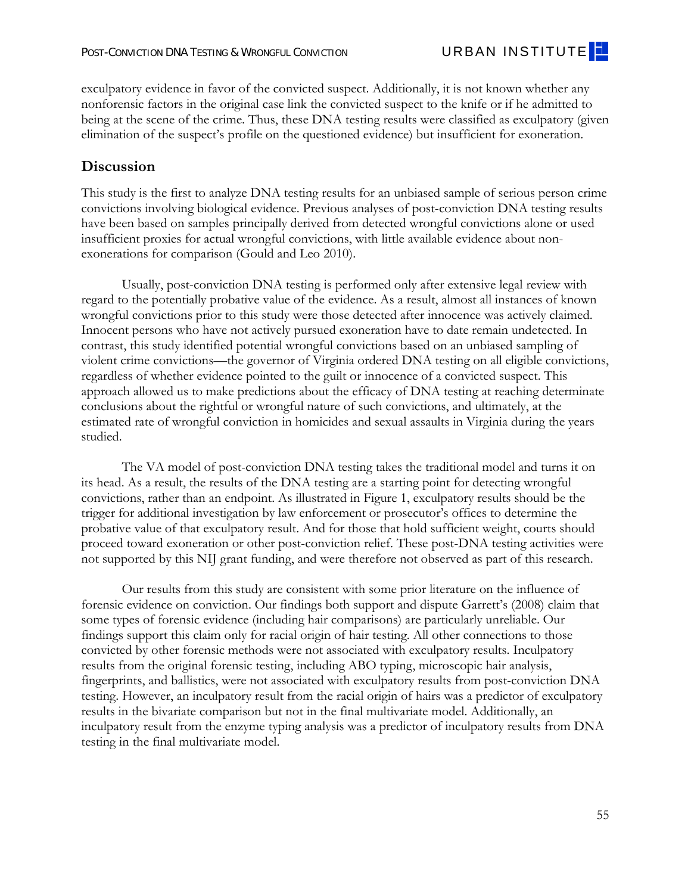exculpatory evidence in favor of the convicted suspect. Additionally, it is not known whether any nonforensic factors in the original case link the convicted suspect to the knife or if he admitted to being at the scene of the crime. Thus, these DNA testing results were classified as exculpatory (given elimination of the suspect's profile on the questioned evidence) but insufficient for exoneration.

## Discussion

This study is the first to analyze DNA testing results for an unbiased sample of serious person crime convictions involving biological evidence. Previous analyses of post-conviction DNA testing results have been based on samples principally derived from detected wrongful convictions alone or used insufficient proxies for actual wrongful convictions, with little available evidence about non-exonerations for comparison (Gould and Leo 2010).

Usually, post-conviction DNA testing is performed only after extensive legal review with regard to the potentially probative value of the evidence. As a result, almost all instances of known wrongful convictions prior to this study were those detected after innocence was actively claimed. Innocent persons who have not actively pursued exoneration have to date remain undetected. In contrast, this study identified potential wrongful convictions based on an unbiased sampling of violent crime convictions—the governor of Virginia ordered DNA testing on all eligible convictions, regardless of whether evidence pointed to the guilt or innocence of a convicted suspect. This approach allowed us to make predictions about the efficacy of DNA testing at reaching determinate conclusions about the rightful or wrongful nature of such convictions, and ultimately, at the estimated rate of wrongful conviction in homicides and sexual assaults in Virginia during the years studied.

The VA model of post-conviction DNA testing takes the traditional model and turns it on its head. As a result, the results of the DNA testing are a starting point for detecting wrongful convictions, rather than an endpoint. As illustrated in Figure 1, exculpatory results should be the trigger for additional investigation by law enforcement or prosecutor's offices to determine the probative value of that exculpatory result. And for those that hold sufficient weight, courts should proceed toward exoneration or other post-conviction relief. These post-DNA testing activities were not supported by this NIJ grant funding, and were therefore not observed as part of this research.

Our results from this study are consistent with some prior literature on the influence of forensic evidence on conviction. Our findings both support and dispute Garrett's (2008) claim that some types of forensic evidence (including hair comparisons) are particularly unreliable. Our findings support this claim only for racial origin of hair testing. All other connections to those convicted by other forensic methods were not associated with exculpatory results. Inculpatory results from the original forensic testing, including ABO typing, microscopic hair analysis, fingerprints, and ballistics, were not associated with exculpatory results from post-conviction DNA testing. However, an inculpatory result from the racial origin of hairs was a predictor of exculpatory results in the bivariate comparison but not in the final multivariate model. Additionally, an inculpatory result from the enzyme typing analysis was a predictor of inculpatory results from DNA testing in the final multivariate model.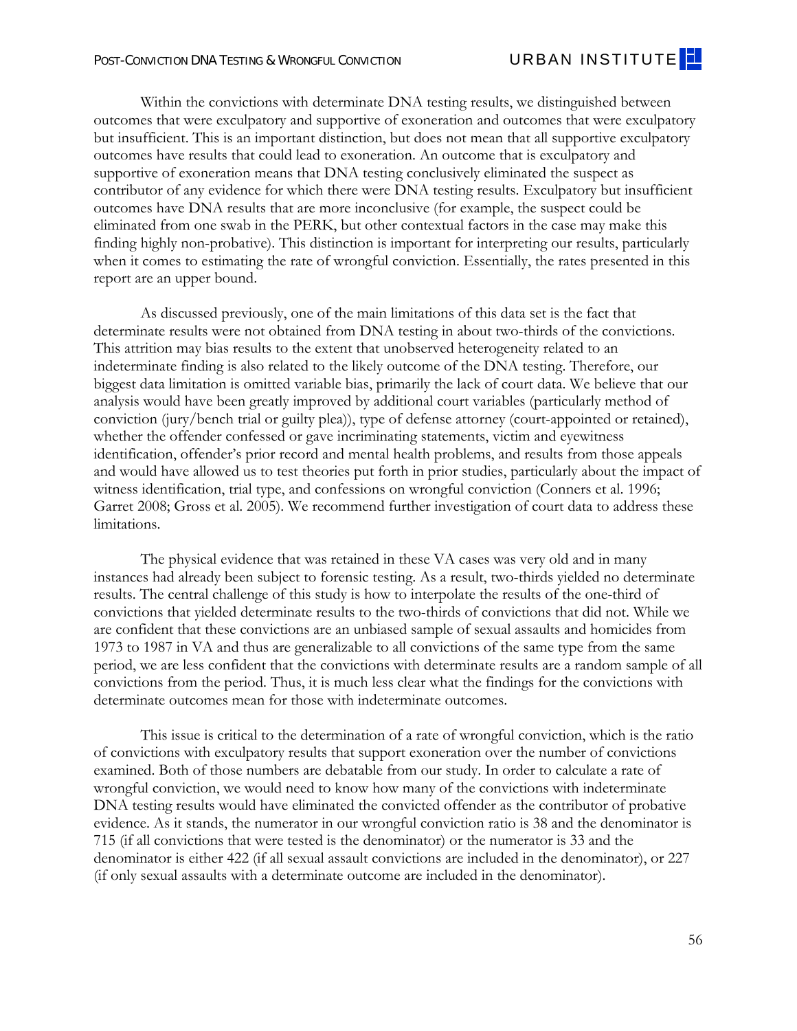Within the convictions with determinate DNA testing results, we distinguished between outcomes that were exculpatory and supportive of exoneration and outcomes that were exculpatory but insufficient. This is an important distinction, but does not mean that all supportive exculpatory outcomes have results that could lead to exoneration. An outcome that is exculpatory and supportive of exoneration means that DNA testing conclusively eliminated the suspect as contributor of any evidence for which there were DNA testing results. Exculpatory but insufficient outcomes have DNA results that are more inconclusive (for example, the suspect could be eliminated from one swab in the PERK, but other contextual factors in the case may make this finding highly non-probative). This distinction is important for interpreting our results, particularly when it comes to estimating the rate of wrongful conviction. Essentially, the rates presented in this report are an upper bound.

As discussed previously, one of the main limitations of this data set is the fact that determinate results were not obtained from DNA testing in about two-thirds of the convictions. This attrition may bias results to the extent that unobserved heterogeneity related to an indeterminate finding is also related to the likely outcome of the DNA testing. Therefore, our biggest data limitation is omitted variable bias, primarily the lack of court data. We believe that our analysis would have been greatly improved by additional court variables (particularly method of conviction (jury/bench trial or guilty plea)), type of defense attorney (court-appointed or retained), whether the offender confessed or gave incriminating statements, victim and eyewitness identification, offender's prior record and mental health problems, and results from those appeals and would have allowed us to test theories put forth in prior studies, particularly about the impact of witness identification, trial type, and confessions on wrongful conviction (Conners et al. 1996; Garret 2008; Gross et al. 2005). We recommend further investigation of court data to address these limitations.

The physical evidence that was retained in these VA cases was very old and in many instances had already been subject to forensic testing. As a result, two-thirds yielded no determinate results. The central challenge of this study is how to interpolate the results of the one-third of convictions that yielded determinate results to the two-thirds of convictions that did not. While we are confident that these convictions are an unbiased sample of sexual assaults and homicides from 1973 to 1987 in VA and thus are generalizable to all convictions of the same type from the same period, we are less confident that the convictions with determinate results are a random sample of all convictions from the period. Thus, it is much less clear what the findings for the convictions with determinate outcomes mean for those with indeterminate outcomes.

This issue is critical to the determination of a rate of wrongful conviction, which is the ratio of convictions with exculpatory results that support exoneration over the number of convictions examined. Both of those numbers are debatable from our study. In order to calculate a rate of wrongful conviction, we would need to know how many of the convictions with indeterminate DNA testing results would have eliminated the convicted offender as the contributor of probative evidence. As it stands, the numerator in our wrongful conviction ratio is 38 and the denominator is 715 (if all convictions that were tested is the denominator) or the numerator is 33 and the denominator is either 422 (if all sexual assault convictions are included in the denominator), or 227 (if only sexual assaults with a determinate outcome are included in the denominator).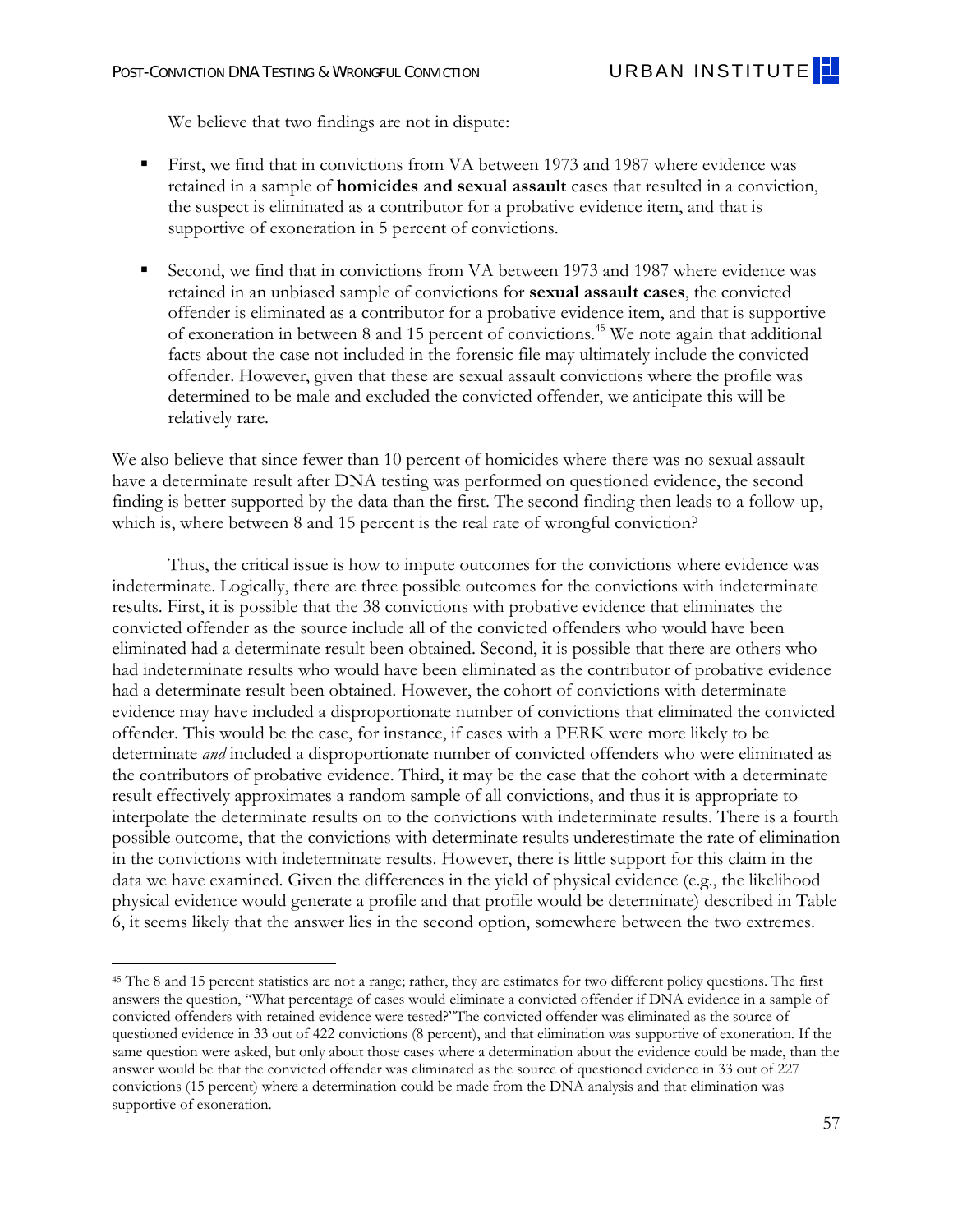We believe that two findings are not in dispute:

- First, we find that in convictions from VA between 1973 and 1987 where evidence was retained in a sample of **homicides and sexual assault** cases that resulted in a conviction, the suspect is eliminated as a contributor for a probative evidence item, and that is supportive of exoneration in 5 percent of convictions.

- Second, we find that in convictions from VA between 1973 and 1987 where evidence was retained in an unbiased sample of convictions for **sexual assault cases**, the convicted offender is eliminated as a contributor for a probative evidence item, and that is supportive of exoneration in between 8 and 15 percent of convictions.[45] We note again that additional facts about the case not included in the forensic file may ultimately include the convicted offender. However, given that these are sexual assault convictions where the profile was determined to be male and excluded the convicted offender, we anticipate this will be relatively rare.

We also believe that since fewer than 10 percent of homicides where there was no sexual assault have a determinate result after DNA testing was performed on questioned evidence, the second finding is better supported by the data than the first. The second finding then leads to a follow-up, which is, where between 8 and 15 percent is the real rate of wrongful conviction?

Thus, the critical issue is how to impute outcomes for the convictions where evidence was indeterminate. Logically, there are three possible outcomes for the convictions with indeterminate results. First, it is possible that the 38 convictions with probative evidence that eliminates the convicted offender as the source include all of the convicted offenders who would have been eliminated had a determinate result been obtained. Second, it is possible that there are others who had indeterminate results who would have been eliminated as the contributor of probative evidence had a determinate result been obtained. However, the cohort of convictions with determinate evidence may have included a disproportionate number of convictions that eliminated the convicted offender. This would be the case, for instance, if cases with a PERK were more likely to be determinate *and* included a disproportionate number of convicted offenders who were eliminated as the contributors of probative evidence. Third, it may be the case that the cohort with a determinate result effectively approximates a random sample of all convictions, and thus it is appropriate to interpolate the determinate results on to the convictions with indeterminate results. There is a fourth possible outcome, that the convictions with determinate results underestimate the rate of elimination in the convictions with indeterminate results. However, there is little support for this claim in the data we have examined. Given the differences in the yield of physical evidence (e.g., the likelihood physical evidence would generate a profile and that profile would be determinate) described in Table 6, it seems likely that the answer lies in the second option, somewhere between the two extremes.

---

[45] The 8 and 15 percent statistics are not a range; rather, they are estimates for two different policy questions. The first answers the question, "What percentage of cases would eliminate a convicted offender if DNA evidence in a sample of convicted offenders with retained evidence were tested?"The convicted offender was eliminated as the source of questioned evidence in 33 out of 422 convictions (8 percent), and that elimination was supportive of exoneration. If the same question were asked, but only about those cases where a determination about the evidence could be made, than the answer would be that the convicted offender was eliminated as the source of questioned evidence in 33 out of 227 convictions (15 percent) where a determination could be made from the DNA analysis and that elimination was supportive of exoneration.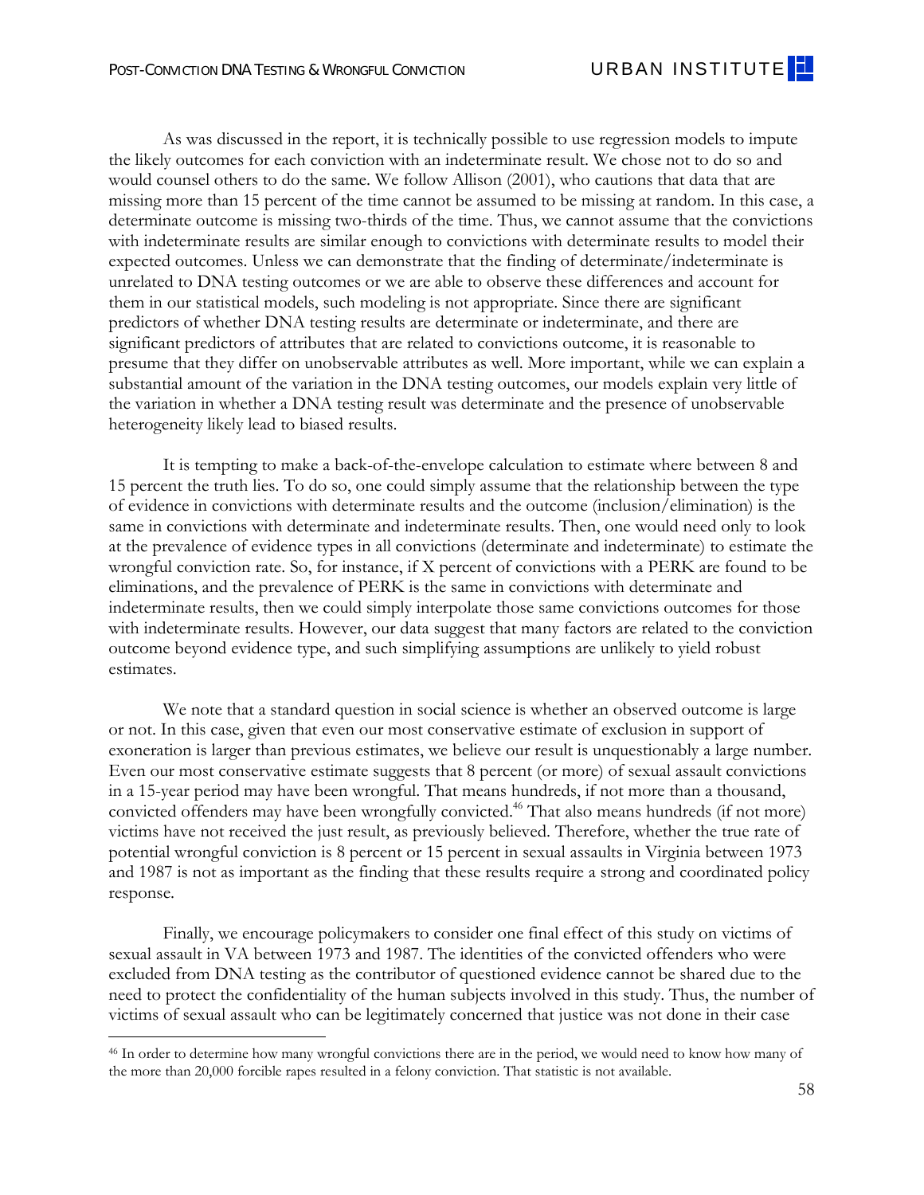As was discussed in the report, it is technically possible to use regression models to impute the likely outcomes for each conviction with an indeterminate result. We chose not to do so and would counsel others to do the same. We follow Allison (2001), who cautions that data that are missing more than 15 percent of the time cannot be assumed to be missing at random. In this case, a determinate outcome is missing two-thirds of the time. Thus, we cannot assume that the convictions with indeterminate results are similar enough to convictions with determinate results to model their expected outcomes. Unless we can demonstrate that the finding of determinate/indeterminate is unrelated to DNA testing outcomes or we are able to observe these differences and account for them in our statistical models, such modeling is not appropriate. Since there are significant predictors of whether DNA testing results are determinate or indeterminate, and there are significant predictors of attributes that are related to convictions outcome, it is reasonable to presume that they differ on unobservable attributes as well. More important, while we can explain a substantial amount of the variation in the DNA testing outcomes, our models explain very little of the variation in whether a DNA testing result was determinate and the presence of unobservable heterogeneity likely lead to biased results.

It is tempting to make a back-of-the-envelope calculation to estimate where between 8 and 15 percent the truth lies. To do so, one could simply assume that the relationship between the type of evidence in convictions with determinate results and the outcome (inclusion/elimination) is the same in convictions with determinate and indeterminate results. Then, one would need only to look at the prevalence of evidence types in all convictions (determinate and indeterminate) to estimate the wrongful conviction rate. So, for instance, if X percent of convictions with a PERK are found to be eliminations, and the prevalence of PERK is the same in convictions with determinate and indeterminate results, then we could simply interpolate those same convictions outcomes for those with indeterminate results. However, our data suggest that many factors are related to the conviction outcome beyond evidence type, and such simplifying assumptions are unlikely to yield robust estimates.

We note that a standard question in social science is whether an observed outcome is large or not. In this case, given that even our most conservative estimate of exclusion in support of exoneration is larger than previous estimates, we believe our result is unquestionably a large number. Even our most conservative estimate suggests that 8 percent (or more) of sexual assault convictions in a 15-year period may have been wrongful. That means hundreds, if not more than a thousand, convicted offenders may have been wrongfully convicted.[46] That also means hundreds (if not more) victims have not received the just result, as previously believed. Therefore, whether the true rate of potential wrongful conviction is 8 percent or 15 percent in sexual assaults in Virginia between 1973 and 1987 is not as important as the finding that these results require a strong and coordinated policy response.

Finally, we encourage policymakers to consider one final effect of this study on victims of sexual assault in VA between 1973 and 1987. The identities of the convicted offenders who were excluded from DNA testing as the contributor of questioned evidence cannot be shared due to the need to protect the confidentiality of the human subjects involved in this study. Thus, the number of victims of sexual assault who can be legitimately concerned that justice was not done in their case

[46] In order to determine how many wrongful convictions there are in the period, we would need to know how many of the more than 20,000 forcible rapes resulted in a felony conviction. That statistic is not available.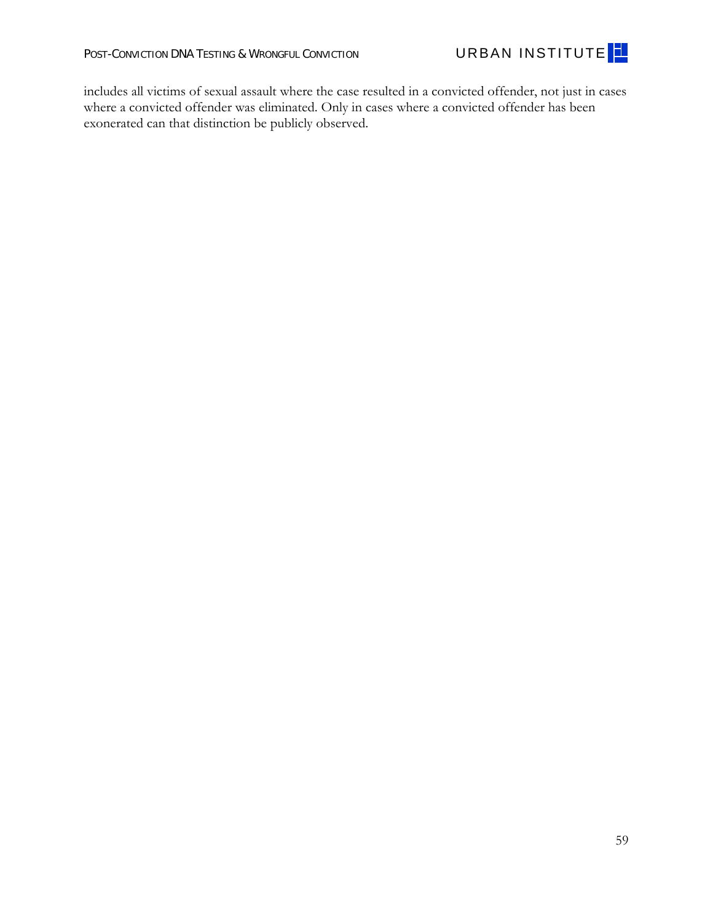includes all victims of sexual assault where the case resulted in a convicted offender, not just in cases where a convicted offender was eliminated. Only in cases where a convicted offender has been exonerated can that distinction be publicly observed.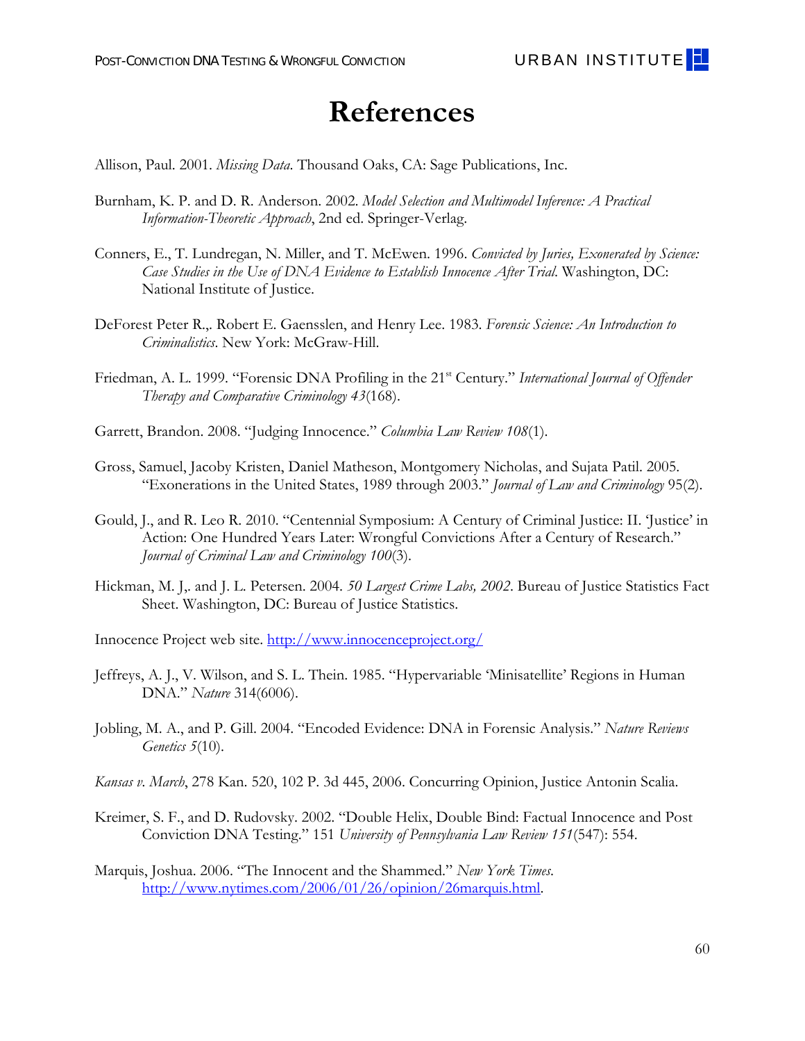# References

Allison, Paul. 2001. *Missing Data*. Thousand Oaks, CA: Sage Publications, Inc.

Burnham, K. P. and D. R. Anderson. 2002. *Model Selection and Multimodel Inference: A Practical Information-Theoretic Approach*, 2nd ed. Springer-Verlag.

Conners, E., T. Lundregan, N. Miller, and T. McEwen. 1996. *Convicted by Juries, Exonerated by Science: Case Studies in the Use of DNA Evidence to Establish Innocence After Trial*. Washington, DC: National Institute of Justice.

DeForest Peter R.,. Robert E. Gaensslen, and Henry Lee. 1983. *Forensic Science: An Introduction to Criminalistics*. New York: McGraw-Hill.

Friedman, A. L. 1999. "Forensic DNA Profiling in the 21st Century." *International Journal of Offender Therapy and Comparative Criminology 43*(168).

Garrett, Brandon. 2008. "Judging Innocence." *Columbia Law Review 108*(1).

Gross, Samuel, Jacoby Kristen, Daniel Matheson, Montgomery Nicholas, and Sujata Patil. 2005. "Exonerations in the United States, 1989 through 2003." *Journal of Law and Criminology* 95(2).

Gould, J., and R. Leo R. 2010. "Centennial Symposium: A Century of Criminal Justice: II. 'Justice' in Action: One Hundred Years Later: Wrongful Convictions After a Century of Research." *Journal of Criminal Law and Criminology 100*(3).

Hickman, M. J,. and J. L. Petersen. 2004. *50 Largest Crime Labs, 2002*. Bureau of Justice Statistics Fact Sheet. Washington, DC: Bureau of Justice Statistics.

Innocence Project web site. http://www.innocenceproject.org/

Jeffreys, A. J., V. Wilson, and S. L. Thein. 1985. "Hypervariable 'Minisatellite' Regions in Human DNA." *Nature* 314(6006).

Jobling, M. A., and P. Gill. 2004. "Encoded Evidence: DNA in Forensic Analysis." *Nature Reviews Genetics 5*(10).

*Kansas v. March*, 278 Kan. 520, 102 P. 3d 445, 2006. Concurring Opinion, Justice Antonin Scalia.

Kreimer, S. F., and D. Rudovsky. 2002. "Double Helix, Double Bind: Factual Innocence and Post Conviction DNA Testing." 151 *University of Pennsylvania Law Review 151*(547): 554.

Marquis, Joshua. 2006. "The Innocent and the Shammed." *New York Times*. http://www.nytimes.com/2006/01/26/opinion/26marquis.html.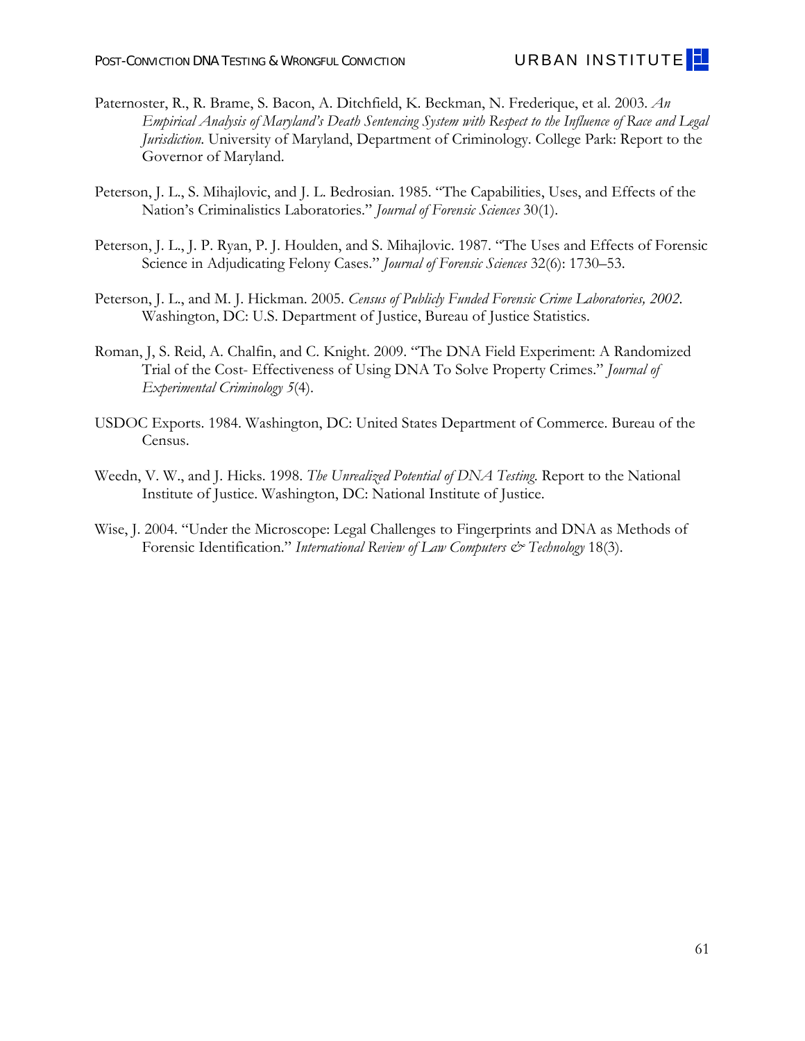Paternoster, R., R. Brame, S. Bacon, A. Ditchfield, K. Beckman, N. Frederique, et al. 2003. *An Empirical Analysis of Maryland's Death Sentencing System with Respect to the Influence of Race and Legal Jurisdiction.* University of Maryland, Department of Criminology. College Park: Report to the Governor of Maryland.

Peterson, J. L., S. Mihajlovic, and J. L. Bedrosian. 1985. "The Capabilities, Uses, and Effects of the Nation's Criminalistics Laboratories." *Journal of Forensic Sciences* 30(1).

Peterson, J. L., J. P. Ryan, P. J. Houlden, and S. Mihajlovic. 1987. "The Uses and Effects of Forensic Science in Adjudicating Felony Cases." *Journal of Forensic Sciences* 32(6): 1730–53.

Peterson, J. L., and M. J. Hickman. 2005. *Census of Publicly Funded Forensic Crime Laboratories, 2002*. Washington, DC: U.S. Department of Justice, Bureau of Justice Statistics.

Roman, J, S. Reid, A. Chalfin, and C. Knight. 2009. "The DNA Field Experiment: A Randomized Trial of the Cost- Effectiveness of Using DNA To Solve Property Crimes." *Journal of Experimental Criminology 5*(4).

USDOC Exports. 1984. Washington, DC: United States Department of Commerce. Bureau of the Census.

Weedn, V. W., and J. Hicks. 1998. *The Unrealized Potential of DNA Testing.* Report to the National Institute of Justice. Washington, DC: National Institute of Justice.

Wise, J. 2004. "Under the Microscope: Legal Challenges to Fingerprints and DNA as Methods of Forensic Identification." *International Review of Law Computers & Technology* 18(3).